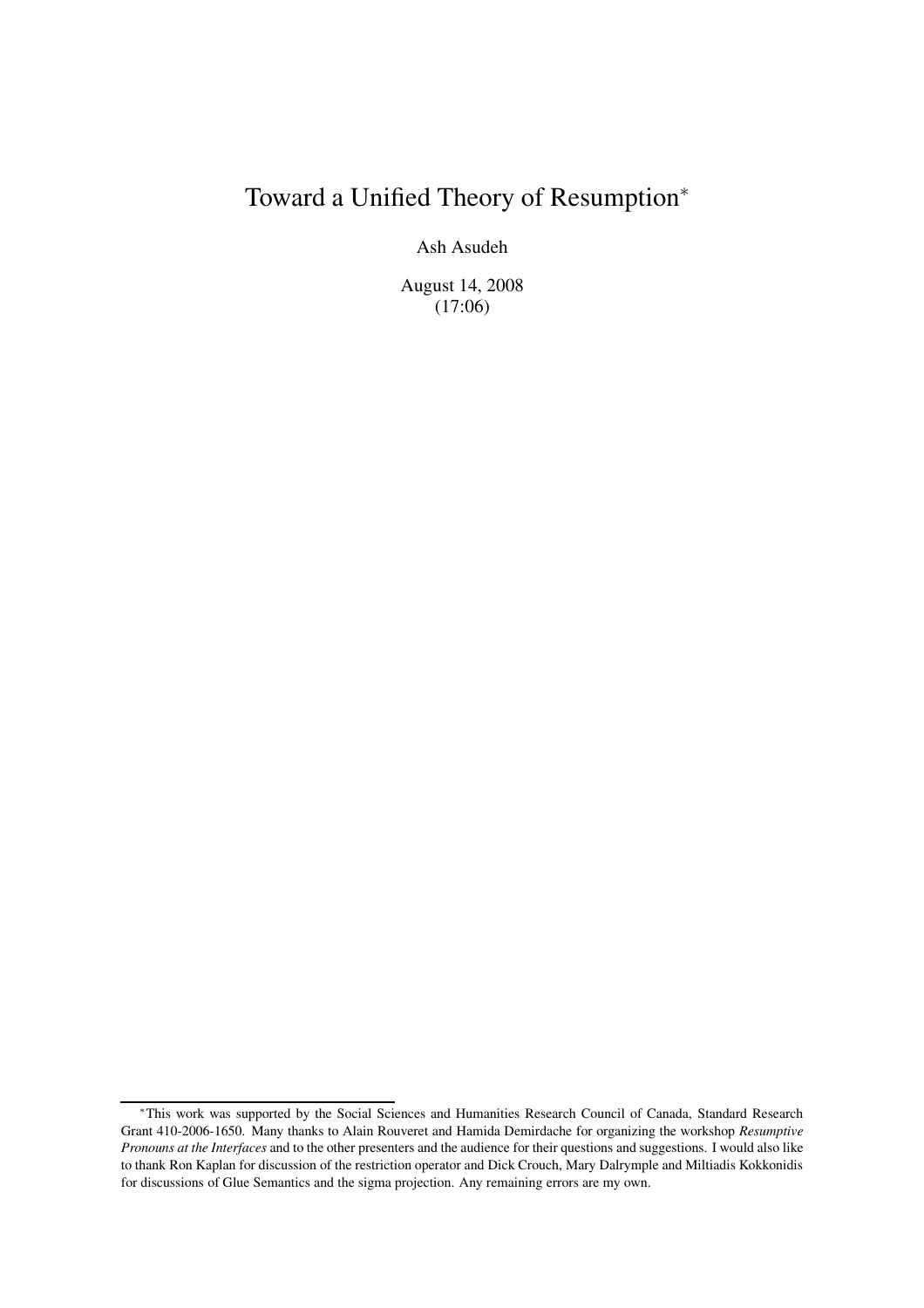# Toward a Unified Theory of Resumption*

Ash Asudeh

August 14, 2008
(17:06)

*This work was supported by the Social Sciences and Humanities Research Council of Canada, Standard Research Grant 410-2006-1650. Many thanks to Alain Rouveret and Hamida Demirdache for organizing the workshop *Resumptive Pronouns at the Interfaces* and to the other presenters and the audience for their questions and suggestions. I would also like to thank Ron Kaplan for discussion of the restriction operator and Dick Crouch, Mary Dalrymple and Miltiadis Kokkonidis for discussions of Glue Semantics and the sigma projection. Any remaining errors are my own.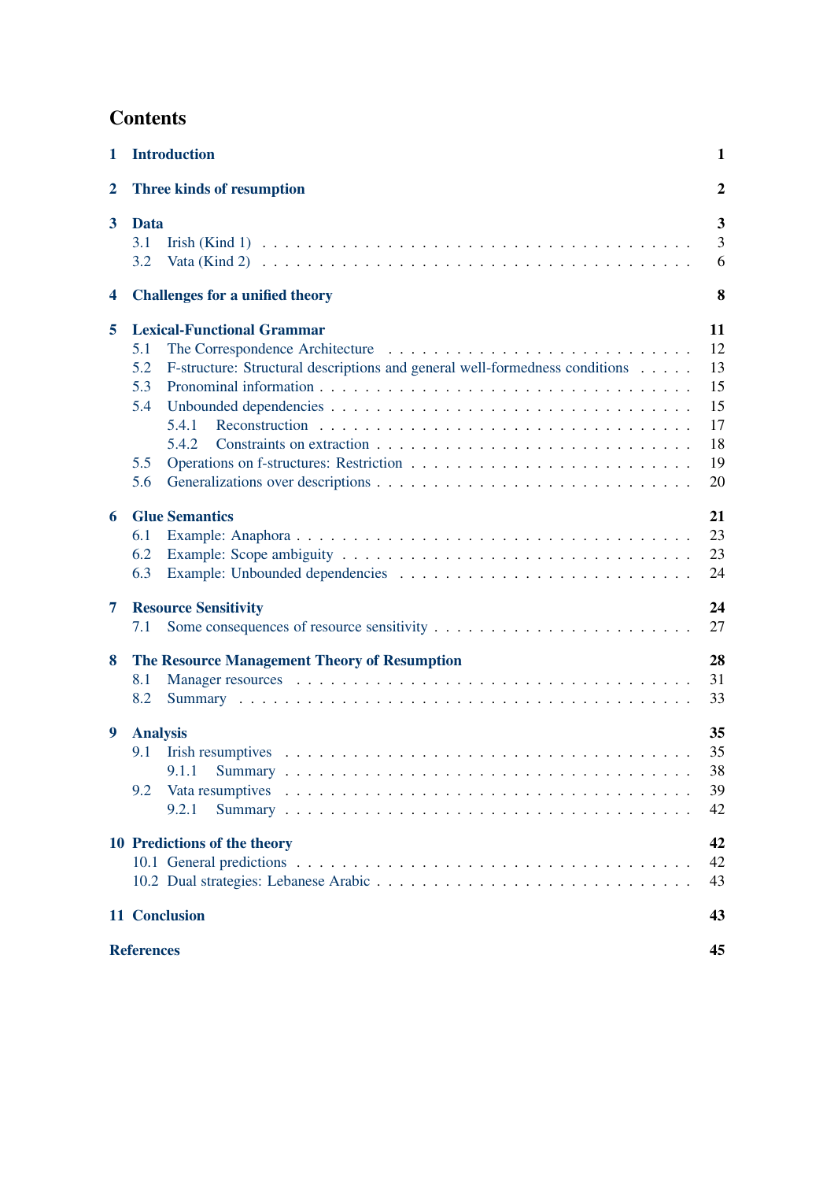# Contents

**1 Introduction** **1**

**2 Three kinds of resumption** **2**

**3 Data** **3**
- 3.1 Irish (Kind 1) . . . 3
- 3.2 Vata (Kind 2) . . . 6

**4 Challenges for a unified theory** **8**

**5 Lexical-Functional Grammar** **11**
- 5.1 The Correspondence Architecture . . . 12
- 5.2 F-structure: Structural descriptions and general well-formedness conditions . . . 13
- 5.3 Pronominal information . . . 15
- 5.4 Unbounded dependencies . . . 15
  - 5.4.1 Reconstruction . . . 17
  - 5.4.2 Constraints on extraction . . . 18
- 5.5 Operations on f-structures: Restriction . . . 19
- 5.6 Generalizations over descriptions . . . 20

**6 Glue Semantics** **21**
- 6.1 Example: Anaphora . . . 23
- 6.2 Example: Scope ambiguity . . . 23
- 6.3 Example: Unbounded dependencies . . . 24

**7 Resource Sensitivity** **24**
- 7.1 Some consequences of resource sensitivity . . . 27

**8 The Resource Management Theory of Resumption** **28**
- 8.1 Manager resources . . . 31
- 8.2 Summary . . . 33

**9 Analysis** **35**
- 9.1 Irish resumptives . . . 35
  - 9.1.1 Summary . . . 38
- 9.2 Vata resumptives . . . 39
  - 9.2.1 Summary . . . 42

**10 Predictions of the theory** **42**
- 10.1 General predictions . . . 42
- 10.2 Dual strategies: Lebanese Arabic . . . 43

**11 Conclusion** **43**

**References** **45**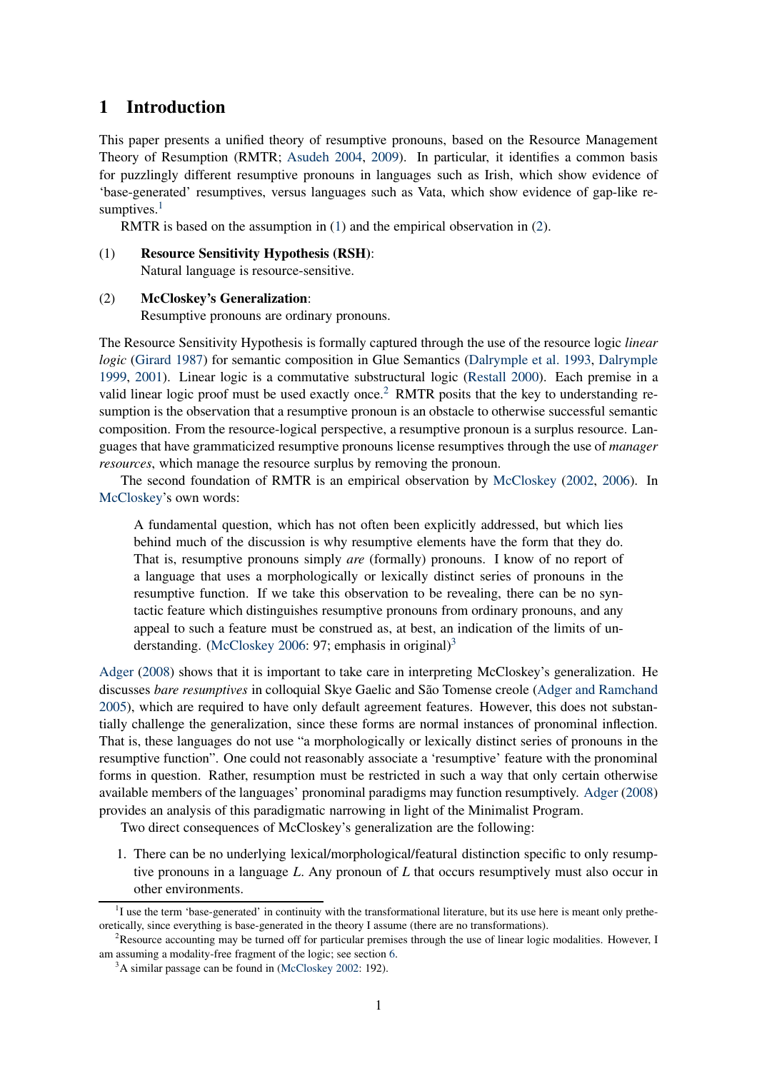# 1 Introduction

This paper presents a unified theory of resumptive pronouns, based on the Resource Management Theory of Resumption (RMTR; Asudeh 2004, 2009). In particular, it identifies a common basis for puzzlingly different resumptive pronouns in languages such as Irish, which show evidence of 'base-generated' resumptives, versus languages such as Vata, which show evidence of gap-like resumptives.[1]

RMTR is based on the assumption in (1) and the empirical observation in (2).

(1) **Resource Sensitivity Hypothesis (RSH)**:
Natural language is resource-sensitive.

(2) **McCloskey's Generalization**:
Resumptive pronouns are ordinary pronouns.

The Resource Sensitivity Hypothesis is formally captured through the use of the resource logic *linear logic* (Girard 1987) for semantic composition in Glue Semantics (Dalrymple et al. 1993, Dalrymple 1999, 2001). Linear logic is a commutative substructural logic (Restall 2000). Each premise in a valid linear logic proof must be used exactly once.[2] RMTR posits that the key to understanding resumption is the observation that a resumptive pronoun is an obstacle to otherwise successful semantic composition. From the resource-logical perspective, a resumptive pronoun is a surplus resource. Languages that have grammaticized resumptive pronouns license resumptives through the use of *manager resources*, which manage the resource surplus by removing the pronoun.

The second foundation of RMTR is an empirical observation by McCloskey (2002, 2006). In McCloskey's own words:

> A fundamental question, which has not often been explicitly addressed, but which lies behind much of the discussion is why resumptive elements have the form that they do. That is, resumptive pronouns simply *are* (formally) pronouns. I know of no report of a language that uses a morphologically or lexically distinct series of pronouns in the resumptive function. If we take this observation to be revealing, there can be no syntactic feature which distinguishes resumptive pronouns from ordinary pronouns, and any appeal to such a feature must be construed as, at best, an indication of the limits of understanding. (McCloskey 2006: 97; emphasis in original)[3]

Adger (2008) shows that it is important to take care in interpreting McCloskey's generalization. He discusses *bare resumptives* in colloquial Skye Gaelic and São Tomense creole (Adger and Ramchand 2005), which are required to have only default agreement features. However, this does not substantially challenge the generalization, since these forms are normal instances of pronominal inflection. That is, these languages do not use "a morphologically or lexically distinct series of pronouns in the resumptive function". One could not reasonably associate a 'resumptive' feature with the pronominal forms in question. Rather, resumption must be restricted in such a way that only certain otherwise available members of the languages' pronominal paradigms may function resumptively. Adger (2008) provides an analysis of this paradigmatic narrowing in light of the Minimalist Program.

Two direct consequences of McCloskey's generalization are the following:

1. There can be no underlying lexical/morphological/featural distinction specific to only resumptive pronouns in a language *L*. Any pronoun of *L* that occurs resumptively must also occur in other environments.

---

[1] I use the term 'base-generated' in continuity with the transformational literature, but its use here is meant only pretheoretically, since everything is base-generated in the theory I assume (there are no transformations).

[2] Resource accounting may be turned off for particular premises through the use of linear logic modalities. However, I am assuming a modality-free fragment of the logic; see section 6.

[3] A similar passage can be found in (McCloskey 2002: 192).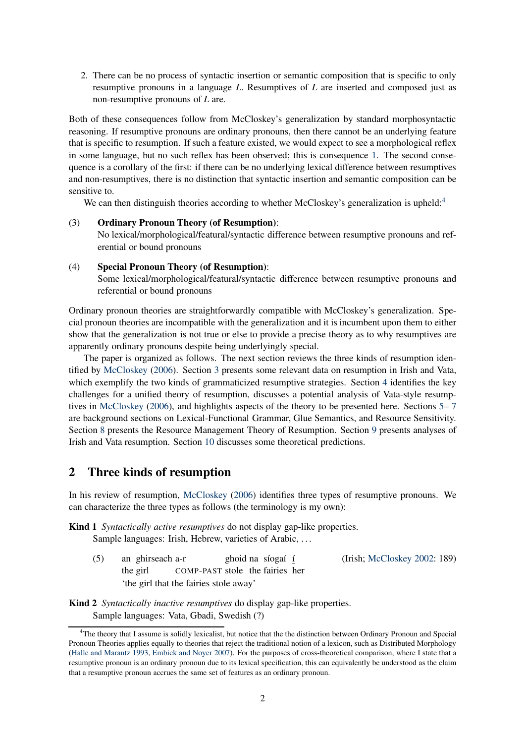2. There can be no process of syntactic insertion or semantic composition that is specific to only resumptive pronouns in a language *L*. Resumptives of *L* are inserted and composed just as non-resumptive pronouns of *L* are.

Both of these consequences follow from McCloskey's generalization by standard morphosyntactic reasoning. If resumptive pronouns are ordinary pronouns, then there cannot be an underlying feature that is specific to resumption. If such a feature existed, we would expect to see a morphological reflex in some language, but no such reflex has been observed; this is consequence 1. The second consequence is a corollary of the first: if there can be no underlying lexical difference between resumptives and non-resumptives, there is no distinction that syntactic insertion and semantic composition can be sensitive to.

We can then distinguish theories according to whether McCloskey's generalization is upheld:[4]

(3) **Ordinary Pronoun Theory (of Resumption)**:
No lexical/morphological/featural/syntactic difference between resumptive pronouns and referential or bound pronouns

(4) **Special Pronoun Theory (of Resumption)**:
Some lexical/morphological/featural/syntactic difference between resumptive pronouns and referential or bound pronouns

Ordinary pronoun theories are straightforwardly compatible with McCloskey's generalization. Special pronoun theories are incompatible with the generalization and it is incumbent upon them to either show that the generalization is not true or else to provide a precise theory as to why resumptives are apparently ordinary pronouns despite being underlyingly special.

The paper is organized as follows. The next section reviews the three kinds of resumption identified by McCloskey (2006). Section 3 presents some relevant data on resumption in Irish and Vata, which exemplify the two kinds of grammaticized resumptive strategies. Section 4 identifies the key challenges for a unified theory of resumption, discusses a potential analysis of Vata-style resumptives in McCloskey (2006), and highlights aspects of the theory to be presented here. Sections 5– 7 are background sections on Lexical-Functional Grammar, Glue Semantics, and Resource Sensitivity. Section 8 presents the Resource Management Theory of Resumption. Section 9 presents analyses of Irish and Vata resumption. Section 10 discusses some theoretical predictions.

## 2 Three kinds of resumption

In his review of resumption, McCloskey (2006) identifies three types of resumptive pronouns. We can characterize the three types as follows (the terminology is my own):

**Kind 1** *Syntactically active resumptives* do not display gap-like properties.
Sample languages: Irish, Hebrew, varieties of Arabic, ...

(5) an ghirseach a-r ghoid na síogaí í (Irish; McCloskey 2002: 189)
the girl COMP-PAST stole the fairies her
'the girl that the fairies stole away'

**Kind 2** *Syntactically inactive resumptives* do display gap-like properties.
Sample languages: Vata, Gbadi, Swedish (?)

[4] The theory that I assume is solidly lexicalist, but notice that the the distinction between Ordinary Pronoun and Special Pronoun Theories applies equally to theories that reject the traditional notion of a lexicon, such as Distributed Morphology (Halle and Marantz 1993, Embick and Noyer 2007). For the purposes of cross-theoretical comparison, where I state that a resumptive pronoun is an ordinary pronoun due to its lexical specification, this can equivalently be understood as the claim that a resumptive pronoun accrues the same set of features as an ordinary pronoun.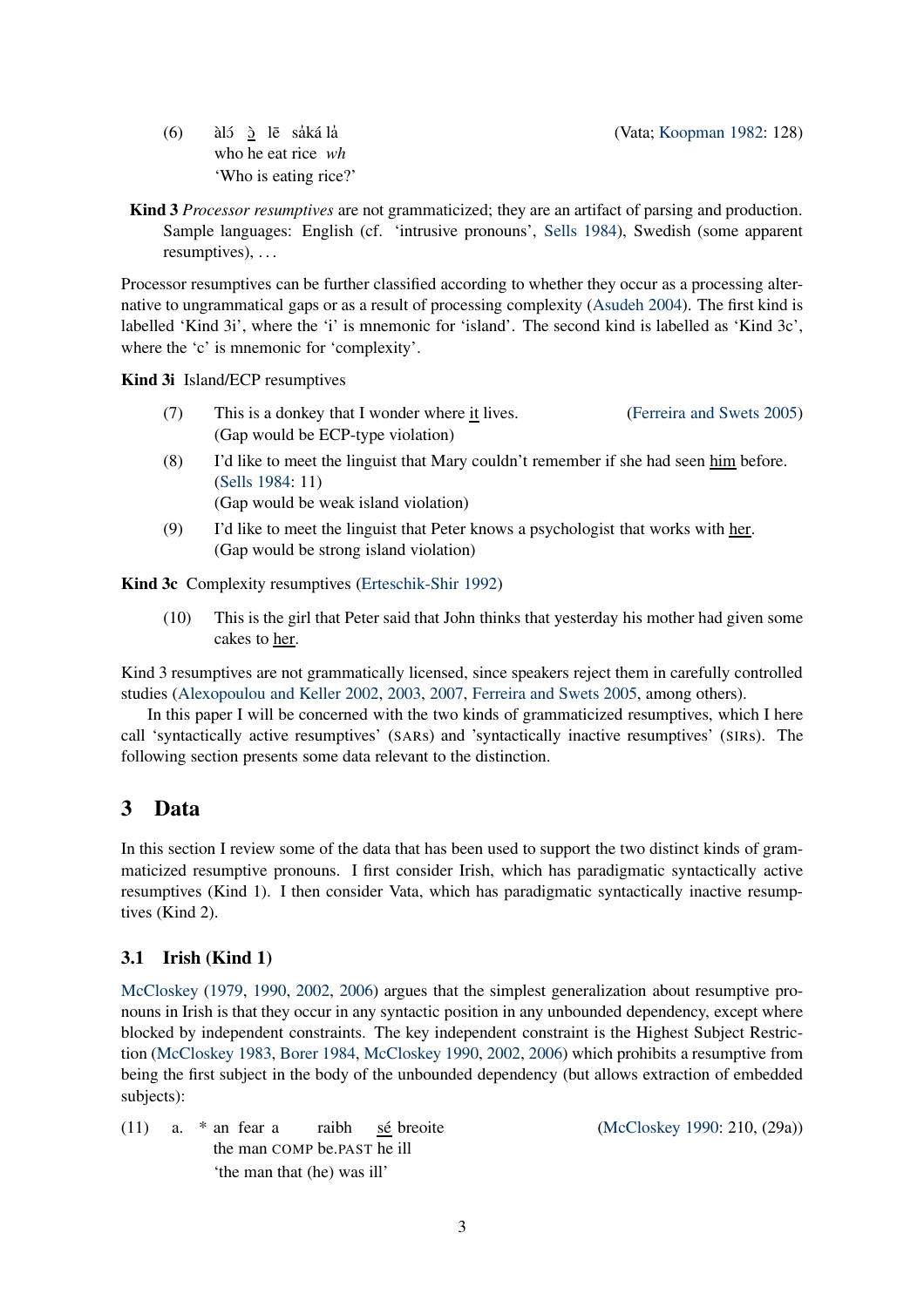(6) àlɔ́ <u>ɔ̀</u> lē sȧká lȧ (Vata; Koopman 1982: 128)
who he eat rice *wh*
'Who is eating rice?'

**Kind 3** *Processor resumptives* are not grammaticized; they are an artifact of parsing and production. Sample languages: English (cf. 'intrusive pronouns', Sells 1984), Swedish (some apparent resumptives), . . .

Processor resumptives can be further classified according to whether they occur as a processing alternative to ungrammatical gaps or as a result of processing complexity (Asudeh 2004). The first kind is labelled 'Kind 3i', where the 'i' is mnemonic for 'island'. The second kind is labelled as 'Kind 3c', where the 'c' is mnemonic for 'complexity'.

**Kind 3i** Island/ECP resumptives

(7) This is a donkey that I wonder where <u>it</u> lives. (Ferreira and Swets 2005)
(Gap would be ECP-type violation)

(8) I'd like to meet the linguist that Mary couldn't remember if she had seen <u>him</u> before. (Sells 1984: 11)
(Gap would be weak island violation)

(9) I'd like to meet the linguist that Peter knows a psychologist that works with <u>her</u>.
(Gap would be strong island violation)

**Kind 3c** Complexity resumptives (Erteschik-Shir 1992)

(10) This is the girl that Peter said that John thinks that yesterday his mother had given some cakes to <u>her</u>.

Kind 3 resumptives are not grammatically licensed, since speakers reject them in carefully controlled studies (Alexopoulou and Keller 2002, 2003, 2007, Ferreira and Swets 2005, among others).

In this paper I will be concerned with the two kinds of grammaticized resumptives, which I here call 'syntactically active resumptives' (SARs) and 'syntactically inactive resumptives' (SIRs). The following section presents some data relevant to the distinction.

## 3 Data

In this section I review some of the data that has been used to support the two distinct kinds of grammaticized resumptive pronouns. I first consider Irish, which has paradigmatic syntactically active resumptives (Kind 1). I then consider Vata, which has paradigmatic syntactically inactive resumptives (Kind 2).

### 3.1 Irish (Kind 1)

McCloskey (1979, 1990, 2002, 2006) argues that the simplest generalization about resumptive pronouns in Irish is that they occur in any syntactic position in any unbounded dependency, except where blocked by independent constraints. The key independent constraint is the Highest Subject Restriction (McCloskey 1983, Borer 1984, McCloskey 1990, 2002, 2006) which prohibits a resumptive from being the first subject in the body of the unbounded dependency (but allows extraction of embedded subjects):

(11) a. * an fear a raibh <u>sé</u> breoite (McCloskey 1990: 210, (29a))
the man COMP be.PAST he ill
'the man that (he) was ill'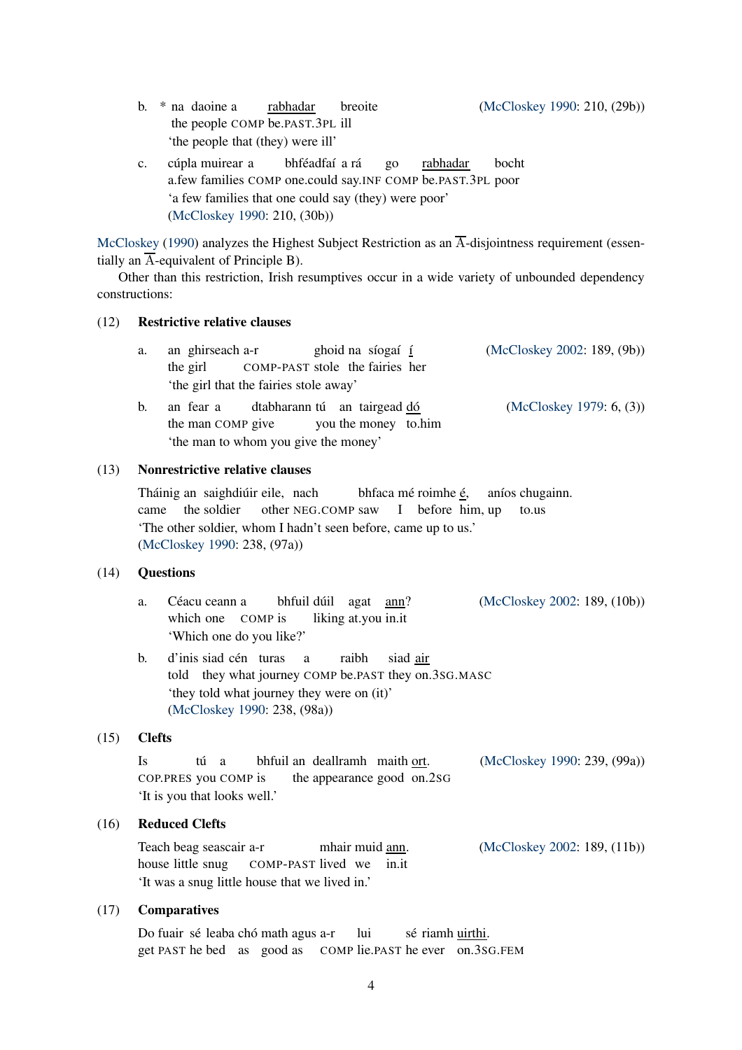b. \* na daoine a <u>rabhadar</u> breoite (McCloskey 1990: 210, (29b))
   the people COMP be.PAST.3PL ill
   'the people that (they) were ill'

c. cúpla muirear a bhféadfaí a rá go <u>rabhadar</u> bocht
   a.few families COMP one.could say.INF COMP be.PAST.3PL poor
   'a few families that one could say (they) were poor'
   (McCloskey 1990: 210, (30b))

McCloskey (1990) analyzes the Highest Subject Restriction as an $\overline{\text{A}}$-disjointness requirement (essentially an $\overline{\text{A}}$-equivalent of Principle B).

Other than this restriction, Irish resumptives occur in a wide variety of unbounded dependency constructions:

(12) **Restrictive relative clauses**

a. an ghirseach a-r ghoid na síogaí <u>í</u> (McCloskey 2002: 189, (9b))
   the girl COMP-PAST stole the fairies her
   'the girl that the fairies stole away'

b. an fear a dtabharann tú an tairgead <u>dó</u> (McCloskey 1979: 6, (3))
   the man COMP give you the money to.him
   'the man to whom you give the money'

(13) **Nonrestrictive relative clauses**

Tháinig an saighdiúir eile, nach bhfaca mé roimhe <u>é</u>, aníos chugainn.
came the soldier other NEG.COMP saw I before him, up to.us
'The other soldier, whom I hadn't seen before, came up to us.'
(McCloskey 1990: 238, (97a))

(14) **Questions**

a. Céacu ceann a bhfuil dúil agat <u>ann</u>? (McCloskey 2002: 189, (10b))
   which one COMP is liking at.you in.it
   'Which one do you like?'

b. d'inis siad cén turas a raibh siad <u>air</u>
   told they what journey COMP be.PAST they on.3SG.MASC
   'they told what journey they were on (it)'
   (McCloskey 1990: 238, (98a))

(15) **Clefts**

Is tú a bhfuil an deallramh maith <u>ort</u>. (McCloskey 1990: 239, (99a))
COP.PRES you COMP is the appearance good on.2SG
'It is you that looks well.'

(16) **Reduced Clefts**

Teach beag seascair a-r mhair muid <u>ann</u>. (McCloskey 2002: 189, (11b))
house little snug COMP-PAST lived we in.it
'It was a snug little house that we lived in.'

(17) **Comparatives**

Do fuair sé leaba chó math agus a-r lui sé riamh <u>uirthi</u>.
get PAST he bed as good as COMP lie.PAST he ever on.3SG.FEM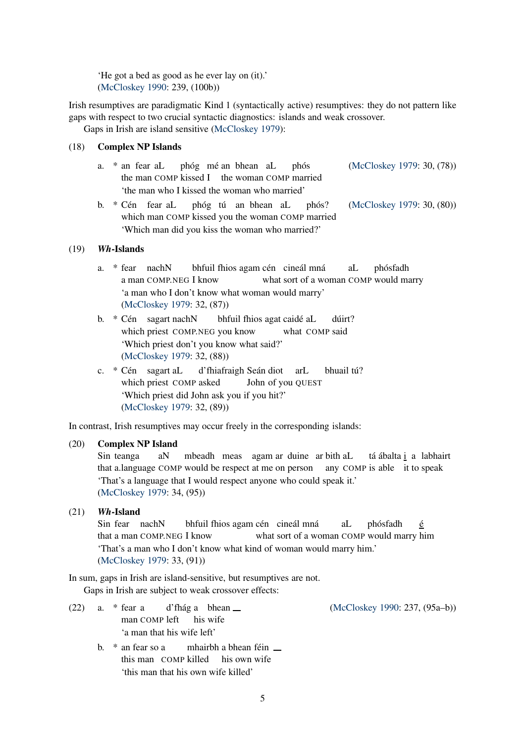'He got a bed as good as he ever lay on (it).'
(McCloskey 1990: 239, (100b))

Irish resumptives are paradigmatic Kind 1 (syntactically active) resumptives: they do not pattern like gaps with respect to two crucial syntactic diagnostics: islands and weak crossover.

Gaps in Irish are island sensitive (McCloskey 1979):

(18) **Complex NP Islands**

a. * an fear aL phóg mé an bhean aL phós (McCloskey 1979: 30, (78))
the man COMP kissed I the woman COMP married
'the man who I kissed the woman who married'

b. * Cén fear aL phóg tú an bhean aL phós? (McCloskey 1979: 30, (80))
which man COMP kissed you the woman COMP married
'Which man did you kiss the woman who married?'

(19) ***Wh*-Islands**

a. * fear nachN bhfuil fhios agam cén cineál mná aL phósfadh
a man COMP.NEG I know what sort of a woman COMP would marry
'a man who I don't know what woman would marry'
(McCloskey 1979: 32, (87))

b. * Cén sagart nachN bhfuil fhios agat caidé aL dúirt?
which priest COMP.NEG you know what COMP said
'Which priest don't you know what said?'
(McCloskey 1979: 32, (88))

c. * Cén sagart aL d'fhiafraigh Seán diot arL bhuail tú?
which priest COMP asked John of you QUEST
'Which priest did John ask you if you hit?'
(McCloskey 1979: 32, (89))

In contrast, Irish resumptives may occur freely in the corresponding islands:

(20) **Complex NP Island**
Sin teanga aN mbeadh meas agam ar duine ar bith aL tá ábalta i a labhairt
that a.language COMP would be respect at me on person any COMP is able it to speak
'That's a language that I would respect anyone who could speak it.'
(McCloskey 1979: 34, (95))

(21) ***Wh*-Island**
Sin fear nachN bhfuil fhios agam cén cineál mná aL phósfadh é
that a man COMP.NEG I know what sort of a woman COMP would marry him
'That's a man who I don't know what kind of woman would marry him.'
(McCloskey 1979: 33, (91))

In sum, gaps in Irish are island-sensitive, but resumptives are not.

Gaps in Irish are subject to weak crossover effects:

(22) a. * fear a d'fhág a bhean __ (McCloskey 1990: 237, (95a–b))
man COMP left his wife
'a man that his wife left'

b. * an fear so a mhairbh a bhean féin __
this man COMP killed his own wife
'this man that his own wife killed'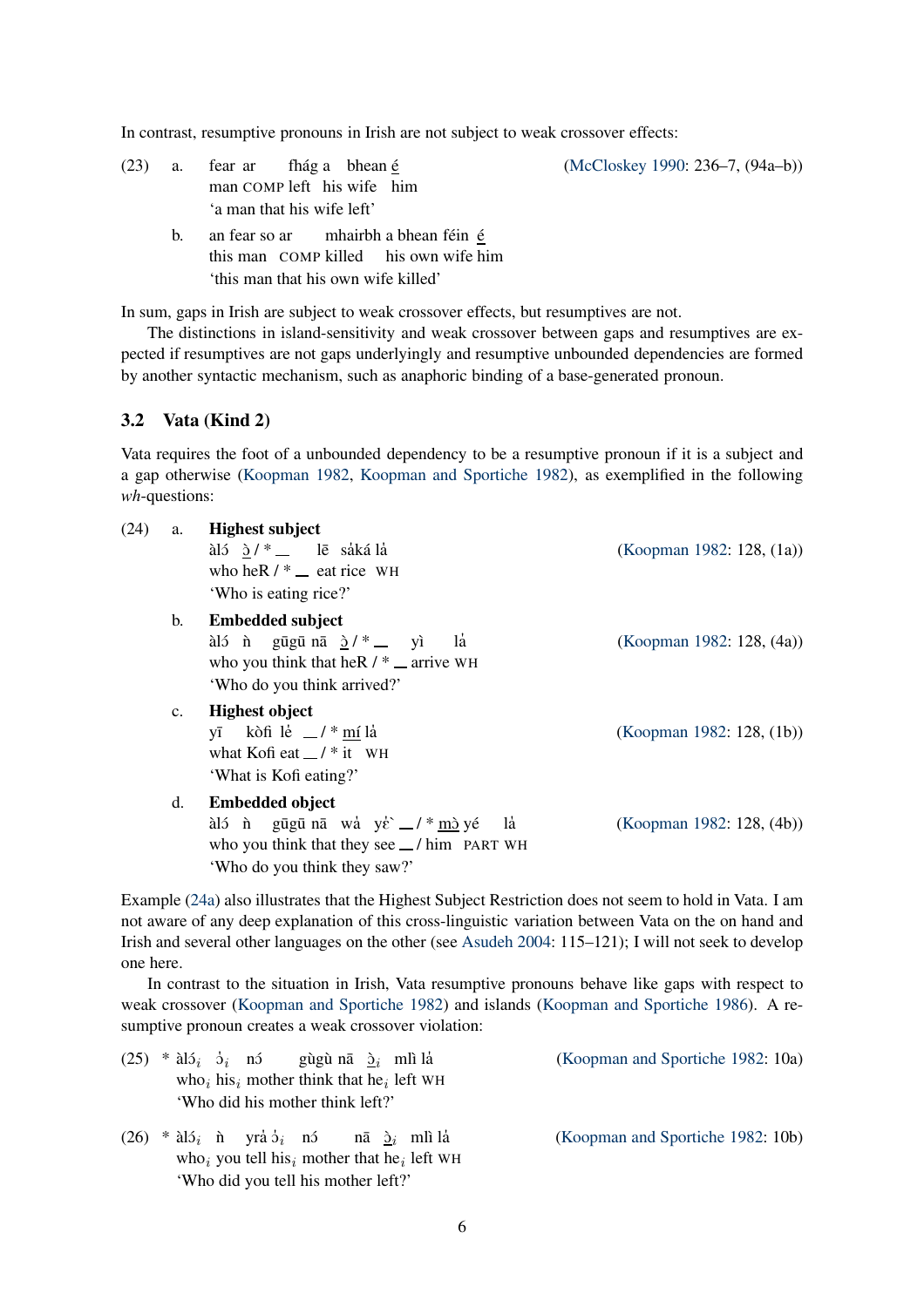In contrast, resumptive pronouns in Irish are not subject to weak crossover effects:

(23) a. fear ar fhág a bhean <u>é</u> (McCloskey 1990: 236–7, (94a–b))
man COMP left his wife him
'a man that his wife left'

b. an fear so ar mhairbh a bhean féin <u>é</u>
this man COMP killed his own wife him
'this man that his own wife killed'

In sum, gaps in Irish are subject to weak crossover effects, but resumptives are not.

The distinctions in island-sensitivity and weak crossover between gaps and resumptives are expected if resumptives are not gaps underlyingly and resumptive unbounded dependencies are formed by another syntactic mechanism, such as anaphoric binding of a base-generated pronoun.

## 3.2 Vata (Kind 2)

Vata requires the foot of a unbounded dependency to be a resumptive pronoun if it is a subject and a gap otherwise (Koopman 1982, Koopman and Sportiche 1982), as exemplified in the following *wh*-questions:

(24) a. **Highest subject** (Koopman 1982: 128, (1a))
àlɔ́ <u>ɔ̀</u> / * __ lē sɑ̀ká lɑ̉
who heR / * __ eat rice WH
'Who is eating rice?'

b. **Embedded subject** (Koopman 1982: 128, (4a))
àlɔ́ ǹ gūgū nā <u>ɔ̀</u> / * __ yì lɑ̉
who you think that heR / * __ arrive WH
'Who do you think arrived?'

c. **Highest object** (Koopman 1982: 128, (1b))
yī kòfi lɛ̉ __ / * <u>mí</u> lɑ̉
what Kofi eat __ / * it WH
'What is Kofi eating?'

d. **Embedded object** (Koopman 1982: 128, (4b))
àlɔ́ ǹ gūgū nā wɑ̉ yɛ̉` __ / * <u>mɔ̀</u> yé lɑ̉
who you think that they see __ / him PART WH
'Who do you think they saw?'

Example (24a) also illustrates that the Highest Subject Restriction does not seem to hold in Vata. I am not aware of any deep explanation of this cross-linguistic variation between Vata on the on hand and Irish and several other languages on the other (see Asudeh 2004: 115–121); I will not seek to develop one here.

In contrast to the situation in Irish, Vata resumptive pronouns behave like gaps with respect to weak crossover (Koopman and Sportiche 1982) and islands (Koopman and Sportiche 1986). A resumptive pronoun creates a weak crossover violation:

(25) * àlɔ́$_i$ ɔ̉$_i$ nɔ́ gùgù nā <u>ɔ̀</u>$_i$ mlì lɑ̉ (Koopman and Sportiche 1982: 10a)
who$_i$ his$_i$ mother think that he$_i$ left WH
'Who did his mother think left?'

(26) * àlɔ́$_i$ ǹ yrɑ̉ ɔ̉$_i$ nɔ́ nā <u>ɔ̀</u>$_i$ mlì lɑ̉ (Koopman and Sportiche 1982: 10b)
who$_i$ you tell his$_i$ mother that he$_i$ left WH
'Who did you tell his mother left?'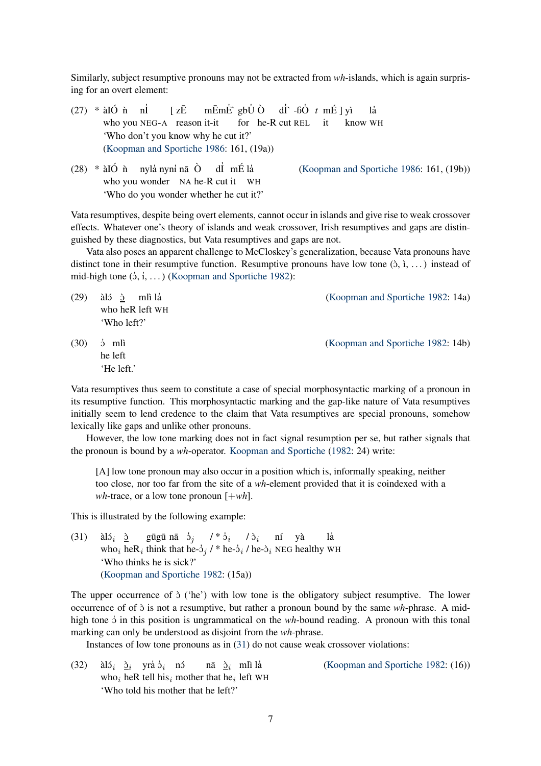Similarly, subject resumptive pronouns may not be extracted from *wh*-islands, which is again surprising for an overt element:

(27) \* àlÓ ǹ nÍ [ zĒ mĒmḔ gbǓ Ò dÌ -ɓÒ *t* mÉ ] yì lȁ
who you NEG-A reason it-it for he-R cut REL it know WH
'Who don't you know why he cut it?'
(Koopman and Sportiche 1986: 161, (19a))

(28) \* àlÓ ǹ nylȁ nynì nā Ò dÌ mÉ lȁ (Koopman and Sportiche 1986: 161, (19b))
who you wonder NA he-R cut it WH
'Who do you wonder whether he cut it?'

Vata resumptives, despite being overt elements, cannot occur in islands and give rise to weak crossover effects. Whatever one's theory of islands and weak crossover, Irish resumptives and gaps are distinguished by these diagnostics, but Vata resumptives and gaps are not.

Vata also poses an apparent challenge to McCloskey's generalization, because Vata pronouns have distinct tone in their resumptive function. Resumptive pronouns have low tone (ɔ̀, ì, ...) instead of mid-high tone (ɔ́, í, ...) (Koopman and Sportiche 1982):

(29) àlɔ́ ɔ̀ mlì lȁ (Koopman and Sportiche 1982: 14a)
who heR left WH
'Who left?'

(30) ɔ́ mlì (Koopman and Sportiche 1982: 14b)
he left
'He left.'

Vata resumptives thus seem to constitute a case of special morphosyntactic marking of a pronoun in its resumptive function. This morphosyntactic marking and the gap-like nature of Vata resumptives initially seem to lend credence to the claim that Vata resumptives are special pronouns, somehow lexically like gaps and unlike other pronouns.

However, the low tone marking does not in fact signal resumption per se, but rather signals that the pronoun is bound by a *wh*-operator. Koopman and Sportiche (1982: 24) write:

> [A] low tone pronoun may also occur in a position which is, informally speaking, neither too close, nor too far from the site of a *wh*-element provided that it is coindexed with a *wh*-trace, or a low tone pronoun [+*wh*].

This is illustrated by the following example:

(31) àlɔ́$_i$ ɔ̀ gūgū nā ɔ́$_j$ / \* ɔ́$_i$ / ɔ̀$_i$ ní yà lȁ
who$_i$ heR$_i$ think that he-ɔ́$_j$ / \* he-ɔ́$_i$ / he-ɔ̀$_i$ NEG healthy WH
'Who thinks he is sick?'
(Koopman and Sportiche 1982: (15a))

The upper occurrence of ɔ̀ ('he') with low tone is the obligatory subject resumptive. The lower occurrence of of ɔ̀ is not a resumptive, but rather a pronoun bound by the same *wh*-phrase. A mid-high tone ɔ́ in this position is ungrammatical on the *wh*-bound reading. A pronoun with this tonal marking can only be understood as disjoint from the *wh*-phrase.

Instances of low tone pronouns as in (31) do not cause weak crossover violations:

(32) àlɔ́$_i$ ɔ̀$_i$ yrȁ ɔ́$_i$ nɔ́ nā ɔ̀$_i$ mlì lȁ (Koopman and Sportiche 1982: (16))
who$_i$ heR tell his$_i$ mother that he$_i$ left WH
'Who told his mother that he left?'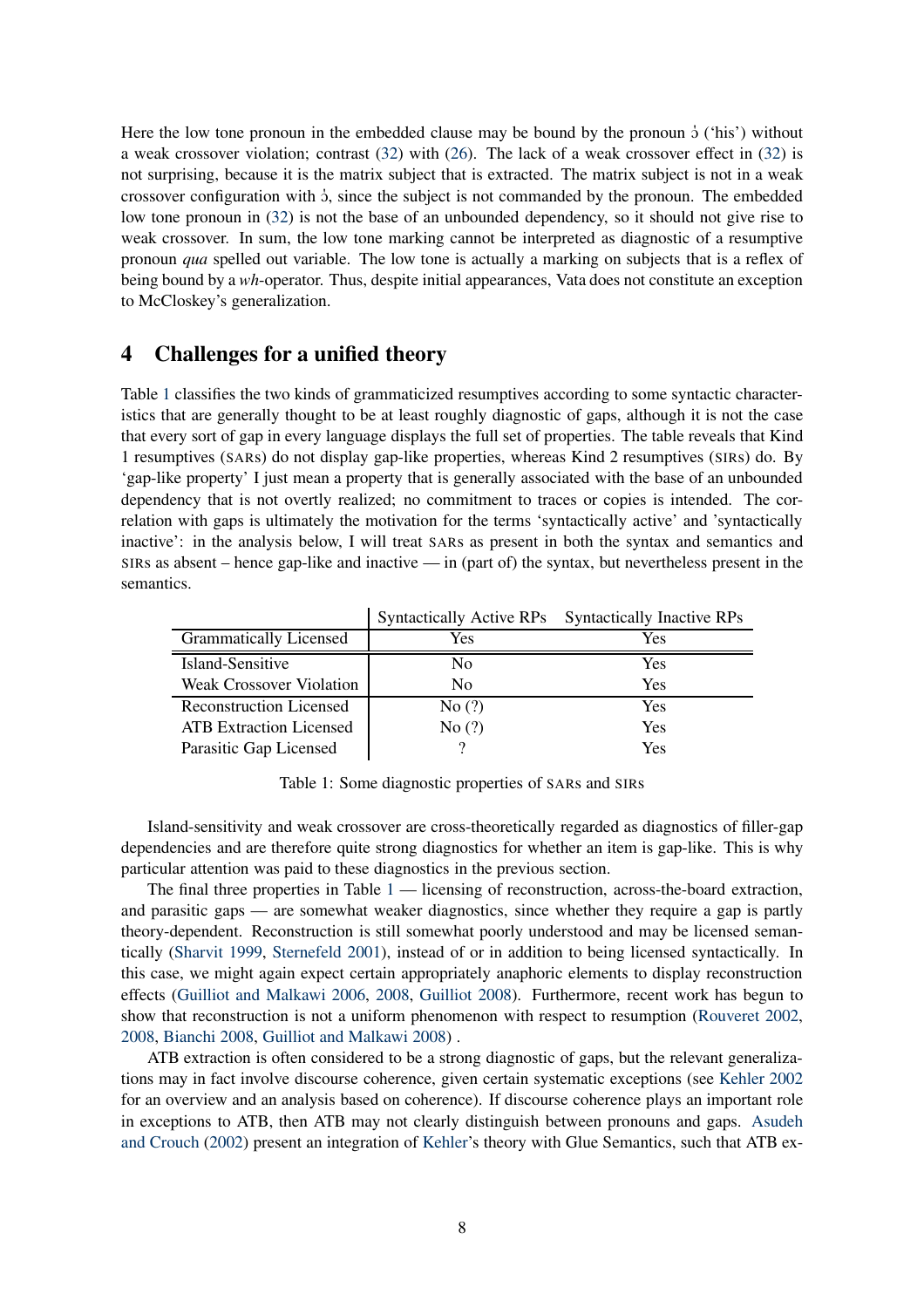Here the low tone pronoun in the embedded clause may be bound by the pronoun ɔ̀ ('his') without a weak crossover violation; contrast (32) with (26). The lack of a weak crossover effect in (32) is not surprising, because it is the matrix subject that is extracted. The matrix subject is not in a weak crossover configuration with ɔ̀, since the subject is not commanded by the pronoun. The embedded low tone pronoun in (32) is not the base of an unbounded dependency, so it should not give rise to weak crossover. In sum, the low tone marking cannot be interpreted as diagnostic of a resumptive pronoun *qua* spelled out variable. The low tone is actually a marking on subjects that is a reflex of being bound by a *wh*-operator. Thus, despite initial appearances, Vata does not constitute an exception to McCloskey's generalization.

## 4 Challenges for a unified theory

Table 1 classifies the two kinds of grammaticized resumptives according to some syntactic characteristics that are generally thought to be at least roughly diagnostic of gaps, although it is not the case that every sort of gap in every language displays the full set of properties. The table reveals that Kind 1 resumptives (SARs) do not display gap-like properties, whereas Kind 2 resumptives (SIRs) do. By 'gap-like property' I just mean a property that is generally associated with the base of an unbounded dependency that is not overtly realized; no commitment to traces or copies is intended. The correlation with gaps is ultimately the motivation for the terms 'syntactically active' and 'syntactically inactive': in the analysis below, I will treat SARs as present in both the syntax and semantics and SIRs as absent – hence gap-like and inactive — in (part of) the syntax, but nevertheless present in the semantics.

| | Syntactically Active RPs | Syntactically Inactive RPs |
|---|---|---|
| Grammatically Licensed | Yes | Yes |
| Island-Sensitive | No | Yes |
| Weak Crossover Violation | No | Yes |
| Reconstruction Licensed | No (?) | Yes |
| ATB Extraction Licensed | No (?) | Yes |
| Parasitic Gap Licensed | ? | Yes |

Table 1: Some diagnostic properties of SARs and SIRs

Island-sensitivity and weak crossover are cross-theoretically regarded as diagnostics of filler-gap dependencies and are therefore quite strong diagnostics for whether an item is gap-like. This is why particular attention was paid to these diagnostics in the previous section.

The final three properties in Table 1 — licensing of reconstruction, across-the-board extraction, and parasitic gaps — are somewhat weaker diagnostics, since whether they require a gap is partly theory-dependent. Reconstruction is still somewhat poorly understood and may be licensed semantically (Sharvit 1999, Sternefeld 2001), instead of or in addition to being licensed syntactically. In this case, we might again expect certain appropriately anaphoric elements to display reconstruction effects (Guilliot and Malkawi 2006, 2008, Guilliot 2008). Furthermore, recent work has begun to show that reconstruction is not a uniform phenomenon with respect to resumption (Rouveret 2002, 2008, Bianchi 2008, Guilliot and Malkawi 2008) .

ATB extraction is often considered to be a strong diagnostic of gaps, but the relevant generalizations may in fact involve discourse coherence, given certain systematic exceptions (see Kehler 2002 for an overview and an analysis based on coherence). If discourse coherence plays an important role in exceptions to ATB, then ATB may not clearly distinguish between pronouns and gaps. Asudeh and Crouch (2002) present an integration of Kehler's theory with Glue Semantics, such that ATB ex-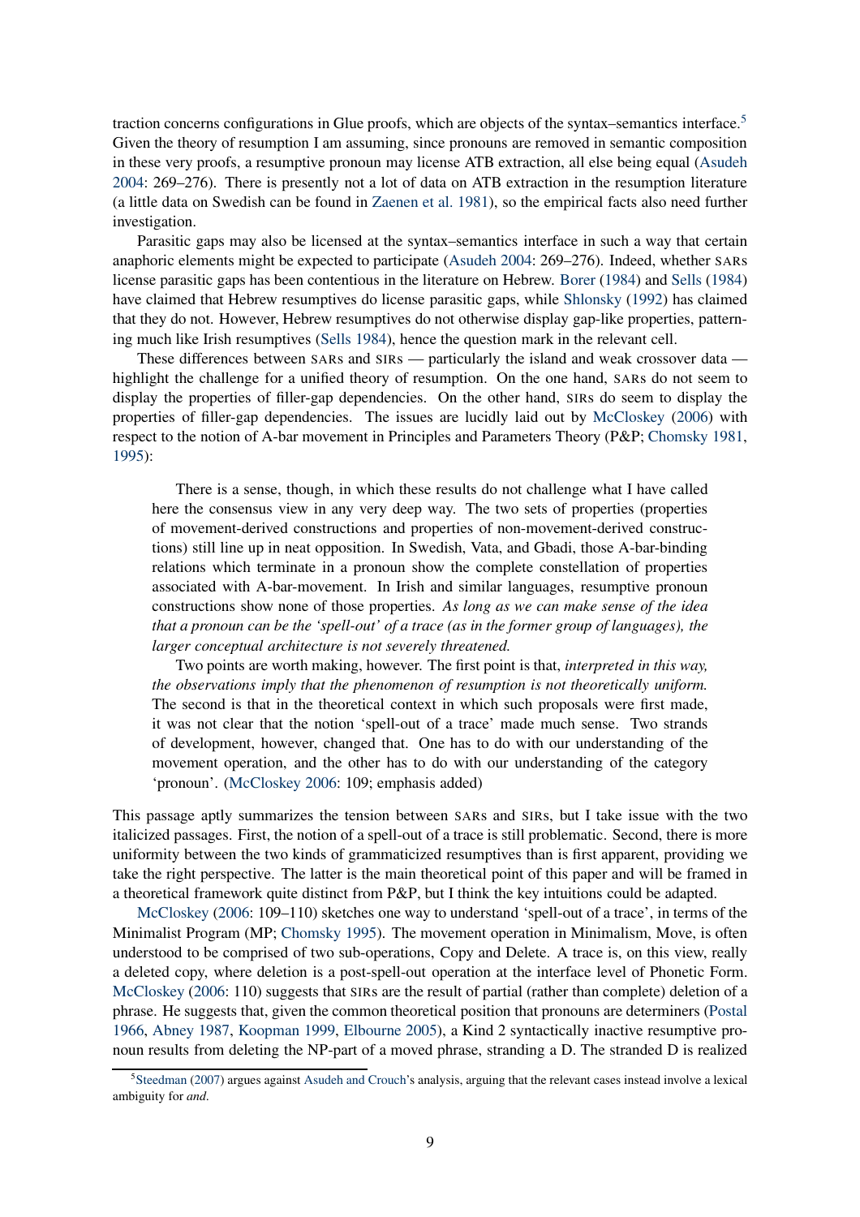traction concerns configurations in Glue proofs, which are objects of the syntax–semantics interface.[5] Given the theory of resumption I am assuming, since pronouns are removed in semantic composition in these very proofs, a resumptive pronoun may license ATB extraction, all else being equal (Asudeh 2004: 269–276). There is presently not a lot of data on ATB extraction in the resumption literature (a little data on Swedish can be found in Zaenen et al. 1981), so the empirical facts also need further investigation.

Parasitic gaps may also be licensed at the syntax–semantics interface in such a way that certain anaphoric elements might be expected to participate (Asudeh 2004: 269–276). Indeed, whether SARs license parasitic gaps has been contentious in the literature on Hebrew. Borer (1984) and Sells (1984) have claimed that Hebrew resumptives do license parasitic gaps, while Shlonsky (1992) has claimed that they do not. However, Hebrew resumptives do not otherwise display gap-like properties, patterning much like Irish resumptives (Sells 1984), hence the question mark in the relevant cell.

These differences between SARs and SIRs — particularly the island and weak crossover data — highlight the challenge for a unified theory of resumption. On the one hand, SARs do not seem to display the properties of filler-gap dependencies. On the other hand, SIRs do seem to display the properties of filler-gap dependencies. The issues are lucidly laid out by McCloskey (2006) with respect to the notion of A-bar movement in Principles and Parameters Theory (P&P; Chomsky 1981, 1995):

> There is a sense, though, in which these results do not challenge what I have called here the consensus view in any very deep way. The two sets of properties (properties of movement-derived constructions and properties of non-movement-derived constructions) still line up in neat opposition. In Swedish, Vata, and Gbadi, those A-bar-binding relations which terminate in a pronoun show the complete constellation of properties associated with A-bar-movement. In Irish and similar languages, resumptive pronoun constructions show none of those properties. *As long as we can make sense of the idea that a pronoun can be the 'spell-out' of a trace (as in the former group of languages), the larger conceptual architecture is not severely threatened.*
>
> Two points are worth making, however. The first point is that, *interpreted in this way, the observations imply that the phenomenon of resumption is not theoretically uniform.* The second is that in the theoretical context in which such proposals were first made, it was not clear that the notion 'spell-out of a trace' made much sense. Two strands of development, however, changed that. One has to do with our understanding of the movement operation, and the other has to do with our understanding of the category 'pronoun'. (McCloskey 2006: 109; emphasis added)

This passage aptly summarizes the tension between SARs and SIRs, but I take issue with the two italicized passages. First, the notion of a spell-out of a trace is still problematic. Second, there is more uniformity between the two kinds of grammaticized resumptives than is first apparent, providing we take the right perspective. The latter is the main theoretical point of this paper and will be framed in a theoretical framework quite distinct from P&P, but I think the key intuitions could be adapted.

McCloskey (2006: 109–110) sketches one way to understand 'spell-out of a trace', in terms of the Minimalist Program (MP; Chomsky 1995). The movement operation in Minimalism, Move, is often understood to be comprised of two sub-operations, Copy and Delete. A trace is, on this view, really a deleted copy, where deletion is a post-spell-out operation at the interface level of Phonetic Form. McCloskey (2006: 110) suggests that SIRs are the result of partial (rather than complete) deletion of a phrase. He suggests that, given the common theoretical position that pronouns are determiners (Postal 1966, Abney 1987, Koopman 1999, Elbourne 2005), a Kind 2 syntactically inactive resumptive pronoun results from deleting the NP-part of a moved phrase, stranding a D. The stranded D is realized

[5] Steedman (2007) argues against Asudeh and Crouch's analysis, arguing that the relevant cases instead involve a lexical ambiguity for *and*.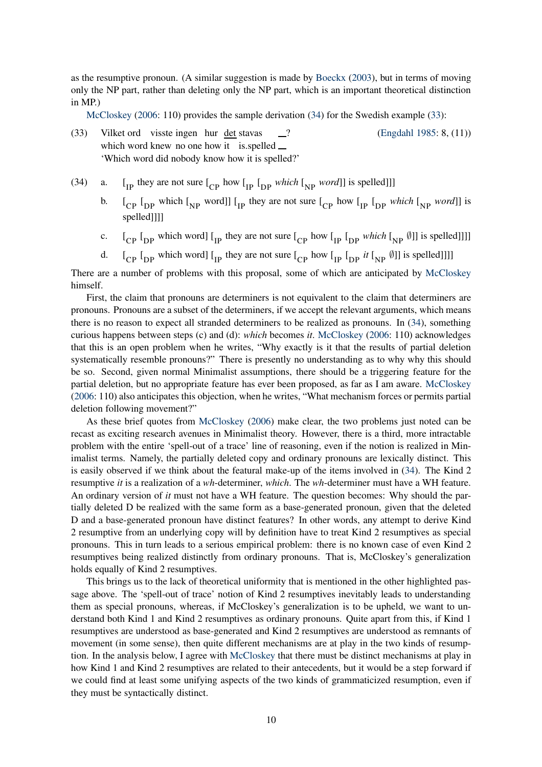as the resumptive pronoun. (A similar suggestion is made by Boeckx (2003), but in terms of moving only the NP part, rather than deleting only the NP part, which is an important theoretical distinction in MP.)

McCloskey (2006: 110) provides the sample derivation (34) for the Swedish example (33):

(33) Vilket ord visste ingen hur det stavas __? (Engdahl 1985: 8, (11))
which word knew no one how it is.spelled __
'Which word did nobody know how it is spelled?'

(34) a. [$_{IP}$ they are not sure [$_{CP}$ how [$_{IP}$ [$_{DP}$ *which* [$_{NP}$ *word*]] is spelled]]]

b. [$_{CP}$ [$_{DP}$ which [$_{NP}$ word]] [$_{IP}$ they are not sure [$_{CP}$ how [$_{IP}$ [$_{DP}$ *which* [$_{NP}$ *word*]] is spelled]]]]

c. [$_{CP}$ [$_{DP}$ which word] [$_{IP}$ they are not sure [$_{CP}$ how [$_{IP}$ [$_{DP}$ *which* [$_{NP}$ ∅]] is spelled]]]]

d. [$_{CP}$ [$_{DP}$ which word] [$_{IP}$ they are not sure [$_{CP}$ how [$_{IP}$ [$_{DP}$ *it* [$_{NP}$ ∅]] is spelled]]]]

There are a number of problems with this proposal, some of which are anticipated by McCloskey himself.

First, the claim that pronouns are determiners is not equivalent to the claim that determiners are pronouns. Pronouns are a subset of the determiners, if we accept the relevant arguments, which means there is no reason to expect all stranded determiners to be realized as pronouns. In (34), something curious happens between steps (c) and (d): *which* becomes *it*. McCloskey (2006: 110) acknowledges that this is an open problem when he writes, "Why exactly is it that the results of partial deletion systematically resemble pronouns?" There is presently no understanding as to why why this should be so. Second, given normal Minimalist assumptions, there should be a triggering feature for the partial deletion, but no appropriate feature has ever been proposed, as far as I am aware. McCloskey (2006: 110) also anticipates this objection, when he writes, "What mechanism forces or permits partial deletion following movement?"

As these brief quotes from McCloskey (2006) make clear, the two problems just noted can be recast as exciting research avenues in Minimalist theory. However, there is a third, more intractable problem with the entire 'spell-out of a trace' line of reasoning, even if the notion is realized in Minimalist terms. Namely, the partially deleted copy and ordinary pronouns are lexically distinct. This is easily observed if we think about the featural make-up of the items involved in (34). The Kind 2 resumptive *it* is a realization of a *wh*-determiner, *which*. The *wh*-determiner must have a WH feature. An ordinary version of *it* must not have a WH feature. The question becomes: Why should the partially deleted D be realized with the same form as a base-generated pronoun, given that the deleted D and a base-generated pronoun have distinct features? In other words, any attempt to derive Kind 2 resumptive from an underlying copy will by definition have to treat Kind 2 resumptives as special pronouns. This in turn leads to a serious empirical problem: there is no known case of even Kind 2 resumptives being realized distinctly from ordinary pronouns. That is, McCloskey's generalization holds equally of Kind 2 resumptives.

This brings us to the lack of theoretical uniformity that is mentioned in the other highlighted passage above. The 'spell-out of trace' notion of Kind 2 resumptives inevitably leads to understanding them as special pronouns, whereas, if McCloskey's generalization is to be upheld, we want to understand both Kind 1 and Kind 2 resumptives as ordinary pronouns. Quite apart from this, if Kind 1 resumptives are understood as base-generated and Kind 2 resumptives are understood as remnants of movement (in some sense), then quite different mechanisms are at play in the two kinds of resumption. In the analysis below, I agree with McCloskey that there must be distinct mechanisms at play in how Kind 1 and Kind 2 resumptives are related to their antecedents, but it would be a step forward if we could find at least some unifying aspects of the two kinds of grammaticized resumption, even if they must be syntactically distinct.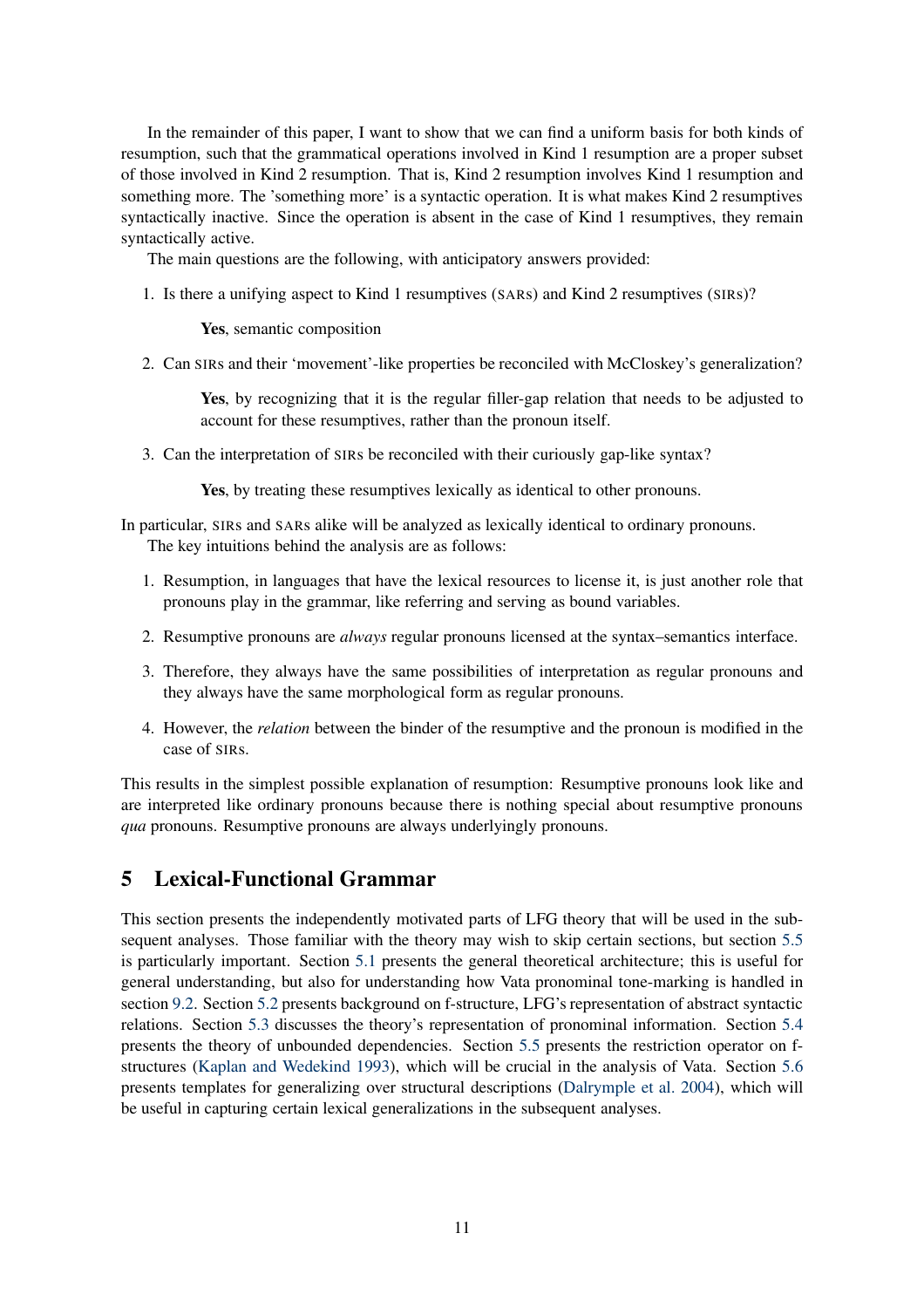In the remainder of this paper, I want to show that we can find a uniform basis for both kinds of resumption, such that the grammatical operations involved in Kind 1 resumption are a proper subset of those involved in Kind 2 resumption. That is, Kind 2 resumption involves Kind 1 resumption and something more. The 'something more' is a syntactic operation. It is what makes Kind 2 resumptives syntactically inactive. Since the operation is absent in the case of Kind 1 resumptives, they remain syntactically active.

The main questions are the following, with anticipatory answers provided:

1. Is there a unifying aspect to Kind 1 resumptives (SARs) and Kind 2 resumptives (SIRs)?

   **Yes**, semantic composition

2. Can SIRs and their 'movement'-like properties be reconciled with McCloskey's generalization?

   **Yes**, by recognizing that it is the regular filler-gap relation that needs to be adjusted to account for these resumptives, rather than the pronoun itself.

3. Can the interpretation of SIRs be reconciled with their curiously gap-like syntax?

   **Yes**, by treating these resumptives lexically as identical to other pronouns.

In particular, SIRs and SARs alike will be analyzed as lexically identical to ordinary pronouns.

The key intuitions behind the analysis are as follows:

1. Resumption, in languages that have the lexical resources to license it, is just another role that pronouns play in the grammar, like referring and serving as bound variables.
2. Resumptive pronouns are *always* regular pronouns licensed at the syntax–semantics interface.
3. Therefore, they always have the same possibilities of interpretation as regular pronouns and they always have the same morphological form as regular pronouns.
4. However, the *relation* between the binder of the resumptive and the pronoun is modified in the case of SIRs.

This results in the simplest possible explanation of resumption: Resumptive pronouns look like and are interpreted like ordinary pronouns because there is nothing special about resumptive pronouns *qua* pronouns. Resumptive pronouns are always underlyingly pronouns.

## 5 Lexical-Functional Grammar

This section presents the independently motivated parts of LFG theory that will be used in the subsequent analyses. Those familiar with the theory may wish to skip certain sections, but section 5.5 is particularly important. Section 5.1 presents the general theoretical architecture; this is useful for general understanding, but also for understanding how Vata pronominal tone-marking is handled in section 9.2. Section 5.2 presents background on f-structure, LFG's representation of abstract syntactic relations. Section 5.3 discusses the theory's representation of pronominal information. Section 5.4 presents the theory of unbounded dependencies. Section 5.5 presents the restriction operator on f-structures (Kaplan and Wedekind 1993), which will be crucial in the analysis of Vata. Section 5.6 presents templates for generalizing over structural descriptions (Dalrymple et al. 2004), which will be useful in capturing certain lexical generalizations in the subsequent analyses.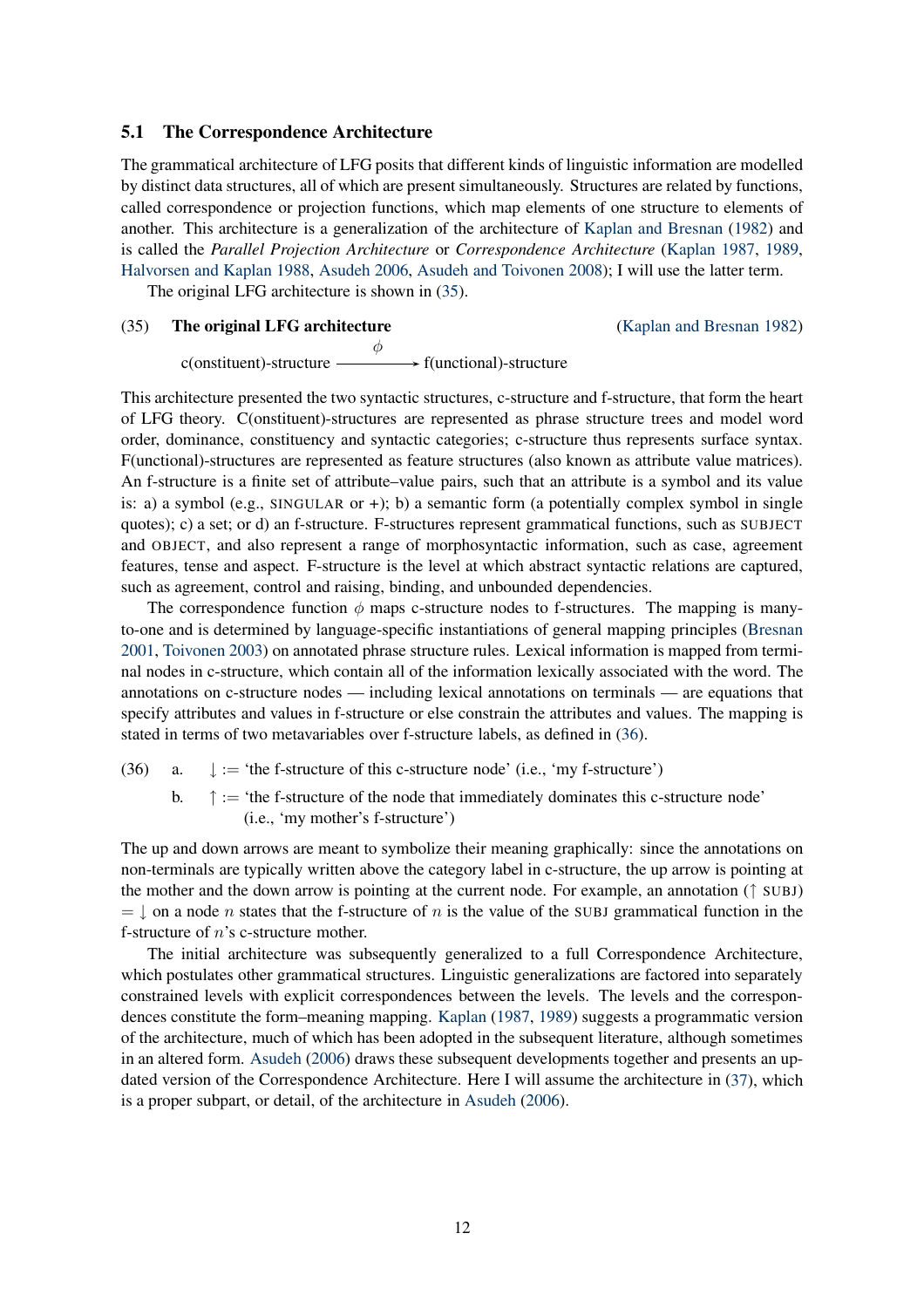### 5.1 The Correspondence Architecture

The grammatical architecture of LFG posits that different kinds of linguistic information are modelled by distinct data structures, all of which are present simultaneously. Structures are related by functions, called correspondence or projection functions, which map elements of one structure to elements of another. This architecture is a generalization of the architecture of Kaplan and Bresnan (1982) and is called the *Parallel Projection Architecture* or *Correspondence Architecture* (Kaplan 1987, 1989, Halvorsen and Kaplan 1988, Asudeh 2006, Asudeh and Toivonen 2008); I will use the latter term.

The original LFG architecture is shown in (35).

(35) **The original LFG architecture** (Kaplan and Bresnan 1982)

$$\text{c(onstituent)-structure} \xrightarrow{\phi} \text{f(unctional)-structure}$$

This architecture presented the two syntactic structures, c-structure and f-structure, that form the heart of LFG theory. C(onstituent)-structures are represented as phrase structure trees and model word order, dominance, constituency and syntactic categories; c-structure thus represents surface syntax. F(unctional)-structures are represented as feature structures (also known as attribute value matrices). An f-structure is a finite set of attribute–value pairs, such that an attribute is a symbol and its value is: a) a symbol (e.g., SINGULAR or +); b) a semantic form (a potentially complex symbol in single quotes); c) a set; or d) an f-structure. F-structures represent grammatical functions, such as SUBJECT and OBJECT, and also represent a range of morphosyntactic information, such as case, agreement features, tense and aspect. F-structure is the level at which abstract syntactic relations are captured, such as agreement, control and raising, binding, and unbounded dependencies.

The correspondence function $\phi$ maps c-structure nodes to f-structures. The mapping is many-to-one and is determined by language-specific instantiations of general mapping principles (Bresnan 2001, Toivonen 2003) on annotated phrase structure rules. Lexical information is mapped from terminal nodes in c-structure, which contain all of the information lexically associated with the word. The annotations on c-structure nodes — including lexical annotations on terminals — are equations that specify attributes and values in f-structure or else constrain the attributes and values. The mapping is stated in terms of two metavariables over f-structure labels, as defined in (36).

(36) a. $\downarrow$ := 'the f-structure of this c-structure node' (i.e., 'my f-structure')

b. $\uparrow$ := 'the f-structure of the node that immediately dominates this c-structure node' (i.e., 'my mother's f-structure')

The up and down arrows are meant to symbolize their meaning graphically: since the annotations on non-terminals are typically written above the category label in c-structure, the up arrow is pointing at the mother and the down arrow is pointing at the current node. For example, an annotation ($\uparrow$ SUBJ) $= \downarrow$ on a node $n$ states that the f-structure of $n$ is the value of the SUBJ grammatical function in the f-structure of $n$'s c-structure mother.

The initial architecture was subsequently generalized to a full Correspondence Architecture, which postulates other grammatical structures. Linguistic generalizations are factored into separately constrained levels with explicit correspondences between the levels. The levels and the correspondences constitute the form–meaning mapping. Kaplan (1987, 1989) suggests a programmatic version of the architecture, much of which has been adopted in the subsequent literature, although sometimes in an altered form. Asudeh (2006) draws these subsequent developments together and presents an updated version of the Correspondence Architecture. Here I will assume the architecture in (37), which is a proper subpart, or detail, of the architecture in Asudeh (2006).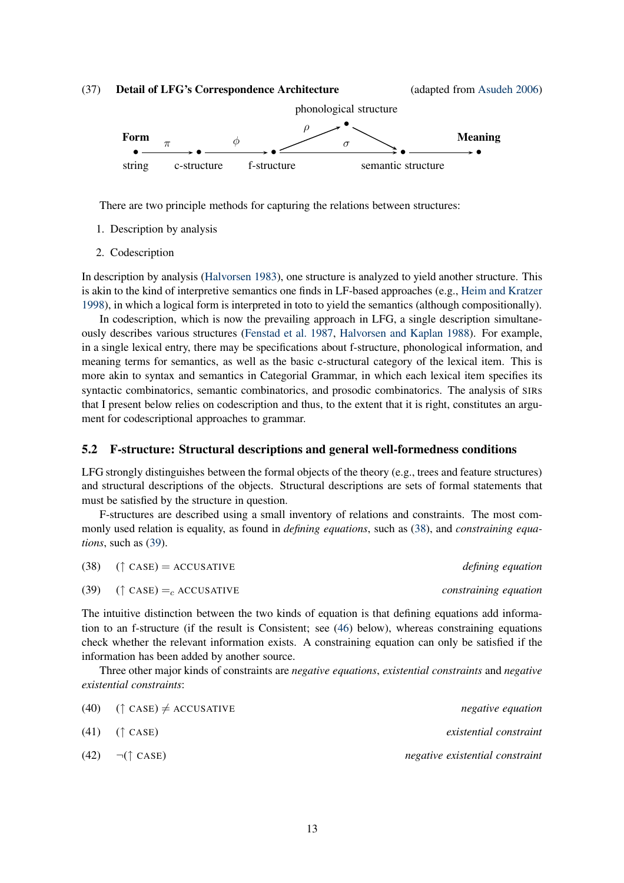(37) **Detail of LFG's Correspondence Architecture** (adapted from Asudeh 2006)

$$\underset{\text{string}}{\overset{\textbf{Form}}{\bullet}} \xrightarrow{\pi} \underset{\text{c-structure}}{\bullet} \xrightarrow{\phi} \underset{\text{f-structure}}{\bullet} \xrightarrow[\rho \nearrow \overset{\text{phonological structure}}{\bullet} \searrow]{\sigma} \underset{\text{semantic structure}}{\bullet} \longrightarrow \overset{\textbf{Meaning}}{\bullet}$$

There are two principle methods for capturing the relations between structures:

1. Description by analysis
2. Codescription

In description by analysis (Halvorsen 1983), one structure is analyzed to yield another structure. This is akin to the kind of interpretive semantics one finds in LF-based approaches (e.g., Heim and Kratzer 1998), in which a logical form is interpreted in toto to yield the semantics (although compositionally).

In codescription, which is now the prevailing approach in LFG, a single description simultaneously describes various structures (Fenstad et al. 1987, Halvorsen and Kaplan 1988). For example, in a single lexical entry, there may be specifications about f-structure, phonological information, and meaning terms for semantics, as well as the basic c-structural category of the lexical item. This is more akin to syntax and semantics in Categorial Grammar, in which each lexical item specifies its syntactic combinatorics, semantic combinatorics, and prosodic combinatorics. The analysis of SIRs that I present below relies on codescription and thus, to the extent that it is right, constitutes an argument for codescriptional approaches to grammar.

## 5.2 F-structure: Structural descriptions and general well-formedness conditions

LFG strongly distinguishes between the formal objects of the theory (e.g., trees and feature structures) and structural descriptions of the objects. Structural descriptions are sets of formal statements that must be satisfied by the structure in question.

F-structures are described using a small inventory of relations and constraints. The most commonly used relation is equality, as found in *defining equations*, such as (38), and *constraining equations*, such as (39).

(38) $(\uparrow \text{ CASE}) = \text{ACCUSATIVE}$ *defining equation*

(39) $(\uparrow \text{ CASE}) =_c \text{ACCUSATIVE}$ *constraining equation*

The intuitive distinction between the two kinds of equation is that defining equations add information to an f-structure (if the result is Consistent; see (46) below), whereas constraining equations check whether the relevant information exists. A constraining equation can only be satisfied if the information has been added by another source.

Three other major kinds of constraints are *negative equations*, *existential constraints* and *negative existential constraints*:

(40) $(\uparrow \text{ CASE}) \neq \text{ACCUSATIVE}$ *negative equation*

(41) $(\uparrow \text{ CASE})$ *existential constraint*

(42) $\neg(\uparrow \text{ CASE})$ *negative existential constraint*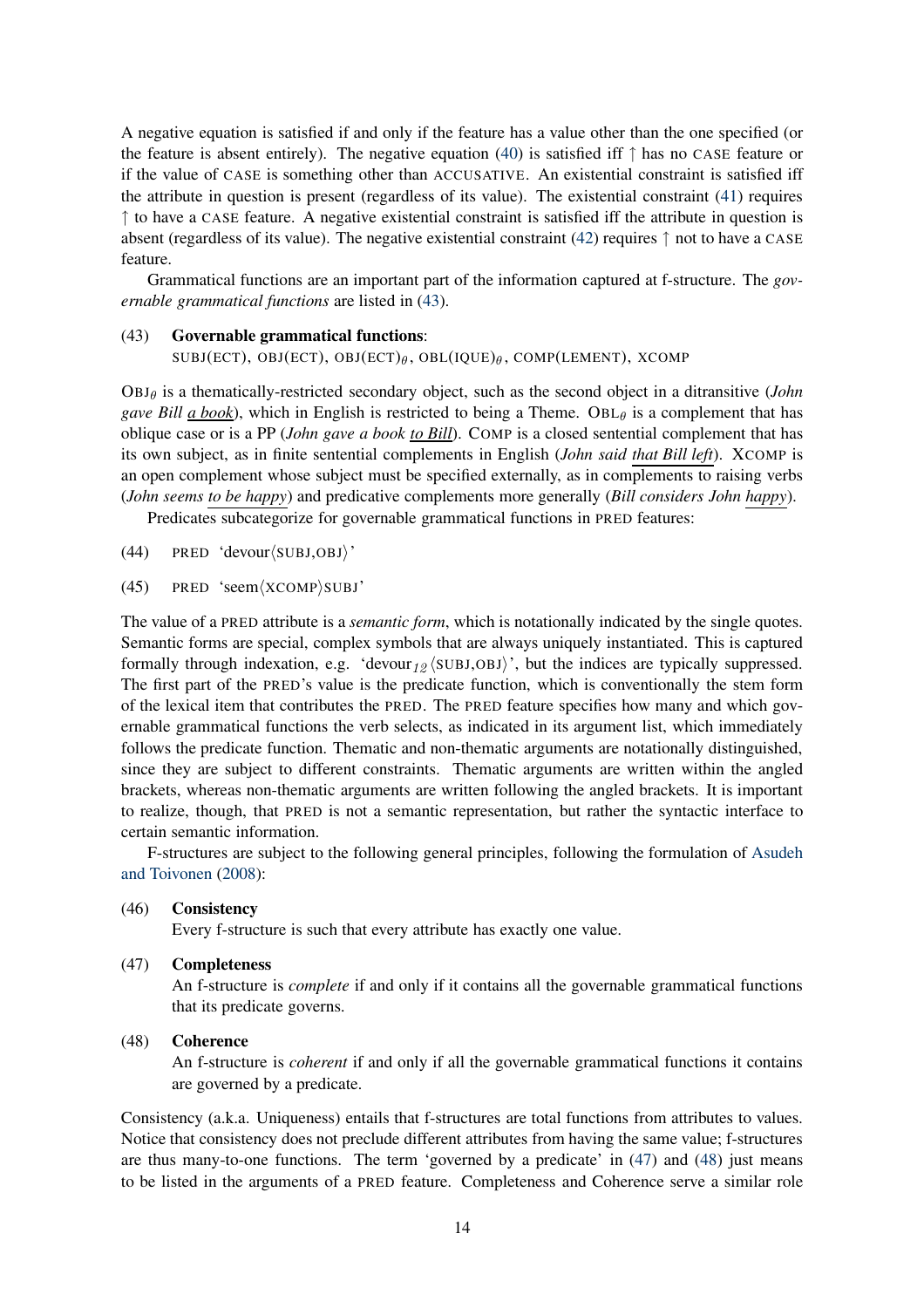A negative equation is satisfied if and only if the feature has a value other than the one specified (or the feature is absent entirely). The negative equation (40) is satisfied iff ↑ has no CASE feature or if the value of CASE is something other than ACCUSATIVE. An existential constraint is satisfied iff the attribute in question is present (regardless of its value). The existential constraint (41) requires ↑ to have a CASE feature. A negative existential constraint is satisfied iff the attribute in question is absent (regardless of its value). The negative existential constraint (42) requires ↑ not to have a CASE feature.

Grammatical functions are an important part of the information captured at f-structure. The *governable grammatical functions* are listed in (43).

(43) **Governable grammatical functions**:
SUBJ(ECT), OBJ(ECT), OBJ(ECT)$_\theta$, OBL(IQUE)$_\theta$, COMP(LEMENT), XCOMP

OBJ$_\theta$ is a thematically-restricted secondary object, such as the second object in a ditransitive (*John gave Bill a book*), which in English is restricted to being a Theme. OBL$_\theta$ is a complement that has oblique case or is a PP (*John gave a book to Bill*). COMP is a closed sentential complement that has its own subject, as in finite sentential complements in English (*John said that Bill left*). XCOMP is an open complement whose subject must be specified externally, as in complements to raising verbs (*John seems to be happy*) and predicative complements more generally (*Bill considers John happy*).

Predicates subcategorize for governable grammatical functions in PRED features:

(44) PRED 'devour⟨SUBJ,OBJ⟩'

(45) PRED 'seem⟨XCOMP⟩SUBJ'

The value of a PRED attribute is a *semantic form*, which is notationally indicated by the single quotes. Semantic forms are special, complex symbols that are always uniquely instantiated. This is captured formally through indexation, e.g. 'devour$_{12}$⟨SUBJ,OBJ⟩', but the indices are typically suppressed. The first part of the PRED's value is the predicate function, which is conventionally the stem form of the lexical item that contributes the PRED. The PRED feature specifies how many and which governable grammatical functions the verb selects, as indicated in its argument list, which immediately follows the predicate function. Thematic and non-thematic arguments are notationally distinguished, since they are subject to different constraints. Thematic arguments are written within the angled brackets, whereas non-thematic arguments are written following the angled brackets. It is important to realize, though, that PRED is not a semantic representation, but rather the syntactic interface to certain semantic information.

F-structures are subject to the following general principles, following the formulation of Asudeh and Toivonen (2008):

(46) **Consistency**
Every f-structure is such that every attribute has exactly one value.

(47) **Completeness**
An f-structure is *complete* if and only if it contains all the governable grammatical functions that its predicate governs.

(48) **Coherence**
An f-structure is *coherent* if and only if all the governable grammatical functions it contains are governed by a predicate.

Consistency (a.k.a. Uniqueness) entails that f-structures are total functions from attributes to values. Notice that consistency does not preclude different attributes from having the same value; f-structures are thus many-to-one functions. The term 'governed by a predicate' in (47) and (48) just means to be listed in the arguments of a PRED feature. Completeness and Coherence serve a similar role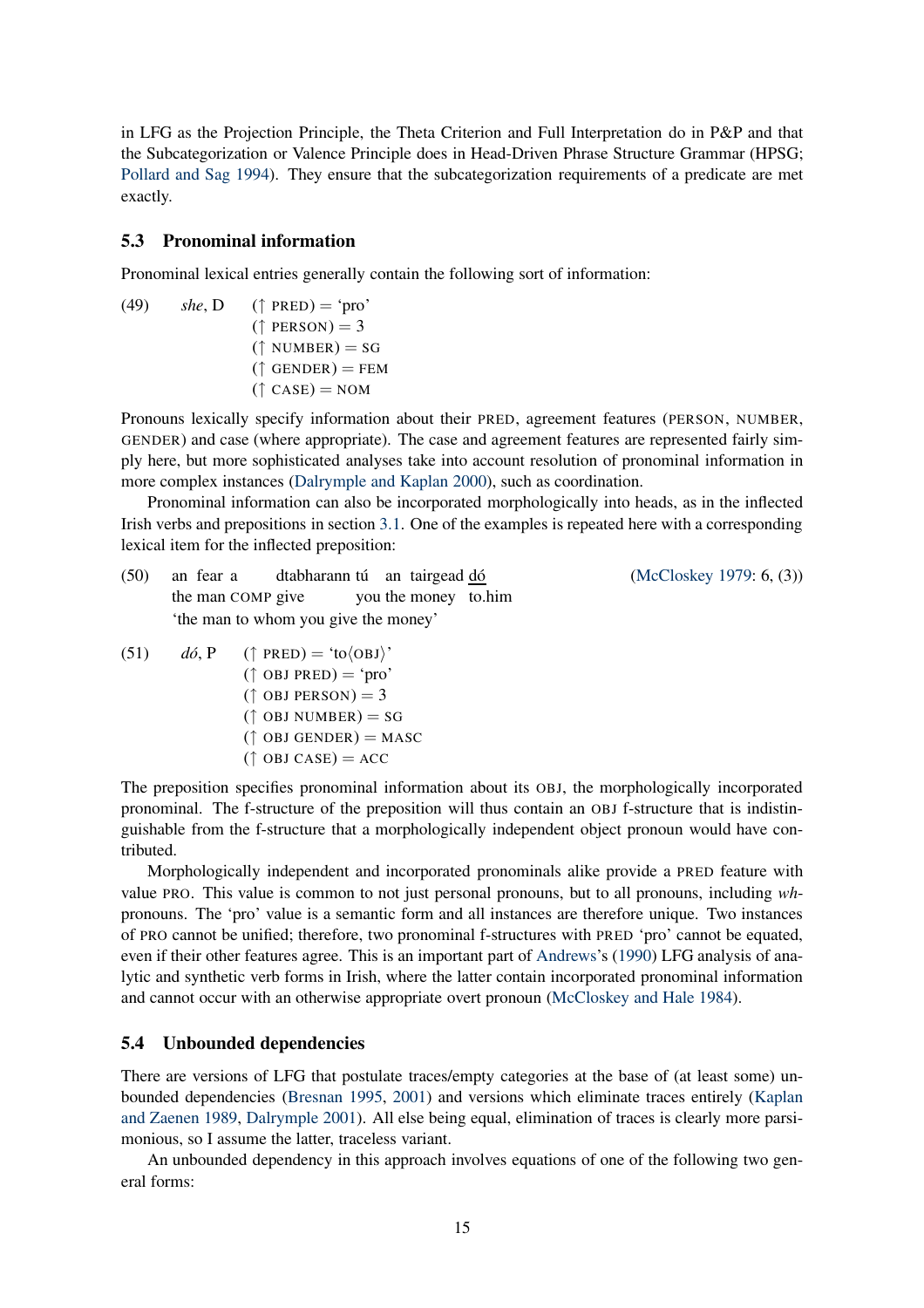in LFG as the Projection Principle, the Theta Criterion and Full Interpretation do in P&P and that the Subcategorization or Valence Principle does in Head-Driven Phrase Structure Grammar (HPSG; Pollard and Sag 1994). They ensure that the subcategorization requirements of a predicate are met exactly.

### 5.3 Pronominal information

Pronominal lexical entries generally contain the following sort of information:

(49) *she*, D  
   (↑ PRED) = 'pro'  
   (↑ PERSON) = 3  
   (↑ NUMBER) = SG  
   (↑ GENDER) = FEM  
   (↑ CASE) = NOM

Pronouns lexically specify information about their PRED, agreement features (PERSON, NUMBER, GENDER) and case (where appropriate). The case and agreement features are represented fairly simply here, but more sophisticated analyses take into account resolution of pronominal information in more complex instances (Dalrymple and Kaplan 2000), such as coordination.

Pronominal information can also be incorporated morphologically into heads, as in the inflected Irish verbs and prepositions in section 3.1. One of the examples is repeated here with a corresponding lexical item for the inflected preposition:

(50) an fear a dtabharann tú an tairgead dó   (McCloskey 1979: 6, (3))  
   the man COMP give you the money to.him  
   'the man to whom you give the money'

(51) *dó*, P  
   (↑ PRED) = 'to⟨OBJ⟩'  
   (↑ OBJ PRED) = 'pro'  
   (↑ OBJ PERSON) = 3  
   (↑ OBJ NUMBER) = SG  
   (↑ OBJ GENDER) = MASC  
   (↑ OBJ CASE) = ACC

The preposition specifies pronominal information about its OBJ, the morphologically incorporated pronominal. The f-structure of the preposition will thus contain an OBJ f-structure that is indistinguishable from the f-structure that a morphologically independent object pronoun would have contributed.

Morphologically independent and incorporated pronominals alike provide a PRED feature with value PRO. This value is common to not just personal pronouns, but to all pronouns, including *wh*-pronouns. The 'pro' value is a semantic form and all instances are therefore unique. Two instances of PRO cannot be unified; therefore, two pronominal f-structures with PRED 'pro' cannot be equated, even if their other features agree. This is an important part of Andrews's (1990) LFG analysis of analytic and synthetic verb forms in Irish, where the latter contain incorporated pronominal information and cannot occur with an otherwise appropriate overt pronoun (McCloskey and Hale 1984).

### 5.4 Unbounded dependencies

There are versions of LFG that postulate traces/empty categories at the base of (at least some) unbounded dependencies (Bresnan 1995, 2001) and versions which eliminate traces entirely (Kaplan and Zaenen 1989, Dalrymple 2001). All else being equal, elimination of traces is clearly more parsimonious, so I assume the latter, traceless variant.

An unbounded dependency in this approach involves equations of one of the following two general forms: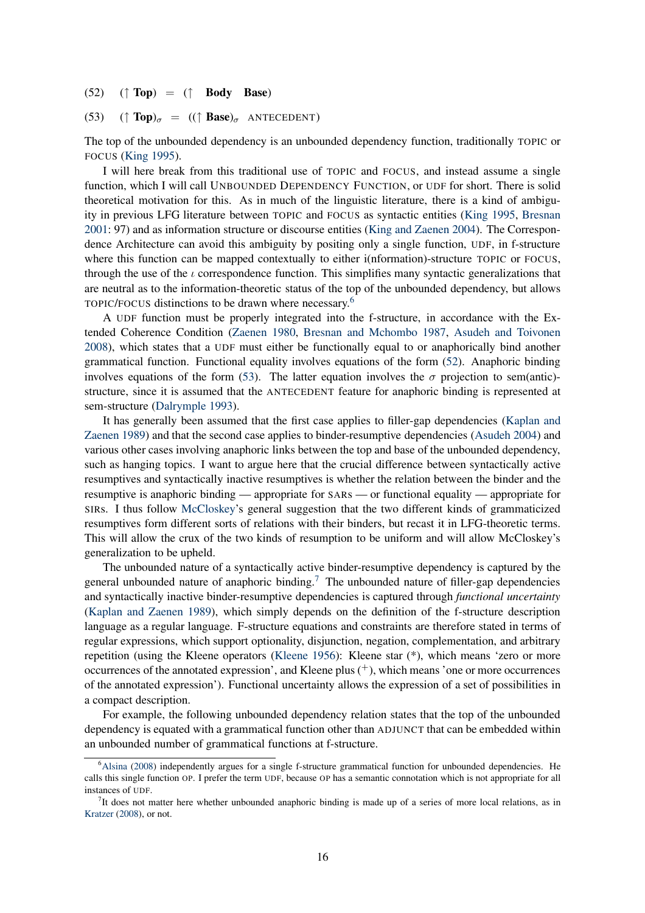(52) $(\uparrow \textbf{Top}) = (\uparrow \ \textbf{Body} \ \ \textbf{Base})$

(53) $(\uparrow \textbf{Top})_\sigma = ((\uparrow \textbf{Base})_\sigma \ \ \text{ANTECEDENT})$

The top of the unbounded dependency is an unbounded dependency function, traditionally TOPIC or FOCUS (King 1995).

I will here break from this traditional use of TOPIC and FOCUS, and instead assume a single function, which I will call UNBOUNDED DEPENDENCY FUNCTION, or UDF for short. There is solid theoretical motivation for this. As in much of the linguistic literature, there is a kind of ambiguity in previous LFG literature between TOPIC and FOCUS as syntactic entities (King 1995, Bresnan 2001: 97) and as information structure or discourse entities (King and Zaenen 2004). The Correspondence Architecture can avoid this ambiguity by positing only a single function, UDF, in f-structure where this function can be mapped contextually to either i(nformation)-structure TOPIC or FOCUS, through the use of the $\iota$ correspondence function. This simplifies many syntactic generalizations that are neutral as to the information-theoretic status of the top of the unbounded dependency, but allows TOPIC/FOCUS distinctions to be drawn where necessary.[6]

A UDF function must be properly integrated into the f-structure, in accordance with the Extended Coherence Condition (Zaenen 1980, Bresnan and Mchombo 1987, Asudeh and Toivonen 2008), which states that a UDF must either be functionally equal to or anaphorically bind another grammatical function. Functional equality involves equations of the form (52). Anaphoric binding involves equations of the form (53). The latter equation involves the $\sigma$ projection to sem(antic)-structure, since it is assumed that the ANTECEDENT feature for anaphoric binding is represented at sem-structure (Dalrymple 1993).

It has generally been assumed that the first case applies to filler-gap dependencies (Kaplan and Zaenen 1989) and that the second case applies to binder-resumptive dependencies (Asudeh 2004) and various other cases involving anaphoric links between the top and base of the unbounded dependency, such as hanging topics. I want to argue here that the crucial difference between syntactically active resumptives and syntactically inactive resumptives is whether the relation between the binder and the resumptive is anaphoric binding — appropriate for SARs — or functional equality — appropriate for SIRs. I thus follow McCloskey's general suggestion that the two different kinds of grammaticized resumptives form different sorts of relations with their binders, but recast it in LFG-theoretic terms. This will allow the crux of the two kinds of resumption to be uniform and will allow McCloskey's generalization to be upheld.

The unbounded nature of a syntactically active binder-resumptive dependency is captured by the general unbounded nature of anaphoric binding.[7] The unbounded nature of filler-gap dependencies and syntactically inactive binder-resumptive dependencies is captured through *functional uncertainty* (Kaplan and Zaenen 1989), which simply depends on the definition of the f-structure description language as a regular language. F-structure equations and constraints are therefore stated in terms of regular expressions, which support optionality, disjunction, negation, complementation, and arbitrary repetition (using the Kleene operators (Kleene 1956): Kleene star (*), which means 'zero or more occurrences of the annotated expression', and Kleene plus ($^+$), which means 'one or more occurrences of the annotated expression'). Functional uncertainty allows the expression of a set of possibilities in a compact description.

For example, the following unbounded dependency relation states that the top of the unbounded dependency is equated with a grammatical function other than ADJUNCT that can be embedded within an unbounded number of grammatical functions at f-structure.

[6] Alsina (2008) independently argues for a single f-structure grammatical function for unbounded dependencies. He calls this single function OP. I prefer the term UDF, because OP has a semantic connotation which is not appropriate for all instances of UDF.

[7] It does not matter here whether unbounded anaphoric binding is made up of a series of more local relations, as in Kratzer (2008), or not.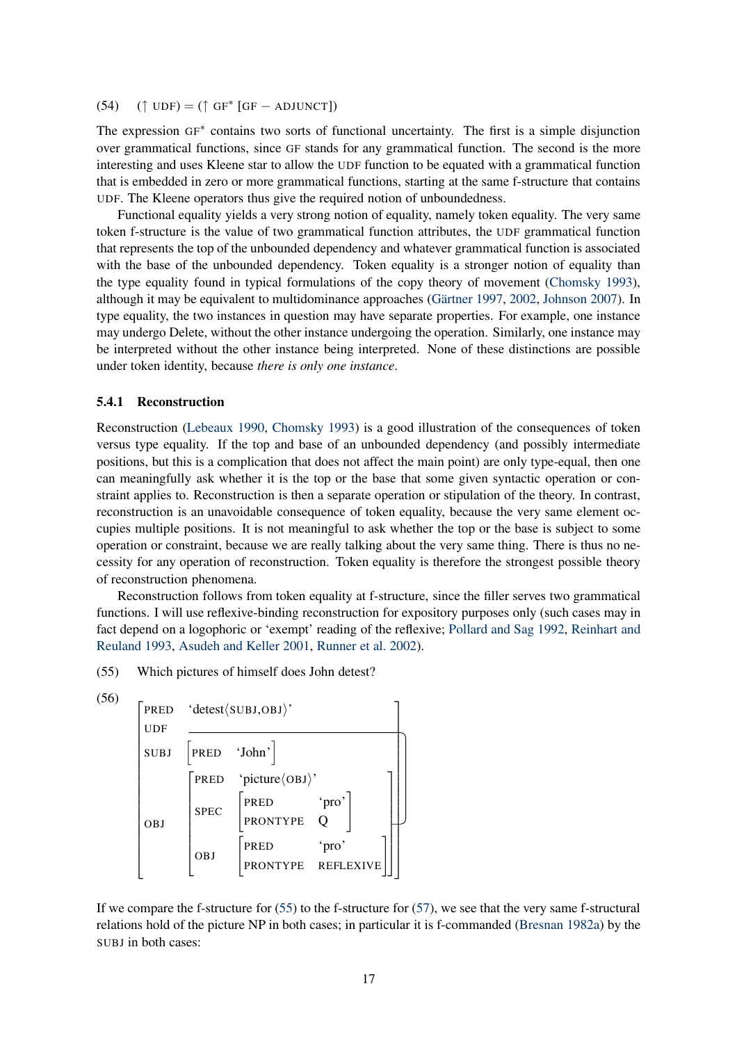(54) $(\uparrow \text{UDF}) = (\uparrow \text{GF}^* \, [\text{GF} - \text{ADJUNCT}])$

The expression GF* contains two sorts of functional uncertainty. The first is a simple disjunction over grammatical functions, since GF stands for any grammatical function. The second is the more interesting and uses Kleene star to allow the UDF function to be equated with a grammatical function that is embedded in zero or more grammatical functions, starting at the same f-structure that contains UDF. The Kleene operators thus give the required notion of unboundedness.

Functional equality yields a very strong notion of equality, namely token equality. The very same token f-structure is the value of two grammatical function attributes, the UDF grammatical function that represents the top of the unbounded dependency and whatever grammatical function is associated with the base of the unbounded dependency. Token equality is a stronger notion of equality than the type equality found in typical formulations of the copy theory of movement (Chomsky 1993), although it may be equivalent to multidominance approaches (Gärtner 1997, 2002, Johnson 2007). In type equality, the two instances in question may have separate properties. For example, one instance may undergo Delete, without the other instance undergoing the operation. Similarly, one instance may be interpreted without the other instance being interpreted. None of these distinctions are possible under token identity, because *there is only one instance*.

### 5.4.1 Reconstruction

Reconstruction (Lebeaux 1990, Chomsky 1993) is a good illustration of the consequences of token versus type equality. If the top and base of an unbounded dependency (and possibly intermediate positions, but this is a complication that does not affect the main point) are only type-equal, then one can meaningfully ask whether it is the top or the base that some given syntactic operation or constraint applies to. Reconstruction is then a separate operation or stipulation of the theory. In contrast, reconstruction is an unavoidable consequence of token equality, because the very same element occupies multiple positions. It is not meaningful to ask whether the top or the base is subject to some operation or constraint, because we are really talking about the very same thing. There is thus no necessity for any operation of reconstruction. Token equality is therefore the strongest possible theory of reconstruction phenomena.

Reconstruction follows from token equality at f-structure, since the filler serves two grammatical functions. I will use reflexive-binding reconstruction for expository purposes only (such cases may in fact depend on a logophoric or 'exempt' reading of the reflexive; Pollard and Sag 1992, Reinhart and Reuland 1993, Asudeh and Keller 2001, Runner et al. 2002).

(55) Which pictures of himself does John detest?

(56)

```
[ PRED   'detest⟨SUBJ,OBJ⟩'
  UDF    ________________________________
  SUBJ   [ PRED 'John' ]                  |
  OBJ    [ PRED  'picture⟨OBJ⟩'           |
           SPEC  [ PRED      'pro'        |
                   PRONTYPE  Q     ]   ---'
           OBJ   [ PRED      'pro'
                   PRONTYPE  REFLEXIVE ] ] ]
```

If we compare the f-structure for (55) to the f-structure for (57), we see that the very same f-structural relations hold of the picture NP in both cases; in particular it is f-commanded (Bresnan 1982a) by the SUBJ in both cases: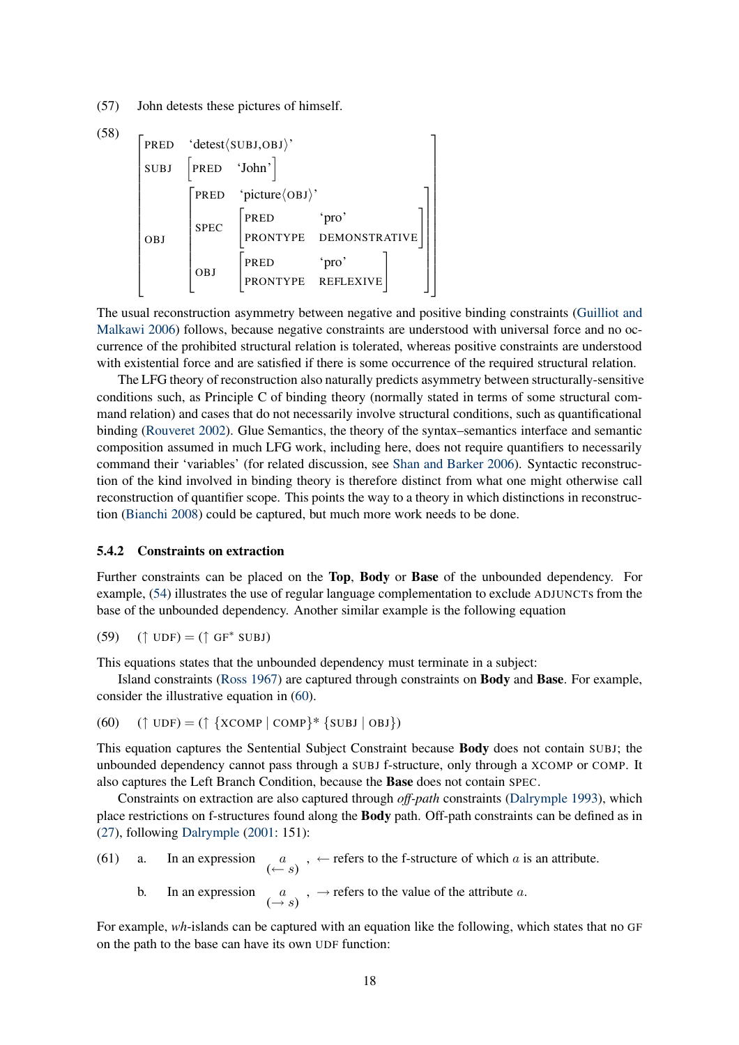(57) John detests these pictures of himself.

(58)
$$
\begin{bmatrix}
\textsc{pred} & \text{`detest}\langle\textsc{subj,obj}\rangle\text{'} \\
\textsc{subj} & \begin{bmatrix}\textsc{pred} & \text{`John'}\end{bmatrix} \\
\textsc{obj} & \begin{bmatrix}
\textsc{pred} & \text{`picture}\langle\textsc{obj}\rangle\text{'} \\
\textsc{spec} & \begin{bmatrix}\textsc{pred} & \text{`pro'} \\ \textsc{prontype} & \textsc{demonstrative}\end{bmatrix} \\
\textsc{obj} & \begin{bmatrix}\textsc{pred} & \text{`pro'} \\ \textsc{prontype} & \textsc{reflexive}\end{bmatrix}
\end{bmatrix}
\end{bmatrix}
$$

The usual reconstruction asymmetry between negative and positive binding constraints (Guilliot and Malkawi 2006) follows, because negative constraints are understood with universal force and no occurrence of the prohibited structural relation is tolerated, whereas positive constraints are understood with existential force and are satisfied if there is some occurrence of the required structural relation.

The LFG theory of reconstruction also naturally predicts asymmetry between structurally-sensitive conditions such, as Principle C of binding theory (normally stated in terms of some structural command relation) and cases that do not necessarily involve structural conditions, such as quantificational binding (Rouveret 2002). Glue Semantics, the theory of the syntax–semantics interface and semantic composition assumed in much LFG work, including here, does not require quantifiers to necessarily command their 'variables' (for related discussion, see Shan and Barker 2006). Syntactic reconstruction of the kind involved in binding theory is therefore distinct from what one might otherwise call reconstruction of quantifier scope. This points the way to a theory in which distinctions in reconstruction (Bianchi 2008) could be captured, but much more work needs to be done.

### 5.4.2 Constraints on extraction

Further constraints can be placed on the **Top**, **Body** or **Base** of the unbounded dependency. For example, (54) illustrates the use of regular language complementation to exclude ADJUNCTs from the base of the unbounded dependency. Another similar example is the following equation

(59) $(\uparrow\ \textsc{udf}) = (\uparrow\ \textsc{gf}^{*}\ \textsc{subj})$

This equations states that the unbounded dependency must terminate in a subject:

Island constraints (Ross 1967) are captured through constraints on **Body** and **Base**. For example, consider the illustrative equation in (60).

(60) $(\uparrow\ \textsc{udf}) = (\uparrow\ \{\textsc{xcomp} \mid \textsc{comp}\}^{*}\ \{\textsc{subj} \mid \textsc{obj}\})$

This equation captures the Sentential Subject Constraint because **Body** does not contain SUBJ; the unbounded dependency cannot pass through a SUBJ f-structure, only through a XCOMP or COMP. It also captures the Left Branch Condition, because the **Base** does not contain SPEC.

Constraints on extraction are also captured through *off-path* constraints (Dalrymple 1993), which place restrictions on f-structures found along the **Body** path. Off-path constraints can be defined as in (27), following Dalrymple (2001: 151):

(61) a. In an expression $\underset{(\leftarrow s)}{a}$, $\leftarrow$ refers to the f-structure of which $a$ is an attribute.

b. In an expression $\underset{(\rightarrow s)}{a}$, $\rightarrow$ refers to the value of the attribute $a$.

For example, *wh*-islands can be captured with an equation like the following, which states that no GF on the path to the base can have its own UDF function: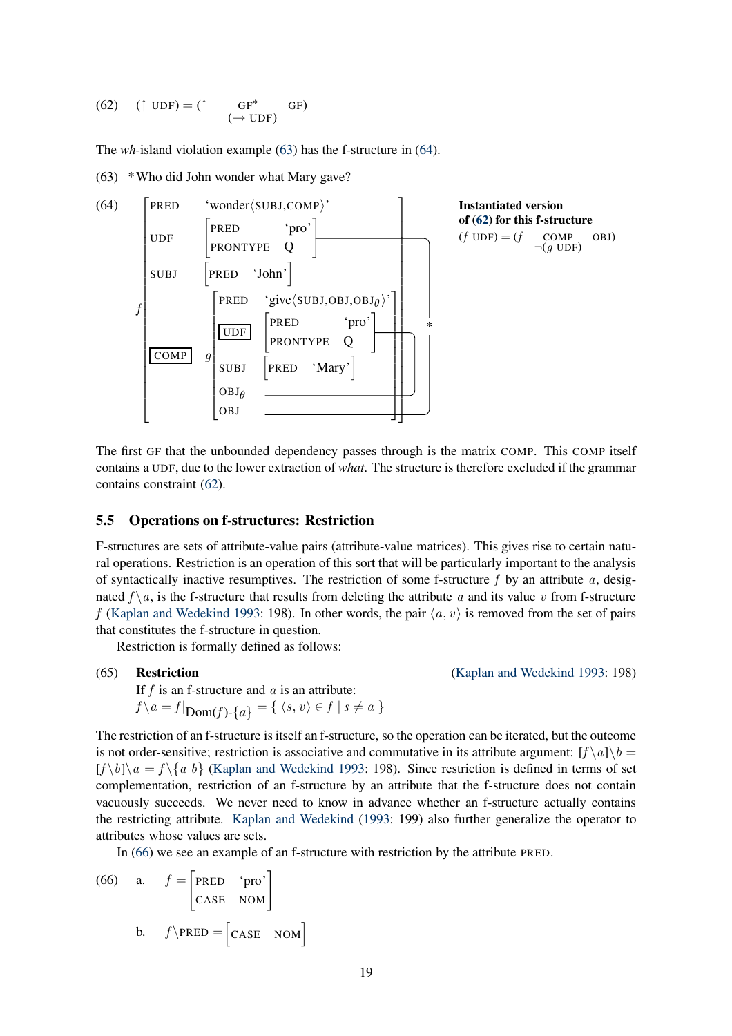(62) $(\uparrow \text{UDF}) = (\uparrow \underset{\neg(\rightarrow \text{UDF})}{\text{GF}^*} \text{GF})$

The *wh*-island violation example (63) has the f-structure in (64).

(63) *Who did John wonder what Mary gave?

(64)

```
f [ PRED    'wonder⟨SUBJ,COMP⟩'
    UDF     [ PRED      'pro'
              PRONTYPE  Q     ]  ----------------------------+
    SUBJ    [ PRED 'John' ]                                  |
    [COMP] g [ PRED   'give⟨SUBJ,OBJ,OBJθ⟩'                   |
              [UDF]  [ PRED      'pro'                       | *
                       PRONTYPE  Q     ] ---+                |
              SUBJ   [ PRED 'Mary' ]        |                |
              OBJθ   -----------------------+                |
              OBJ    ----------------------------------------+
             ]
  ]
```

**Instantiated version of (62) for this f-structure**

$(f \text{ UDF}) = (f \underset{\neg(g \text{ UDF})}{\text{COMP}} \text{OBJ})$

The first GF that the unbounded dependency passes through is the matrix COMP. This COMP itself contains a UDF, due to the lower extraction of *what*. The structure is therefore excluded if the grammar contains constraint (62).

## 5.5 Operations on f-structures: Restriction

F-structures are sets of attribute-value pairs (attribute-value matrices). This gives rise to certain natural operations. Restriction is an operation of this sort that will be particularly important to the analysis of syntactically inactive resumptives. The restriction of some f-structure $f$ by an attribute $a$, designated $f\backslash a$, is the f-structure that results from deleting the attribute $a$ and its value $v$ from f-structure $f$ (Kaplan and Wedekind 1993: 198). In other words, the pair $\langle a, v\rangle$ is removed from the set of pairs that constitutes the f-structure in question.

Restriction is formally defined as follows:

(65) **Restriction** (Kaplan and Wedekind 1993: 198)

If $f$ is an f-structure and $a$ is an attribute:

$f\backslash a = f|_{\text{Dom}(f)\text{-}\{a\}} = \{ \langle s, v\rangle \in f \mid s \neq a \}$

The restriction of an f-structure is itself an f-structure, so the operation can be iterated, but the outcome is not order-sensitive; restriction is associative and commutative in its attribute argument: $[f\backslash a]\backslash b = [f\backslash b]\backslash a = f\backslash\{a\ b\}$ (Kaplan and Wedekind 1993: 198). Since restriction is defined in terms of set complementation, restriction of an f-structure by an attribute that the f-structure does not contain vacuously succeeds. We never need to know in advance whether an f-structure actually contains the restricting attribute. Kaplan and Wedekind (1993: 199) also further generalize the operator to attributes whose values are sets.

In (66) we see an example of an f-structure with restriction by the attribute PRED.

(66) a. $f = \begin{bmatrix} \text{PRED} & \text{`pro'} \\ \text{CASE} & \text{NOM} \end{bmatrix}$

b. $f\backslash\text{PRED} = \begin{bmatrix} \text{CASE} & \text{NOM} \end{bmatrix}$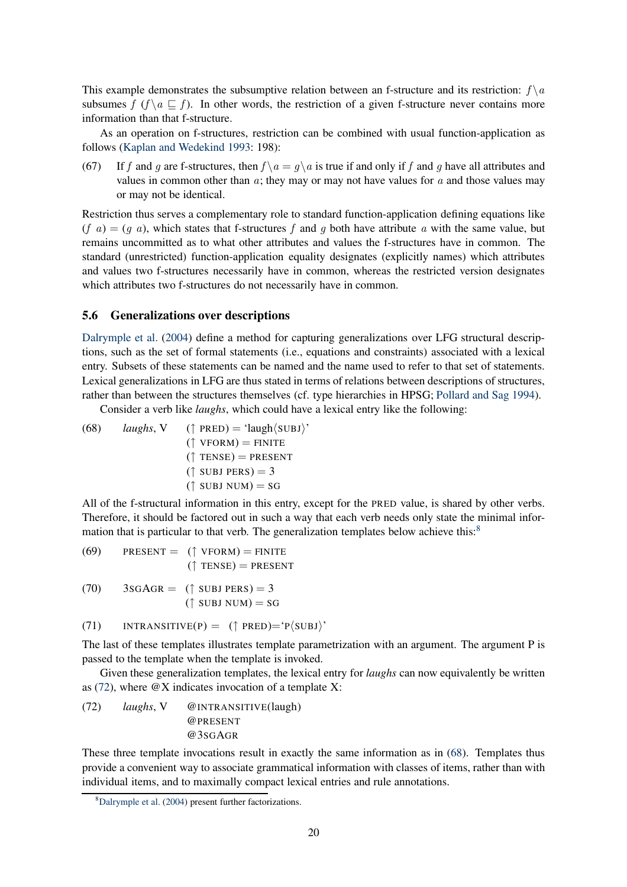This example demonstrates the subsumptive relation between an f-structure and its restriction: $f\backslash a$ subsumes $f$ ($f\backslash a \sqsubseteq f$). In other words, the restriction of a given f-structure never contains more information than that f-structure.

As an operation on f-structures, restriction can be combined with usual function-application as follows (Kaplan and Wedekind 1993: 198):

(67) If $f$ and $g$ are f-structures, then $f\backslash a = g\backslash a$ is true if and only if $f$ and $g$ have all attributes and values in common other than $a$; they may or may not have values for $a$ and those values may or may not be identical.

Restriction thus serves a complementary role to standard function-application defining equations like $(f\ a) = (g\ a)$, which states that f-structures $f$ and $g$ both have attribute $a$ with the same value, but remains uncommitted as to what other attributes and values the f-structures have in common. The standard (unrestricted) function-application equality designates (explicitly names) which attributes and values two f-structures necessarily have in common, whereas the restricted version designates which attributes two f-structures do not necessarily have in common.

## 5.6 Generalizations over descriptions

Dalrymple et al. (2004) define a method for capturing generalizations over LFG structural descriptions, such as the set of formal statements (i.e., equations and constraints) associated with a lexical entry. Subsets of these statements can be named and the name used to refer to that set of statements. Lexical generalizations in LFG are thus stated in terms of relations between descriptions of structures, rather than between the structures themselves (cf. type hierarchies in HPSG; Pollard and Sag 1994).

Consider a verb like *laughs*, which could have a lexical entry like the following:

(68) *laughs*, V  (↑ PRED) = 'laugh⟨SUBJ⟩'
  (↑ VFORM) = FINITE
  (↑ TENSE) = PRESENT
  (↑ SUBJ PERS) = 3
  (↑ SUBJ NUM) = SG

All of the f-structural information in this entry, except for the PRED value, is shared by other verbs. Therefore, it should be factored out in such a way that each verb needs only state the minimal information that is particular to that verb. The generalization templates below achieve this:[8]

(69) PRESENT = (↑ VFORM) = FINITE
  (↑ TENSE) = PRESENT

(70) 3SGAGR = (↑ SUBJ PERS) = 3
  (↑ SUBJ NUM) = SG

(71) INTRANSITIVE(P) = (↑ PRED)='P⟨SUBJ⟩'

The last of these templates illustrates template parametrization with an argument. The argument P is passed to the template when the template is invoked.

Given these generalization templates, the lexical entry for *laughs* can now equivalently be written as (72), where @X indicates invocation of a template X:

(72) *laughs*, V  @INTRANSITIVE(laugh)
  @PRESENT
  @3SGAGR

These three template invocations result in exactly the same information as in (68). Templates thus provide a convenient way to associate grammatical information with classes of items, rather than with individual items, and to maximally compact lexical entries and rule annotations.

[8] Dalrymple et al. (2004) present further factorizations.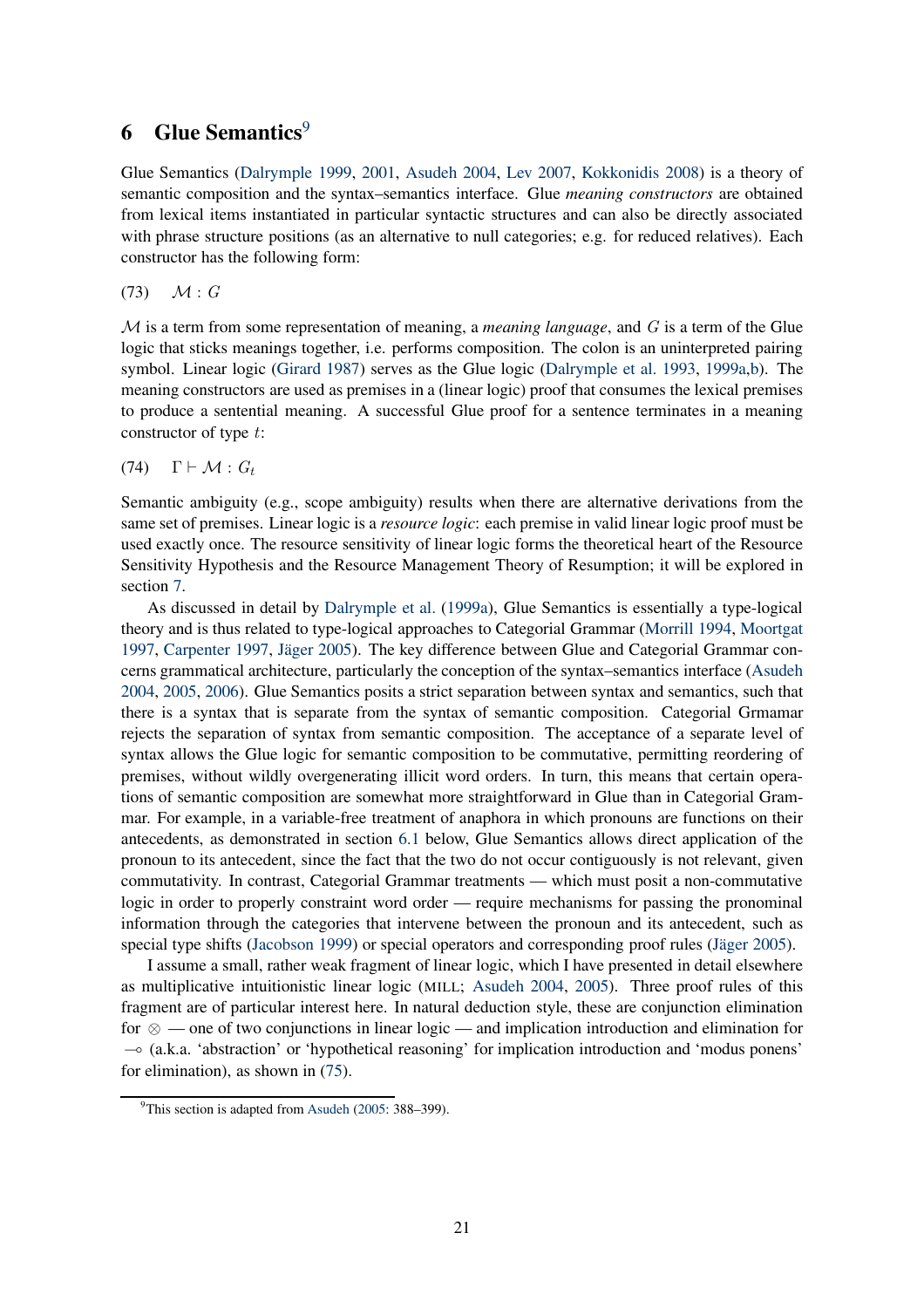## 6 Glue Semantics[9]

Glue Semantics (Dalrymple 1999, 2001, Asudeh 2004, Lev 2007, Kokkonidis 2008) is a theory of semantic composition and the syntax–semantics interface. Glue *meaning constructors* are obtained from lexical items instantiated in particular syntactic structures and can also be directly associated with phrase structure positions (as an alternative to null categories; e.g. for reduced relatives). Each constructor has the following form:

(73) $\mathcal{M} : G$

$\mathcal{M}$ is a term from some representation of meaning, a *meaning language*, and $G$ is a term of the Glue logic that sticks meanings together, i.e. performs composition. The colon is an uninterpreted pairing symbol. Linear logic (Girard 1987) serves as the Glue logic (Dalrymple et al. 1993, 1999a,b). The meaning constructors are used as premises in a (linear logic) proof that consumes the lexical premises to produce a sentential meaning. A successful Glue proof for a sentence terminates in a meaning constructor of type $t$:

(74) $\Gamma \vdash \mathcal{M} : G_t$

Semantic ambiguity (e.g., scope ambiguity) results when there are alternative derivations from the same set of premises. Linear logic is a *resource logic*: each premise in valid linear logic proof must be used exactly once. The resource sensitivity of linear logic forms the theoretical heart of the Resource Sensitivity Hypothesis and the Resource Management Theory of Resumption; it will be explored in section 7.

As discussed in detail by Dalrymple et al. (1999a), Glue Semantics is essentially a type-logical theory and is thus related to type-logical approaches to Categorial Grammar (Morrill 1994, Moortgat 1997, Carpenter 1997, Jäger 2005). The key difference between Glue and Categorial Grammar concerns grammatical architecture, particularly the conception of the syntax–semantics interface (Asudeh 2004, 2005, 2006). Glue Semantics posits a strict separation between syntax and semantics, such that there is a syntax that is separate from the syntax of semantic composition. Categorial Grmamar rejects the separation of syntax from semantic composition. The acceptance of a separate level of syntax allows the Glue logic for semantic composition to be commutative, permitting reordering of premises, without wildly overgenerating illicit word orders. In turn, this means that certain operations of semantic composition are somewhat more straightforward in Glue than in Categorial Grammar. For example, in a variable-free treatment of anaphora in which pronouns are functions on their antecedents, as demonstrated in section 6.1 below, Glue Semantics allows direct application of the pronoun to its antecedent, since the fact that the two do not occur contiguously is not relevant, given commutativity. In contrast, Categorial Grammar treatments — which must posit a non-commutative logic in order to properly constraint word order — require mechanisms for passing the pronominal information through the categories that intervene between the pronoun and its antecedent, such as special type shifts (Jacobson 1999) or special operators and corresponding proof rules (Jäger 2005).

I assume a small, rather weak fragment of linear logic, which I have presented in detail elsewhere as multiplicative intuitionistic linear logic (MILL; Asudeh 2004, 2005). Three proof rules of this fragment are of particular interest here. In natural deduction style, these are conjunction elimination for $\otimes$ — one of two conjunctions in linear logic — and implication introduction and elimination for $\multimap$ (a.k.a. 'abstraction' or 'hypothetical reasoning' for implication introduction and 'modus ponens' for elimination), as shown in (75).

[9] This section is adapted from Asudeh (2005: 388–399).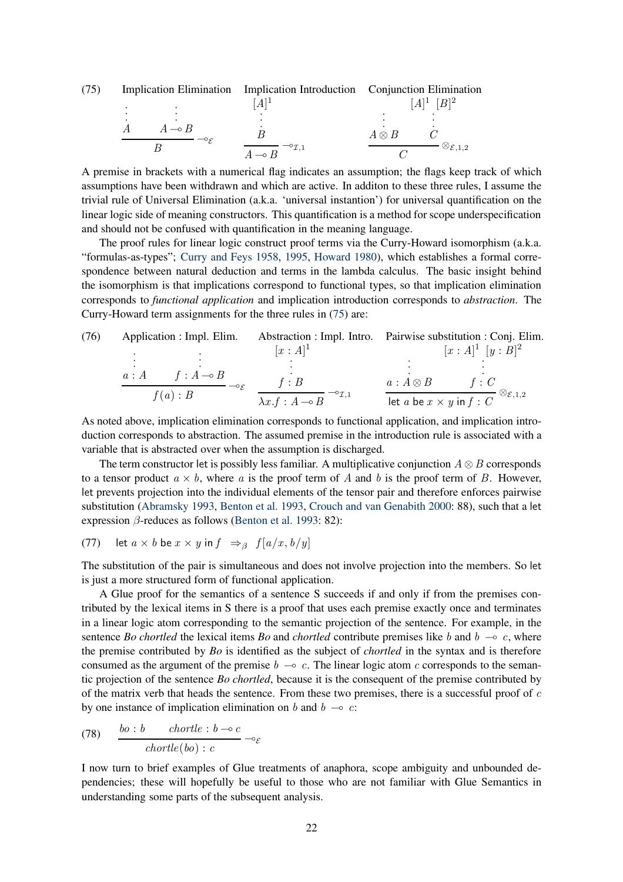(75) Implication Elimination, Implication Introduction, Conjunction Elimination

$$\dfrac{\begin{array}{c}\vdots \\ A\end{array} \qquad \begin{array}{c}\vdots \\ A \multimap B\end{array}}{B}\multimap_{\mathcal{E}} \qquad\qquad \dfrac{\begin{array}{c}[A]^1 \\ \vdots \\ B\end{array}}{A \multimap B}\multimap_{\mathcal{I},1} \qquad\qquad \dfrac{\begin{array}{c}\vdots \\ A \otimes B\end{array} \qquad \begin{array}{c}[A]^1 \ [B]^2 \\ \vdots \\ C\end{array}}{C}\otimes_{\mathcal{E},1,2}$$

A premise in brackets with a numerical flag indicates an assumption; the flags keep track of which assumptions have been withdrawn and which are active. In additon to these three rules, I assume the trivial rule of Universal Elimination (a.k.a. 'universal instantion') for universal quantification on the linear logic side of meaning constructors. This quantification is a method for scope underspecification and should not be confused with quantification in the meaning language.

The proof rules for linear logic construct proof terms via the Curry-Howard isomorphism (a.k.a. "formulas-as-types"; Curry and Feys 1958, 1995, Howard 1980), which establishes a formal correspondence between natural deduction and terms in the lambda calculus. The basic insight behind the isomorphism is that implications correspond to functional types, so that implication elimination corresponds to *functional application* and implication introduction corresponds to *abstraction*. The Curry-Howard term assignments for the three rules in (75) are:

(76) Application : Impl. Elim., Abstraction : Impl. Intro., Pairwise substitution : Conj. Elim.

$$\dfrac{\begin{array}{c}\vdots \\ a : A\end{array} \qquad \begin{array}{c}\vdots \\ f : A \multimap B\end{array}}{f(a) : B}\multimap_{\mathcal{E}} \qquad\qquad \dfrac{\begin{array}{c}[x : A]^1 \\ \vdots \\ f : B\end{array}}{\lambda x.f : A \multimap B}\multimap_{\mathcal{I},1} \qquad\qquad \dfrac{\begin{array}{c}\vdots \\ a : A \otimes B\end{array} \qquad \begin{array}{c}[x : A]^1 \ [y : B]^2 \\ \vdots \\ f : C\end{array}}{\mathsf{let}\ a\ \mathsf{be}\ x \times y\ \mathsf{in}\ f : C}\otimes_{\mathcal{E},1,2}$$

As noted above, implication elimination corresponds to functional application, and implication introduction corresponds to abstraction. The assumed premise in the introduction rule is associated with a variable that is abstracted over when the assumption is discharged.

The term constructor let is possibly less familiar. A multiplicative conjunction $A \otimes B$ corresponds to a tensor product $a \times b$, where $a$ is the proof term of $A$ and $b$ is the proof term of $B$. However, let prevents projection into the individual elements of the tensor pair and therefore enforces pairwise substitution (Abramsky 1993, Benton et al. 1993, Crouch and van Genabith 2000: 88), such that a let expression $\beta$-reduces as follows (Benton et al. 1993: 82):

(77) $\mathsf{let}\ a \times b\ \mathsf{be}\ x \times y\ \mathsf{in}\ f \ \Rightarrow_\beta\ f[a/x, b/y]$

The substitution of the pair is simultaneous and does not involve projection into the members. So let is just a more structured form of functional application.

A Glue proof for the semantics of a sentence S succeeds if and only if from the premises contributed by the lexical items in S there is a proof that uses each premise exactly once and terminates in a linear logic atom corresponding to the semantic projection of the sentence. For example, in the sentence *Bo chortled* the lexical items *Bo* and *chortled* contribute premises like $b$ and $b \multimap c$, where the premise contributed by *Bo* is identified as the subject of *chortled* in the syntax and is therefore consumed as the argument of the premise $b \multimap c$. The linear logic atom $c$ corresponds to the semantic projection of the sentence *Bo chortled*, because it is the consequent of the premise contributed by of the matrix verb that heads the sentence. From these two premises, there is a successful proof of $c$ by one instance of implication elimination on $b$ and $b \multimap c$:

(78)
$$\dfrac{\mathit{bo} : b \qquad \mathit{chortle} : b \multimap c}{\mathit{chortle}(\mathit{bo}) : c}\multimap_{\mathcal{E}}$$

I now turn to brief examples of Glue treatments of anaphora, scope ambiguity and unbounded dependencies; these will hopefully be useful to those who are not familiar with Glue Semantics in understanding some parts of the subsequent analysis.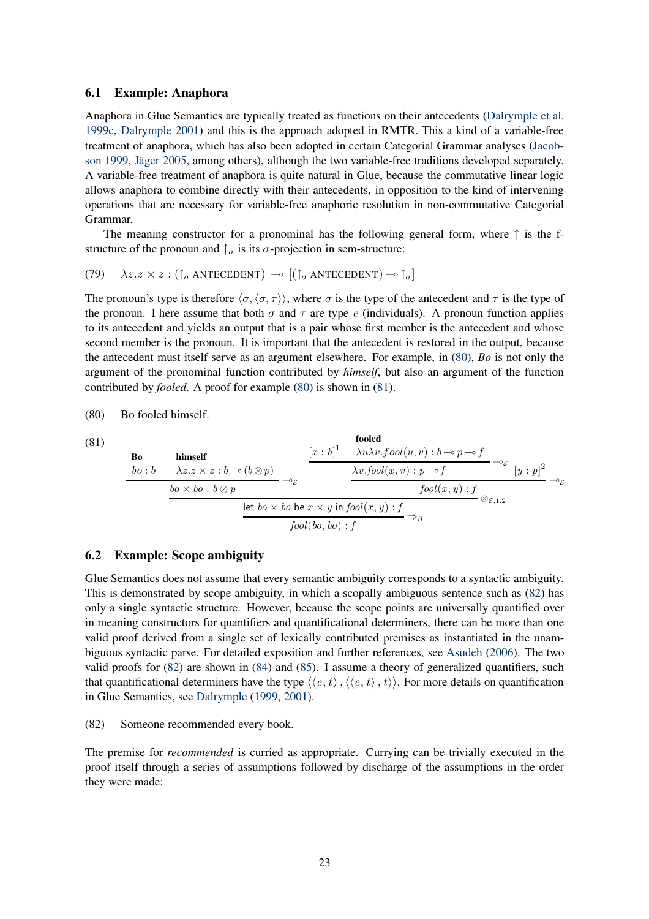### 6.1 Example: Anaphora

Anaphora in Glue Semantics are typically treated as functions on their antecedents (Dalrymple et al. 1999c, Dalrymple 2001) and this is the approach adopted in RMTR. This a kind of a variable-free treatment of anaphora, which has also been adopted in certain Categorial Grammar analyses (Jacobson 1999, Jäger 2005, among others), although the two variable-free traditions developed separately. A variable-free treatment of anaphora is quite natural in Glue, because the commutative linear logic allows anaphora to combine directly with their antecedents, in opposition to the kind of intervening operations that are necessary for variable-free anaphoric resolution in non-commutative Categorial Grammar.

The meaning constructor for a pronominal has the following general form, where $\uparrow$ is the f-structure of the pronoun and $\uparrow_\sigma$ is its $\sigma$-projection in sem-structure:

(79) $\lambda z.z \times z : (\uparrow_\sigma \text{ ANTECEDENT}) \multimap [(\uparrow_\sigma \text{ ANTECEDENT}) \multimap \uparrow_\sigma]$

The pronoun's type is therefore $\langle \sigma, \langle \sigma, \tau \rangle \rangle$, where $\sigma$ is the type of the antecedent and $\tau$ is the type of the pronoun. I here assume that both $\sigma$ and $\tau$ are type $e$ (individuals). A pronoun function applies to its antecedent and yields an output that is a pair whose first member is the antecedent and whose second member is the pronoun. It is important that the antecedent is restored in the output, because the antecedent must itself serve as an argument elsewhere. For example, in (80), *Bo* is not only the argument of the pronominal function contributed by *himself*, but also an argument of the function contributed by *fooled*. A proof for example (80) is shown in (81).

(80) Bo fooled himself.

(81)

$$
\dfrac{\dfrac{\overset{\textbf{Bo}}{bo : b} \quad \overset{\textbf{himself}}{\lambda z.z \times z : b \multimap (b \otimes p)}}{bo \times bo : b \otimes p} \multimap_{\mathcal{E}} \quad \dfrac{\dfrac{[x:b]^1 \quad \overset{\textbf{fooled}}{\lambda u \lambda v.fool(u,v) : b \multimap p \multimap f}}{\lambda v.fool(x,v) : p \multimap f} \multimap_{\mathcal{E}} \quad [y:p]^2}{fool(x,y) : f} \multimap_{\mathcal{E}}}{\dfrac{\mathsf{let}\ bo \times bo\ \mathsf{be}\ x \times y\ \mathsf{in}\ fool(x,y) : f}{fool(bo,bo) : f} \Rightarrow_\beta} \otimes_{\mathcal{E},1,2}
$$

### 6.2 Example: Scope ambiguity

Glue Semantics does not assume that every semantic ambiguity corresponds to a syntactic ambiguity. This is demonstrated by scope ambiguity, in which a scopally ambiguous sentence such as (82) has only a single syntactic structure. However, because the scope points are universally quantified over in meaning constructors for quantifiers and quantificational determiners, there can be more than one valid proof derived from a single set of lexically contributed premises as instantiated in the unambiguous syntactic parse. For detailed exposition and further references, see Asudeh (2006). The two valid proofs for (82) are shown in (84) and (85). I assume a theory of generalized quantifiers, such that quantificational determiners have the type $\langle \langle e,t \rangle, \langle \langle e,t \rangle, t \rangle \rangle$. For more details on quantification in Glue Semantics, see Dalrymple (1999, 2001).

(82) Someone recommended every book.

The premise for *recommended* is curried as appropriate. Currying can be trivially executed in the proof itself through a series of assumptions followed by discharge of the assumptions in the order they were made: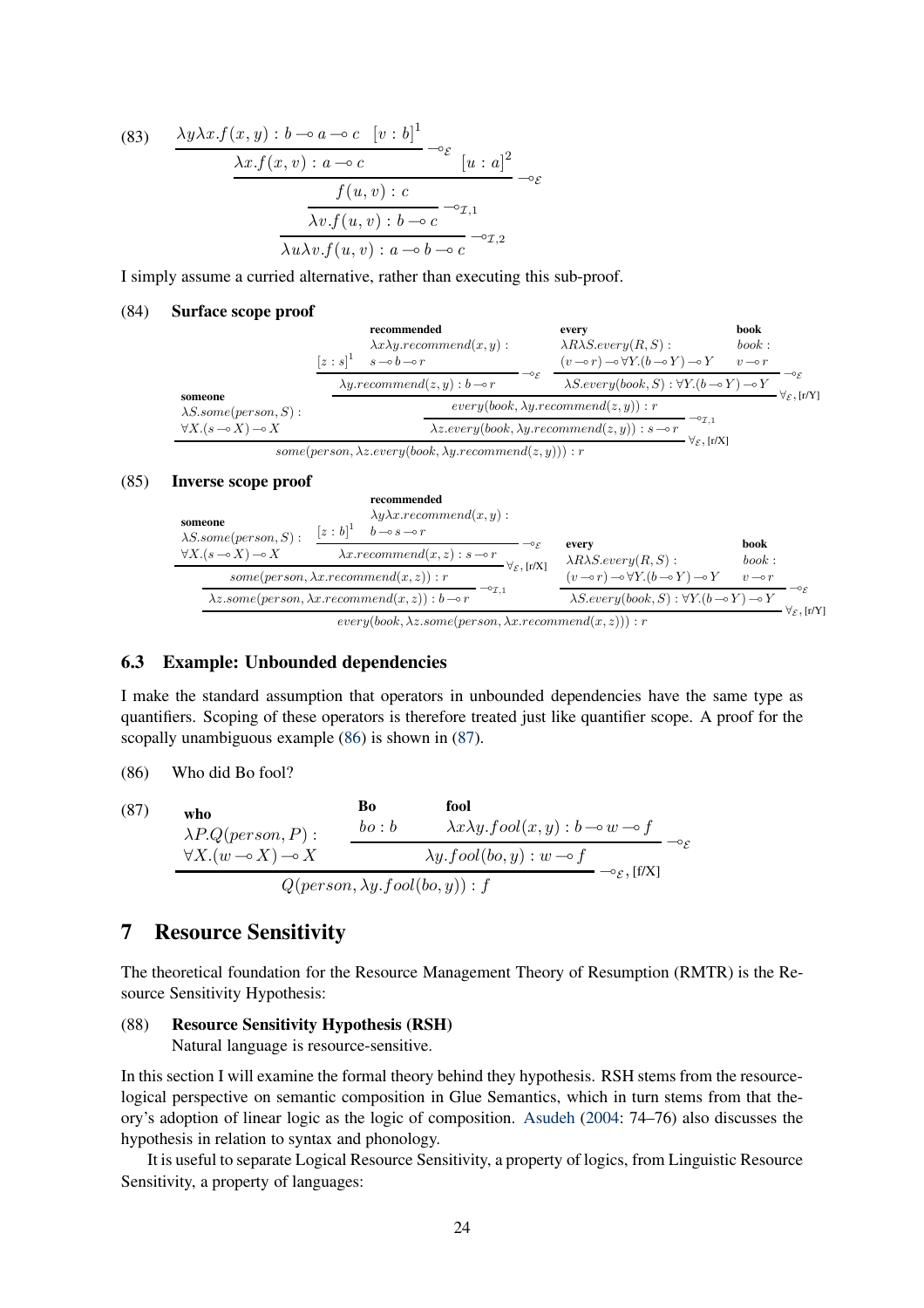(83)

$$\dfrac{\dfrac{\dfrac{\dfrac{\lambda y \lambda x.f(x,y) : b \multimap a \multimap c \quad [v:b]^1}{\lambda x.f(x,v) : a \multimap c} \multimap_{\mathcal{E}} \quad [u:a]^2}{f(u,v) : c} \multimap_{\mathcal{E}}}{\lambda v.f(u,v) : b \multimap c} \multimap_{\mathcal{I},1}}{\lambda u \lambda v.f(u,v) : a \multimap b \multimap c} \multimap_{\mathcal{I},2}$$

I simply assume a curried alternative, rather than executing this sub-proof.

(84) **Surface scope proof**

$$\dfrac{\begin{array}{c}\textbf{someone}\\ \lambda S.some(person,S) :\\ \forall X.(s \multimap X) \multimap X\end{array} \quad \dfrac{\dfrac{\dfrac{[z:s]^1 \quad \begin{array}{c}\textbf{recommended}\\ \lambda x \lambda y.recommend(x,y) :\\ s \multimap b \multimap r\end{array}}{\lambda y.recommend(z,y) : b \multimap r} \multimap_{\mathcal{E}} \quad \dfrac{\begin{array}{c}\textbf{every}\\ \lambda R \lambda S.every(R,S) :\\ (v \multimap r) \multimap \forall Y.(b \multimap Y) \multimap Y\end{array} \quad \begin{array}{c}\textbf{book}\\ book :\\ v \multimap r\end{array}}{\lambda S.every(book,S) : \forall Y.(b \multimap Y) \multimap Y} \multimap_{\mathcal{E}}}{every(book, \lambda y.recommend(z,y)) : r} \forall_{\mathcal{E}}, [r/Y]}{\lambda z.every(book, \lambda y.recommend(z,y)) : s \multimap r} \multimap_{\mathcal{I},1}}{some(person, \lambda z.every(book, \lambda y.recommend(z,y))) : r} \forall_{\mathcal{E}}, [r/X]$$

(85) **Inverse scope proof**

$$\dfrac{\dfrac{\dfrac{\begin{array}{c}\textbf{someone}\\ \lambda S.some(person,S) :\\ \forall X.(s \multimap X) \multimap X\end{array} \quad \dfrac{[z:b]^1 \quad \begin{array}{c}\textbf{recommended}\\ \lambda y \lambda x.recommend(x,y) :\\ b \multimap s \multimap r\end{array}}{\lambda x.recommend(x,z) : s \multimap r} \multimap_{\mathcal{E}}}{some(person, \lambda x.recommend(x,z)) : r} \forall_{\mathcal{E}}, [r/X]}{\lambda z.some(person, \lambda x.recommend(x,z)) : b \multimap r} \multimap_{\mathcal{I},1} \quad \dfrac{\begin{array}{c}\textbf{every}\\ \lambda R \lambda S.every(R,S) :\\ (v \multimap r) \multimap \forall Y.(b \multimap Y) \multimap Y\end{array} \quad \begin{array}{c}\textbf{book}\\ book :\\ v \multimap r\end{array}}{\lambda S.every(book,S) : \forall Y.(b \multimap Y) \multimap Y} \multimap_{\mathcal{E}}}{every(book, \lambda z.some(person, \lambda x.recommend(x,z))) : r} \forall_{\mathcal{E}}, [r/Y]$$

### 6.3 Example: Unbounded dependencies

I make the standard assumption that operators in unbounded dependencies have the same type as quantifiers. Scoping of these operators is therefore treated just like quantifier scope. A proof for the scopally unambiguous example (86) is shown in (87).

(86) Who did Bo fool?

(87)

$$\dfrac{\begin{array}{c}\textbf{who}\\ \lambda P.Q(person,P) :\\ \forall X.(w \multimap X) \multimap X\end{array} \quad \dfrac{\begin{array}{c}\textbf{Bo}\\ bo : b\end{array} \quad \begin{array}{c}\textbf{fool}\\ \lambda x \lambda y.fool(x,y) : b \multimap w \multimap f\end{array}}{\lambda y.fool(bo,y) : w \multimap f} \multimap_{\mathcal{E}}}{Q(person, \lambda y.fool(bo,y)) : f} \multimap_{\mathcal{E}}, [f/X]$$

## 7 Resource Sensitivity

The theoretical foundation for the Resource Management Theory of Resumption (RMTR) is the Resource Sensitivity Hypothesis:

(88) **Resource Sensitivity Hypothesis (RSH)**
Natural language is resource-sensitive.

In this section I will examine the formal theory behind they hypothesis. RSH stems from the resource-logical perspective on semantic composition in Glue Semantics, which in turn stems from that theory's adoption of linear logic as the logic of composition. Asudeh (2004: 74–76) also discusses the hypothesis in relation to syntax and phonology.

It is useful to separate Logical Resource Sensitivity, a property of logics, from Linguistic Resource Sensitivity, a property of languages: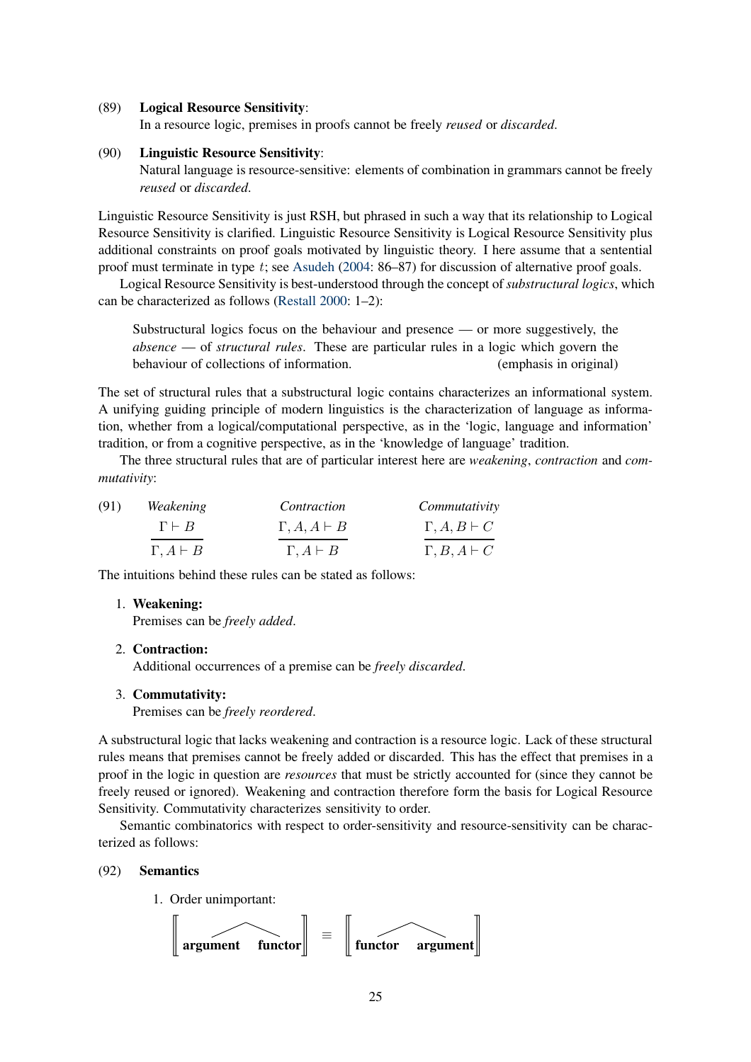(89) **Logical Resource Sensitivity**:
In a resource logic, premises in proofs cannot be freely *reused* or *discarded*.

(90) **Linguistic Resource Sensitivity**:
Natural language is resource-sensitive: elements of combination in grammars cannot be freely *reused* or *discarded*.

Linguistic Resource Sensitivity is just RSH, but phrased in such a way that its relationship to Logical Resource Sensitivity is clarified. Linguistic Resource Sensitivity is Logical Resource Sensitivity plus additional constraints on proof goals motivated by linguistic theory. I here assume that a sentential proof must terminate in type $t$; see Asudeh (2004: 86–87) for discussion of alternative proof goals.

Logical Resource Sensitivity is best-understood through the concept of *substructural logics*, which can be characterized as follows (Restall 2000: 1–2):

> Substructural logics focus on the behaviour and presence — or more suggestively, the *absence* — of *structural rules*. These are particular rules in a logic which govern the behaviour of collections of information. (emphasis in original)

The set of structural rules that a substructural logic contains characterizes an informational system. A unifying guiding principle of modern linguistics is the characterization of language as information, whether from a logical/computational perspective, as in the 'logic, language and information' tradition, or from a cognitive perspective, as in the 'knowledge of language' tradition.

The three structural rules that are of particular interest here are *weakening*, *contraction* and *commutativity*:

(91) *Weakening* $\dfrac{\Gamma \vdash B}{\Gamma, A \vdash B}$ *Contraction* $\dfrac{\Gamma, A, A \vdash B}{\Gamma, A \vdash B}$ *Commutativity* $\dfrac{\Gamma, A, B \vdash C}{\Gamma, B, A \vdash C}$

The intuitions behind these rules can be stated as follows:

1. **Weakening:**
   Premises can be *freely added*.

2. **Contraction:**
   Additional occurrences of a premise can be *freely discarded*.

3. **Commutativity:**
   Premises can be *freely reordered*.

A substructural logic that lacks weakening and contraction is a resource logic. Lack of these structural rules means that premises cannot be freely added or discarded. This has the effect that premises in a proof in the logic in question are *resources* that must be strictly accounted for (since they cannot be freely reused or ignored). Weakening and contraction therefore form the basis for Logical Resource Sensitivity. Commutativity characterizes sensitivity to order.

Semantic combinatorics with respect to order-sensitivity and resource-sensitivity can be characterized as follows:

(92) **Semantics**

1. Order unimportant:

$$\left[\!\left[ \textbf{argument} \quad \textbf{functor} \right]\!\right] \equiv \left[\!\left[ \textbf{functor} \quad \textbf{argument} \right]\!\right]$$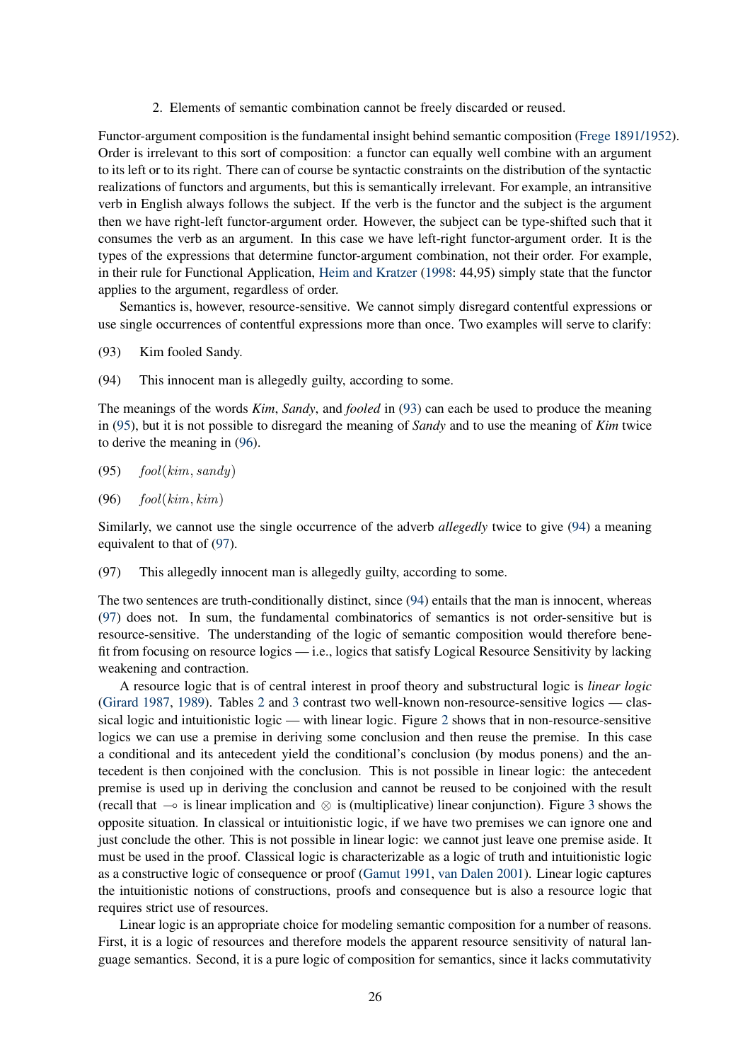2. Elements of semantic combination cannot be freely discarded or reused.

Functor-argument composition is the fundamental insight behind semantic composition (Frege 1891/1952). Order is irrelevant to this sort of composition: a functor can equally well combine with an argument to its left or to its right. There can of course be syntactic constraints on the distribution of the syntactic realizations of functors and arguments, but this is semantically irrelevant. For example, an intransitive verb in English always follows the subject. If the verb is the functor and the subject is the argument then we have right-left functor-argument order. However, the subject can be type-shifted such that it consumes the verb as an argument. In this case we have left-right functor-argument order. It is the types of the expressions that determine functor-argument combination, not their order. For example, in their rule for Functional Application, Heim and Kratzer (1998: 44,95) simply state that the functor applies to the argument, regardless of order.

Semantics is, however, resource-sensitive. We cannot simply disregard contentful expressions or use single occurrences of contentful expressions more than once. Two examples will serve to clarify:

(93) Kim fooled Sandy.

(94) This innocent man is allegedly guilty, according to some.

The meanings of the words *Kim*, *Sandy*, and *fooled* in (93) can each be used to produce the meaning in (95), but it is not possible to disregard the meaning of *Sandy* and to use the meaning of *Kim* twice to derive the meaning in (96).

(95) $fool(kim, sandy)$

(96) $fool(kim, kim)$

Similarly, we cannot use the single occurrence of the adverb *allegedly* twice to give (94) a meaning equivalent to that of (97).

(97) This allegedly innocent man is allegedly guilty, according to some.

The two sentences are truth-conditionally distinct, since (94) entails that the man is innocent, whereas (97) does not. In sum, the fundamental combinatorics of semantics is not order-sensitive but is resource-sensitive. The understanding of the logic of semantic composition would therefore benefit from focusing on resource logics — i.e., logics that satisfy Logical Resource Sensitivity by lacking weakening and contraction.

A resource logic that is of central interest in proof theory and substructural logic is *linear logic* (Girard 1987, 1989). Tables 2 and 3 contrast two well-known non-resource-sensitive logics — classical logic and intuitionistic logic — with linear logic. Figure 2 shows that in non-resource-sensitive logics we can use a premise in deriving some conclusion and then reuse the premise. In this case a conditional and its antecedent yield the conditional's conclusion (by modus ponens) and the antecedent is then conjoined with the conclusion. This is not possible in linear logic: the antecedent premise is used up in deriving the conclusion and cannot be reused to be conjoined with the result (recall that $\multimap$ is linear implication and $\otimes$ is (multiplicative) linear conjunction). Figure 3 shows the opposite situation. In classical or intuitionistic logic, if we have two premises we can ignore one and just conclude the other. This is not possible in linear logic: we cannot just leave one premise aside. It must be used in the proof. Classical logic is characterizable as a logic of truth and intuitionistic logic as a constructive logic of consequence or proof (Gamut 1991, van Dalen 2001). Linear logic captures the intuitionistic notions of constructions, proofs and consequence but is also a resource logic that requires strict use of resources.

Linear logic is an appropriate choice for modeling semantic composition for a number of reasons. First, it is a logic of resources and therefore models the apparent resource sensitivity of natural language semantics. Second, it is a pure logic of composition for semantics, since it lacks commutativity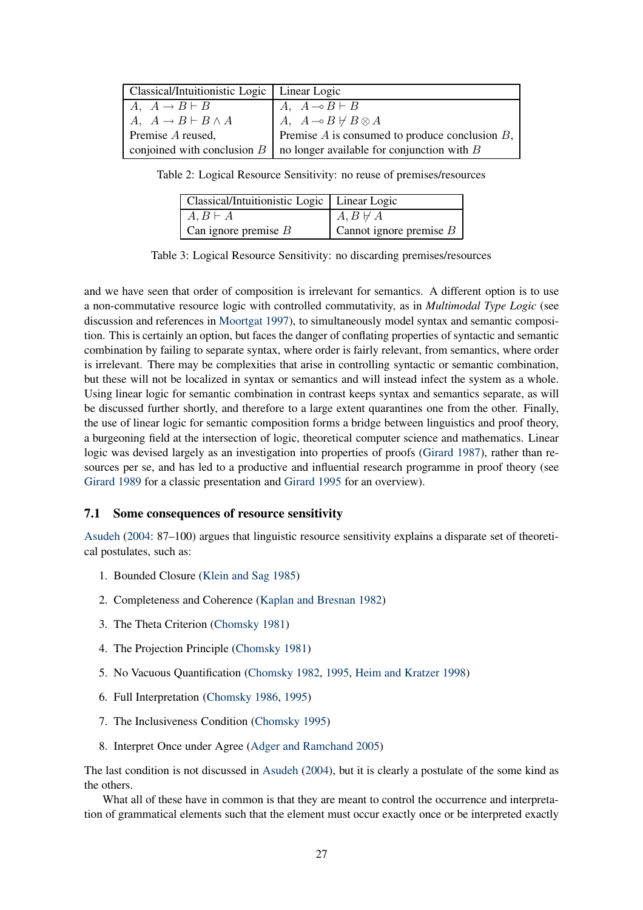| Classical/Intuitionistic Logic | Linear Logic |
|---|---|
| $A,\ A \rightarrow B \vdash B$ | $A,\ A \multimap B \vdash B$ |
| $A,\ A \rightarrow B \vdash B \wedge A$ | $A,\ A \multimap B \nvdash B \otimes A$ |
| Premise $A$ reused, | Premise $A$ is consumed to produce conclusion $B$, |
| conjoined with conclusion $B$ | no longer available for conjunction with $B$ |

Table 2: Logical Resource Sensitivity: no reuse of premises/resources

| Classical/Intuitionistic Logic | Linear Logic |
|---|---|
| $A, B \vdash A$ | $A, B \nvdash A$ |
| Can ignore premise $B$ | Cannot ignore premise $B$ |

Table 3: Logical Resource Sensitivity: no discarding premises/resources

and we have seen that order of composition is irrelevant for semantics. A different option is to use a non-commutative resource logic with controlled commutativity, as in *Multimodal Type Logic* (see discussion and references in Moortgat 1997), to simultaneously model syntax and semantic composition. This is certainly an option, but faces the danger of conflating properties of syntactic and semantic combination by failing to separate syntax, where order is fairly relevant, from semantics, where order is irrelevant. There may be complexities that arise in controlling syntactic or semantic combination, but these will not be localized in syntax or semantics and will instead infect the system as a whole. Using linear logic for semantic combination in contrast keeps syntax and semantics separate, as will be discussed further shortly, and therefore to a large extent quarantines one from the other. Finally, the use of linear logic for semantic composition forms a bridge between linguistics and proof theory, a burgeoning field at the intersection of logic, theoretical computer science and mathematics. Linear logic was devised largely as an investigation into properties of proofs (Girard 1987), rather than resources per se, and has led to a productive and influential research programme in proof theory (see Girard 1989 for a classic presentation and Girard 1995 for an overview).

### 7.1 Some consequences of resource sensitivity

Asudeh (2004: 87–100) argues that linguistic resource sensitivity explains a disparate set of theoretical postulates, such as:

1. Bounded Closure (Klein and Sag 1985)
2. Completeness and Coherence (Kaplan and Bresnan 1982)
3. The Theta Criterion (Chomsky 1981)
4. The Projection Principle (Chomsky 1981)
5. No Vacuous Quantification (Chomsky 1982, 1995, Heim and Kratzer 1998)
6. Full Interpretation (Chomsky 1986, 1995)
7. The Inclusiveness Condition (Chomsky 1995)
8. Interpret Once under Agree (Adger and Ramchand 2005)

The last condition is not discussed in Asudeh (2004), but it is clearly a postulate of the some kind as the others.

What all of these have in common is that they are meant to control the occurrence and interpretation of grammatical elements such that the element must occur exactly once or be interpreted exactly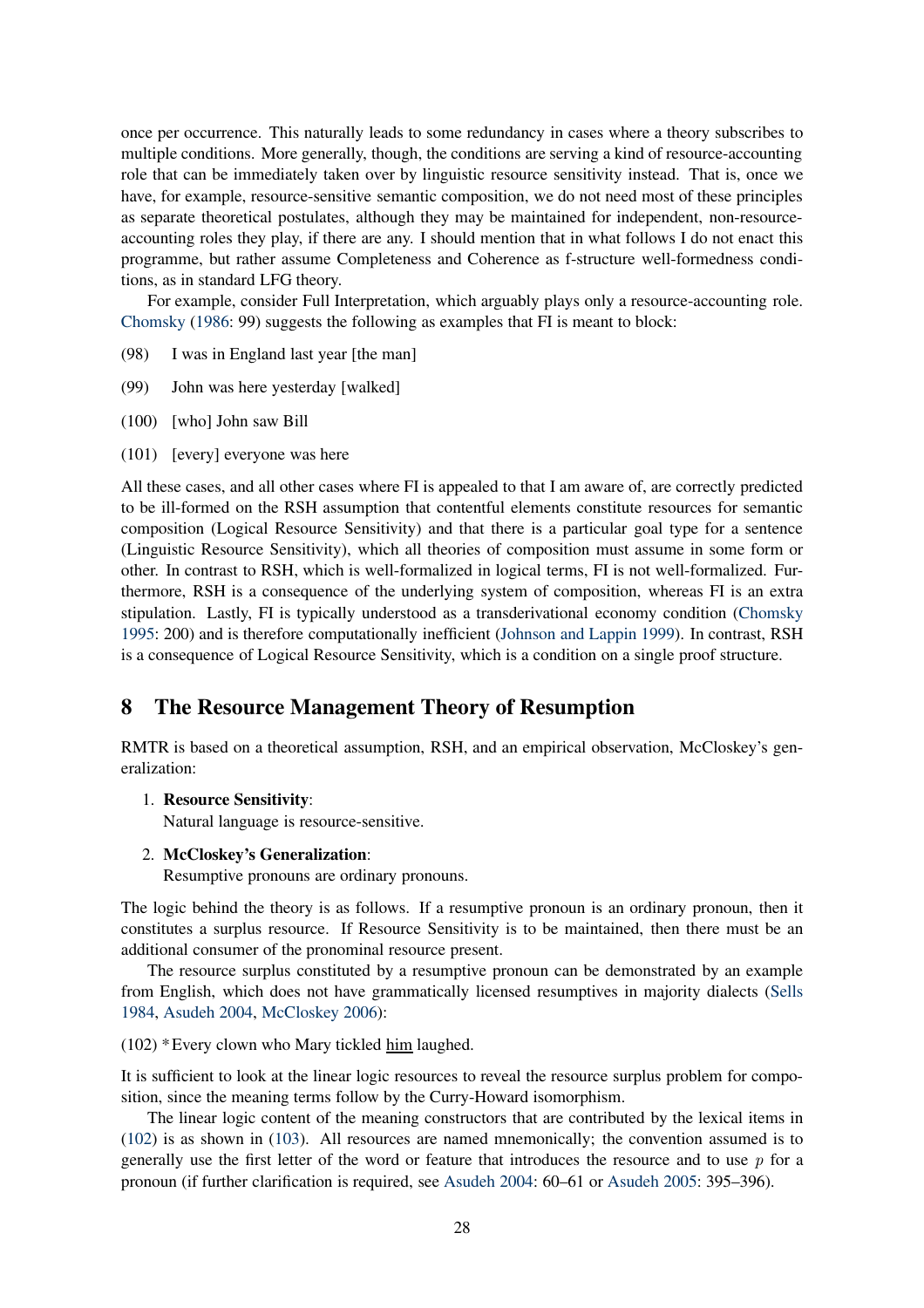once per occurrence. This naturally leads to some redundancy in cases where a theory subscribes to multiple conditions. More generally, though, the conditions are serving a kind of resource-accounting role that can be immediately taken over by linguistic resource sensitivity instead. That is, once we have, for example, resource-sensitive semantic composition, we do not need most of these principles as separate theoretical postulates, although they may be maintained for independent, non-resource-accounting roles they play, if there are any. I should mention that in what follows I do not enact this programme, but rather assume Completeness and Coherence as f-structure well-formedness conditions, as in standard LFG theory.

For example, consider Full Interpretation, which arguably plays only a resource-accounting role. Chomsky (1986: 99) suggests the following as examples that FI is meant to block:

(98) I was in England last year [the man]

(99) John was here yesterday [walked]

(100) [who] John saw Bill

(101) [every] everyone was here

All these cases, and all other cases where FI is appealed to that I am aware of, are correctly predicted to be ill-formed on the RSH assumption that contentful elements constitute resources for semantic composition (Logical Resource Sensitivity) and that there is a particular goal type for a sentence (Linguistic Resource Sensitivity), which all theories of composition must assume in some form or other. In contrast to RSH, which is well-formalized in logical terms, FI is not well-formalized. Furthermore, RSH is a consequence of the underlying system of composition, whereas FI is an extra stipulation. Lastly, FI is typically understood as a transderivational economy condition (Chomsky 1995: 200) and is therefore computationally inefficient (Johnson and Lappin 1999). In contrast, RSH is a consequence of Logical Resource Sensitivity, which is a condition on a single proof structure.

## 8 The Resource Management Theory of Resumption

RMTR is based on a theoretical assumption, RSH, and an empirical observation, McCloskey's generalization:

1. **Resource Sensitivity**:
   Natural language is resource-sensitive.
2. **McCloskey's Generalization**:
   Resumptive pronouns are ordinary pronouns.

The logic behind the theory is as follows. If a resumptive pronoun is an ordinary pronoun, then it constitutes a surplus resource. If Resource Sensitivity is to be maintained, then there must be an additional consumer of the pronominal resource present.

The resource surplus constituted by a resumptive pronoun can be demonstrated by an example from English, which does not have grammatically licensed resumptives in majority dialects (Sells 1984, Asudeh 2004, McCloskey 2006):

(102) *Every clown who Mary tickled <u>him</u> laughed.

It is sufficient to look at the linear logic resources to reveal the resource surplus problem for composition, since the meaning terms follow by the Curry-Howard isomorphism.

The linear logic content of the meaning constructors that are contributed by the lexical items in (102) is as shown in (103). All resources are named mnemonically; the convention assumed is to generally use the first letter of the word or feature that introduces the resource and to use $p$ for a pronoun (if further clarification is required, see Asudeh 2004: 60–61 or Asudeh 2005: 395–396).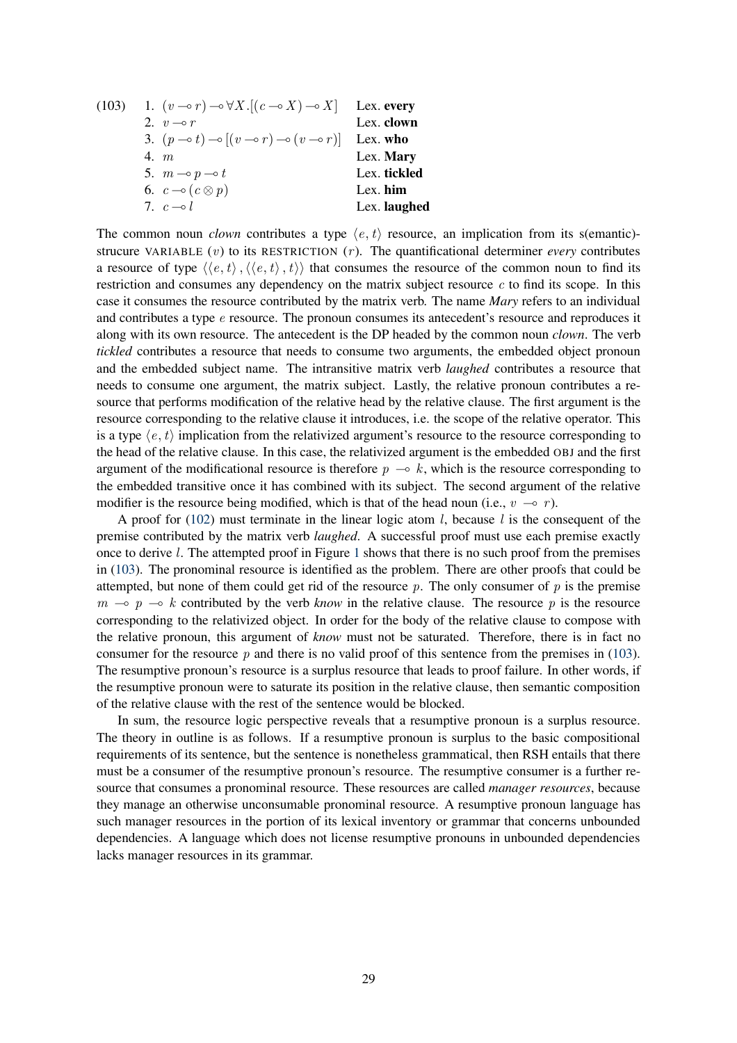(103)

| | | |
|---|---|---|
| 1. | $(v \multimap r) \multimap \forall X.[(c \multimap X) \multimap X]$ | Lex. **every** |
| 2. | $v \multimap r$ | Lex. **clown** |
| 3. | $(p \multimap t) \multimap [(v \multimap r) \multimap (v \multimap r)]$ | Lex. **who** |
| 4. | $m$ | Lex. **Mary** |
| 5. | $m \multimap p \multimap t$ | Lex. **tickled** |
| 6. | $c \multimap (c \otimes p)$ | Lex. **him** |
| 7. | $c \multimap l$ | Lex. **laughed** |

The common noun *clown* contributes a type $\langle e, t \rangle$ resource, an implication from its s(emantic)-strucure VARIABLE ($v$) to its RESTRICTION ($r$). The quantificational determiner *every* contributes a resource of type $\langle \langle e, t \rangle, \langle \langle e, t \rangle, t \rangle \rangle$ that consumes the resource of the common noun to find its restriction and consumes any dependency on the matrix subject resource $c$ to find its scope. In this case it consumes the resource contributed by the matrix verb. The name *Mary* refers to an individual and contributes a type $e$ resource. The pronoun consumes its antecedent's resource and reproduces it along with its own resource. The antecedent is the DP headed by the common noun *clown*. The verb *tickled* contributes a resource that needs to consume two arguments, the embedded object pronoun and the embedded subject name. The intransitive matrix verb *laughed* contributes a resource that needs to consume one argument, the matrix subject. Lastly, the relative pronoun contributes a resource that performs modification of the relative head by the relative clause. The first argument is the resource corresponding to the relative clause it introduces, i.e. the scope of the relative operator. This is a type $\langle e, t \rangle$ implication from the relativized argument's resource to the resource corresponding to the head of the relative clause. In this case, the relativized argument is the embedded OBJ and the first argument of the modificational resource is therefore $p \multimap k$, which is the resource corresponding to the embedded transitive once it has combined with its subject. The second argument of the relative modifier is the resource being modified, which is that of the head noun (i.e., $v \multimap r$).

A proof for (102) must terminate in the linear logic atom $l$, because $l$ is the consequent of the premise contributed by the matrix verb *laughed*. A successful proof must use each premise exactly once to derive $l$. The attempted proof in Figure 1 shows that there is no such proof from the premises in (103). The pronominal resource is identified as the problem. There are other proofs that could be attempted, but none of them could get rid of the resource $p$. The only consumer of $p$ is the premise $m \multimap p \multimap k$ contributed by the verb *know* in the relative clause. The resource $p$ is the resource corresponding to the relativized object. In order for the body of the relative clause to compose with the relative pronoun, this argument of *know* must not be saturated. Therefore, there is in fact no consumer for the resource $p$ and there is no valid proof of this sentence from the premises in (103). The resumptive pronoun's resource is a surplus resource that leads to proof failure. In other words, if the resumptive pronoun were to saturate its position in the relative clause, then semantic composition of the relative clause with the rest of the sentence would be blocked.

In sum, the resource logic perspective reveals that a resumptive pronoun is a surplus resource. The theory in outline is as follows. If a resumptive pronoun is surplus to the basic compositional requirements of its sentence, but the sentence is nonetheless grammatical, then RSH entails that there must be a consumer of the resumptive pronoun's resource. The resumptive consumer is a further resource that consumes a pronominal resource. These resources are called *manager resources*, because they manage an otherwise unconsumable pronominal resource. A resumptive pronoun language has such manager resources in the portion of its lexical inventory or grammar that concerns unbounded dependencies. A language which does not license resumptive pronouns in unbounded dependencies lacks manager resources in its grammar.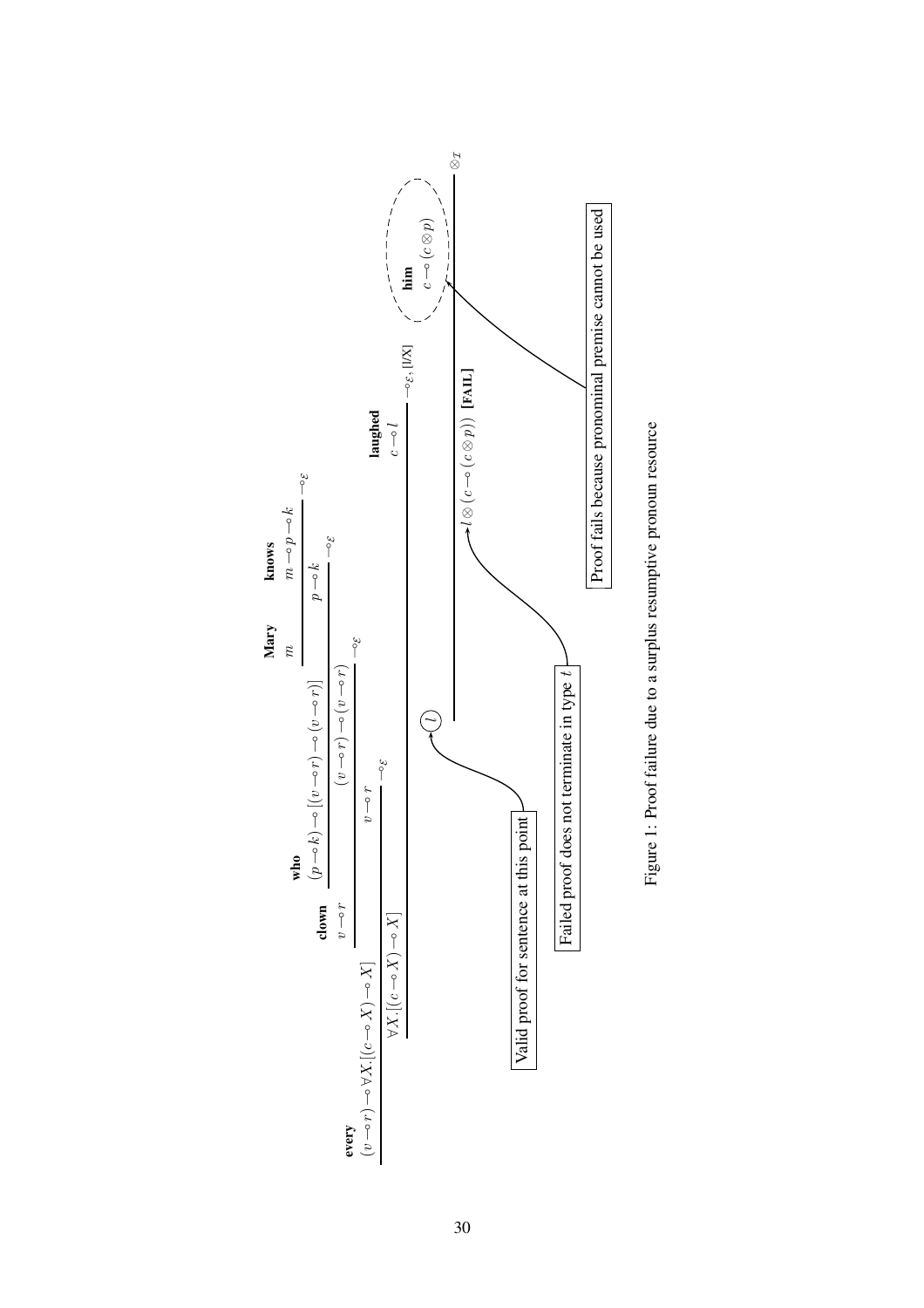**every**
$(v \multimap r) \multimap \forall X.[(c \multimap X) \multimap X]$

**clown**
$v \multimap r$

**who**
$(p \multimap k) \multimap [(v \multimap r) \multimap (v \multimap r)]$

**Mary**
$m$

**knows**
$m \multimap p \multimap k$

$$\frac{m \quad m \multimap p \multimap k}{p \multimap k} \multimap_{\mathcal{E}}$$

$$\frac{(p \multimap k) \multimap [(v \multimap r) \multimap (v \multimap r)] \quad p \multimap k}{(v \multimap r) \multimap (v \multimap r)} \multimap_{\mathcal{E}}$$

$$\frac{v \multimap r \quad (v \multimap r) \multimap (v \multimap r)}{v \multimap r} \multimap_{\mathcal{E}}$$

$$\frac{(v \multimap r) \multimap \forall X.[(c \multimap X) \multimap X] \quad v \multimap r}{\forall X.[(c \multimap X) \multimap X]} \multimap_{\mathcal{E}}$$

**laughed**
$c \multimap l$

$$\frac{\forall X.[(c \multimap X) \multimap X] \quad c \multimap l}{l} \multimap_{\mathcal{E}}, [l/X]$$

**him**
$c \multimap (c \otimes p)$

$$\frac{l \quad c \multimap (c \otimes p)}{l \otimes (c \multimap (c \otimes p))} \otimes_{\mathcal{I}} \quad \textbf{[FAIL]}$$

Valid proof for sentence at this point

Failed proof does not terminate in type $t$

Proof fails because pronominal premise cannot be used

Figure 1: Proof failure due to a surplus resumptive pronoun resource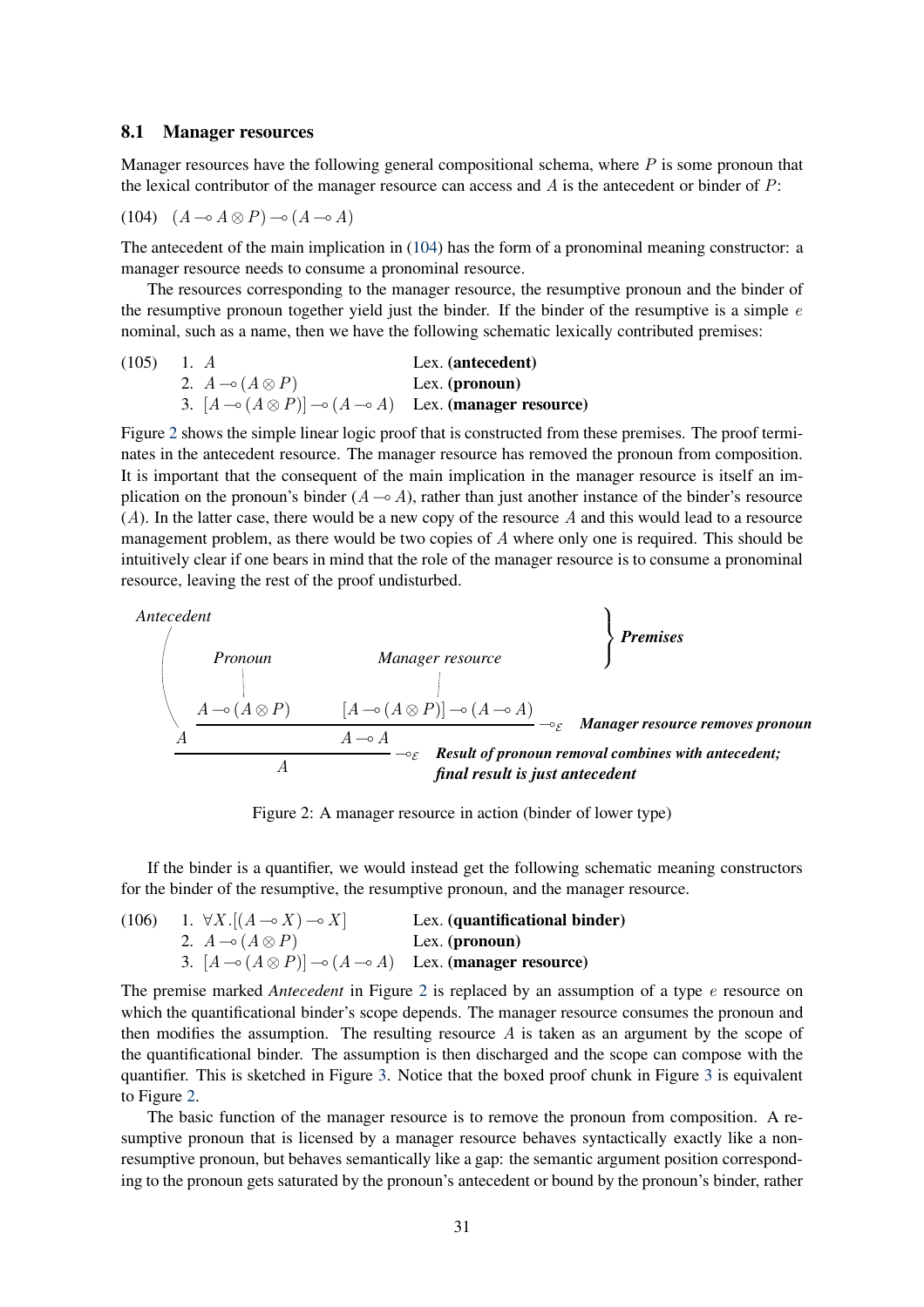## 8.1 Manager resources

Manager resources have the following general compositional schema, where $P$ is some pronoun that the lexical contributor of the manager resource can access and $A$ is the antecedent or binder of $P$:

(104) $(A \multimap A \otimes P) \multimap (A \multimap A)$

The antecedent of the main implication in (104) has the form of a pronominal meaning constructor: a manager resource needs to consume a pronominal resource.

The resources corresponding to the manager resource, the resumptive pronoun and the binder of the resumptive pronoun together yield just the binder. If the binder of the resumptive is a simple $e$ nominal, such as a name, then we have the following schematic lexically contributed premises:

(105)
1. $A$ — Lex. **(antecedent)**
2. $A \multimap (A \otimes P)$ — Lex. **(pronoun)**
3. $[A \multimap (A \otimes P)] \multimap (A \multimap A)$ — Lex. **(manager resource)**

Figure 2 shows the simple linear logic proof that is constructed from these premises. The proof terminates in the antecedent resource. The manager resource has removed the pronoun from composition. It is important that the consequent of the main implication in the manager resource is itself an implication on the pronoun's binder ($A \multimap A$), rather than just another instance of the binder's resource ($A$). In the latter case, there would be a new copy of the resource $A$ and this would lead to a resource management problem, as there would be two copies of $A$ where only one is required. This should be intuitively clear if one bears in mind that the role of the manager resource is to consume a pronominal resource, leaving the rest of the proof undisturbed.

*Antecedent* / *Pronoun* / *Manager resource* — ***Premises***

$$\dfrac{A \qquad \dfrac{A \multimap (A \otimes P) \qquad [A \multimap (A \otimes P)] \multimap (A \multimap A)}{A \multimap A}\multimap_{\mathcal{E}}}{A}\multimap_{\mathcal{E}}$$

***Manager resource removes pronoun***

***Result of pronoun removal combines with antecedent; final result is just antecedent***

Figure 2: A manager resource in action (binder of lower type)

If the binder is a quantifier, we would instead get the following schematic meaning constructors for the binder of the resumptive, the resumptive pronoun, and the manager resource.

(106)
1. $\forall X.[(A \multimap X) \multimap X]$ — Lex. **(quantificational binder)**
2. $A \multimap (A \otimes P)$ — Lex. **(pronoun)**
3. $[A \multimap (A \otimes P)] \multimap (A \multimap A)$ — Lex. **(manager resource)**

The premise marked *Antecedent* in Figure 2 is replaced by an assumption of a type $e$ resource on which the quantificational binder's scope depends. The manager resource consumes the pronoun and then modifies the assumption. The resulting resource $A$ is taken as an argument by the scope of the quantificational binder. The assumption is then discharged and the scope can compose with the quantifier. This is sketched in Figure 3. Notice that the boxed proof chunk in Figure 3 is equivalent to Figure 2.

The basic function of the manager resource is to remove the pronoun from composition. A resumptive pronoun that is licensed by a manager resource behaves syntactically exactly like a non-resumptive pronoun, but behaves semantically like a gap: the semantic argument position corresponding to the pronoun gets saturated by the pronoun's antecedent or bound by the pronoun's binder, rather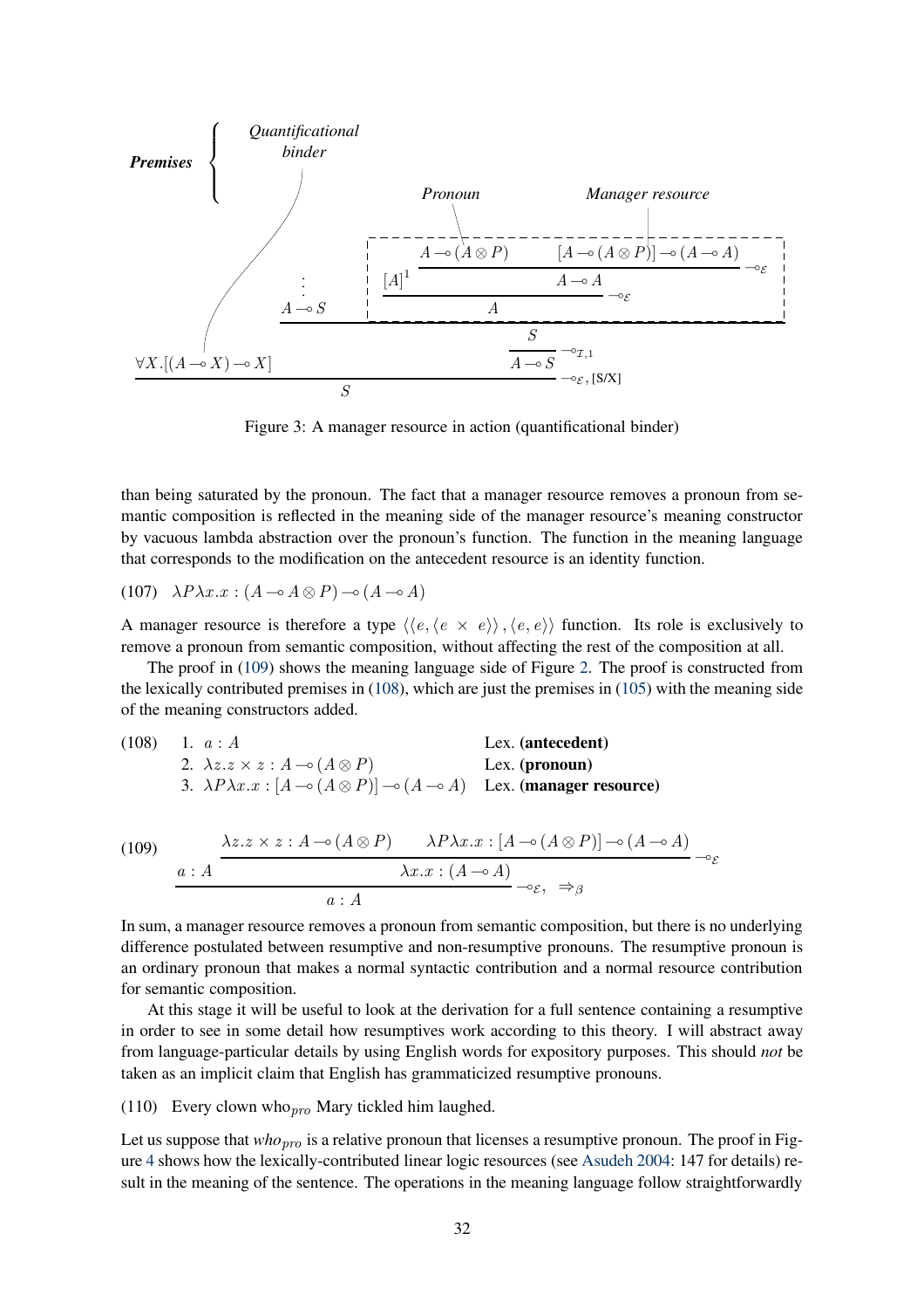$$\dfrac{\forall X.[(A \multimap X) \multimap X] \qquad \dfrac{\dfrac{\vdots}{A \multimap S} \qquad \dfrac{[A]^1 \qquad \dfrac{A \multimap (A \otimes P) \qquad [A \multimap (A \otimes P)] \multimap (A \multimap A)}{A \multimap A} \multimap_{\mathcal{E}}}{A} \multimap_{\mathcal{E}}}{\dfrac{S}{A \multimap S} \multimap_{\mathcal{I},1}}}{S} \multimap_{\mathcal{E}}, [S/X]$$

*Premises*: *Quantificational binder* ($\forall X.[(A \multimap X) \multimap X]$); *Pronoun* ($A \multimap (A \otimes P)$); *Manager resource* ($[A \multimap (A \otimes P)] \multimap (A \multimap A)$)

Figure 3: A manager resource in action (quantificational binder)

than being saturated by the pronoun. The fact that a manager resource removes a pronoun from semantic composition is reflected in the meaning side of the manager resource's meaning constructor by vacuous lambda abstraction over the pronoun's function. The function in the meaning language that corresponds to the modification on the antecedent resource is an identity function.

(107) $\lambda P \lambda x.x : (A \multimap A \otimes P) \multimap (A \multimap A)$

A manager resource is therefore a type $\langle\langle e, \langle e \times e\rangle\rangle, \langle e, e\rangle\rangle$ function. Its role is exclusively to remove a pronoun from semantic composition, without affecting the rest of the composition at all.

The proof in (109) shows the meaning language side of Figure 2. The proof is constructed from the lexically contributed premises in (108), which are just the premises in (105) with the meaning side of the meaning constructors added.

(108)
1. $a : A$ — Lex. **(antecedent)**
2. $\lambda z.z \times z : A \multimap (A \otimes P)$ — Lex. **(pronoun)**
3. $\lambda P \lambda x.x : [A \multimap (A \otimes P)] \multimap (A \multimap A)$ — Lex. **(manager resource)**

(109)
$$\dfrac{a : A \qquad \dfrac{\lambda z.z \times z : A \multimap (A \otimes P) \qquad \lambda P \lambda x.x : [A \multimap (A \otimes P)] \multimap (A \multimap A)}{\lambda x.x : (A \multimap A)} \multimap_{\mathcal{E}}}{a : A} \multimap_{\mathcal{E}}, \Rightarrow_\beta$$

In sum, a manager resource removes a pronoun from semantic composition, but there is no underlying difference postulated between resumptive and non-resumptive pronouns. The resumptive pronoun is an ordinary pronoun that makes a normal syntactic contribution and a normal resource contribution for semantic composition.

At this stage it will be useful to look at the derivation for a full sentence containing a resumptive in order to see in some detail how resumptives work according to this theory. I will abstract away from language-particular details by using English words for expository purposes. This should *not* be taken as an implicit claim that English has grammaticized resumptive pronouns.

(110) Every clown who$_{pro}$ Mary tickled him laughed.

Let us suppose that *who$_{pro}$* is a relative pronoun that licenses a resumptive pronoun. The proof in Figure 4 shows how the lexically-contributed linear logic resources (see Asudeh 2004: 147 for details) result in the meaning of the sentence. The operations in the meaning language follow straightforwardly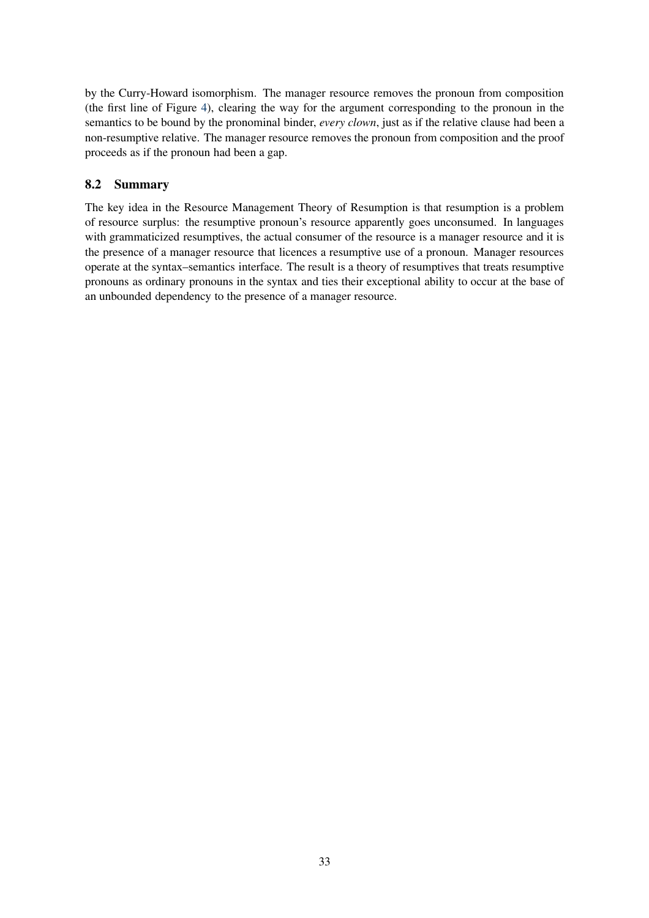by the Curry-Howard isomorphism. The manager resource removes the pronoun from composition (the first line of Figure 4), clearing the way for the argument corresponding to the pronoun in the semantics to be bound by the pronominal binder, *every clown*, just as if the relative clause had been a non-resumptive relative. The manager resource removes the pronoun from composition and the proof proceeds as if the pronoun had been a gap.

### 8.2 Summary

The key idea in the Resource Management Theory of Resumption is that resumption is a problem of resource surplus: the resumptive pronoun's resource apparently goes unconsumed. In languages with grammaticized resumptives, the actual consumer of the resource is a manager resource and it is the presence of a manager resource that licences a resumptive use of a pronoun. Manager resources operate at the syntax–semantics interface. The result is a theory of resumptives that treats resumptive pronouns as ordinary pronouns in the syntax and ties their exceptional ability to occur at the base of an unbounded dependency to the presence of a manager resource.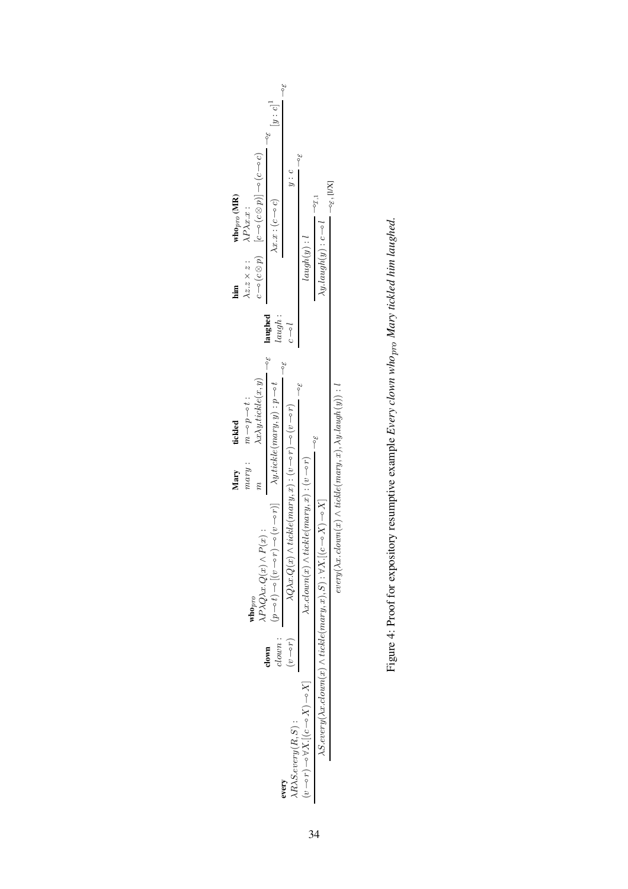$$
\dfrac{
  \dfrac{
    \begin{array}{c}\textbf{every}\\ \lambda R\lambda S.every(R,S):\\ (v\multimap r)\multimap\forall X.[(c\multimap X)\multimap X]\end{array}
    \quad
    \dfrac{
      \begin{array}{c}\textbf{clown}\\ clown:\\ (v\multimap r)\end{array}
      \quad
      \dfrac{
        \begin{array}{c}\textbf{who}_{pro}\\ \lambda P\lambda Q\lambda x.Q(x)\wedge P(x):\\ (p\multimap t)\multimap[(v\multimap r)\multimap(v\multimap r)]\end{array}
        \quad
        \dfrac{
          \begin{array}{c}\textbf{Mary}\\ mary:\\ m\end{array}
          \quad
          \begin{array}{c}\textbf{tickled}\\ m\multimap p\multimap t:\\ \lambda x\lambda y.tickle(x,y)\end{array}
        }{\lambda y.tickle(mary,y):p\multimap t}\multimap_{\mathcal{E}}
      }{\lambda Q\lambda x.Q(x)\wedge tickle(mary,x):(v\multimap r)\multimap(v\multimap r)}\multimap_{\mathcal{E}}
    }{\lambda x.clown(x)\wedge tickle(mary,x):(v\multimap r)}\multimap_{\mathcal{E}}
  }{\lambda S.every(\lambda x.clown(x)\wedge tickle(mary,x),S):\forall X.[(c\multimap X)\multimap X]}\multimap_{\mathcal{E}}
  \quad
  \dfrac{
    \dfrac{
      \begin{array}{c}\textbf{laughed}\\ laugh:\\ c\multimap l\end{array}
      \quad
      \dfrac{
        \dfrac{
          \begin{array}{c}\textbf{him}\\ \lambda z.z\times z:\\ c\multimap(c\otimes p)\end{array}
          \quad
          \begin{array}{c}\textbf{who}_{pro}\,\textbf{(MR)}\\ \lambda P\lambda x.x:\\ {[c\multimap(c\otimes p)]}\multimap(c\multimap c)\end{array}
        }{\lambda x.x:(c\multimap c)}\multimap_{\mathcal{E}}
        \quad
        [y:c]^1
      }{y:c}\multimap_{\mathcal{E}}
    }{laugh(y):l}\multimap_{\mathcal{E}}
  }{\lambda y.laugh(y):c\multimap l}\multimap_{\mathcal{I},1}
}{every(\lambda x.clown(x)\wedge tickle(mary,x),\lambda y.laugh(y)):l}\multimap_{\mathcal{E},[l/X]}
$$

Figure 4: Proof for expository resumptive example *Every clown who*$_{pro}$ *Mary tickled him laughed.*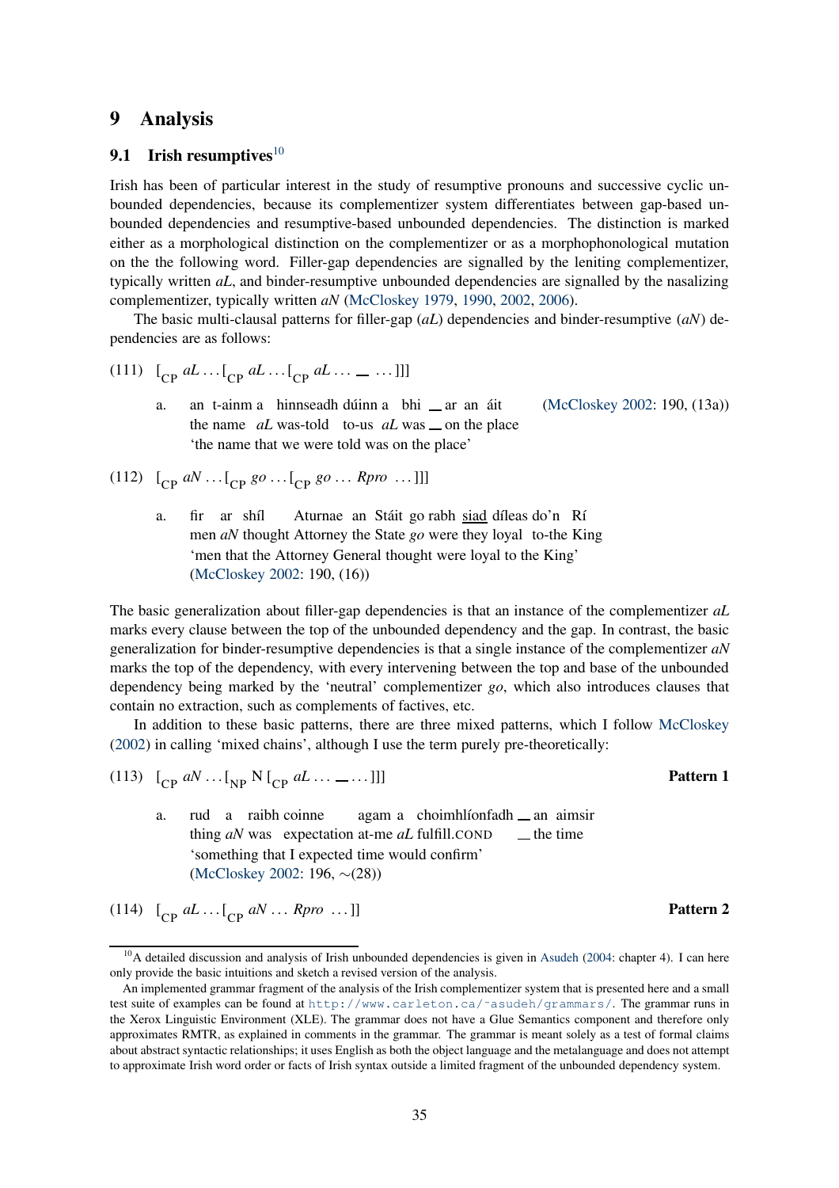## 9 Analysis

### 9.1 Irish resumptives[10]

Irish has been of particular interest in the study of resumptive pronouns and successive cyclic unbounded dependencies, because its complementizer system differentiates between gap-based unbounded dependencies and resumptive-based unbounded dependencies. The distinction is marked either as a morphological distinction on the complementizer or as a morphophonological mutation on the the following word. Filler-gap dependencies are signalled by the leniting complementizer, typically written *aL*, and binder-resumptive unbounded dependencies are signalled by the nasalizing complementizer, typically written *aN* (McCloskey 1979, 1990, 2002, 2006).

The basic multi-clausal patterns for filler-gap (*aL*) dependencies and binder-resumptive (*aN*) dependencies are as follows:

(111) $[_{\text{CP}}$ *aL* ... $[_{\text{CP}}$ *aL* ... $[_{\text{CP}}$ *aL* ... __ ... ]]]

a. an t-ainm a hinnseadh dúinn a bhi __ ar an áit (McCloskey 2002: 190, (13a))
the name *aL* was-told to-us *aL* was __ on the place
'the name that we were told was on the place'

(112) $[_{\text{CP}}$ *aN* ... $[_{\text{CP}}$ *go* ... $[_{\text{CP}}$ *go* ... *Rpro* ... ]]]

a. fir ar shíl Aturnae an Stáit go rabh siad díleas do'n Rí
men *aN* thought Attorney the State *go* were they loyal to-the King
'men that the Attorney General thought were loyal to the King'
(McCloskey 2002: 190, (16))

The basic generalization about filler-gap dependencies is that an instance of the complementizer *aL* marks every clause between the top of the unbounded dependency and the gap. In contrast, the basic generalization for binder-resumptive dependencies is that a single instance of the complementizer *aN* marks the top of the dependency, with every intervening between the top and base of the unbounded dependency being marked by the 'neutral' complementizer *go*, which also introduces clauses that contain no extraction, such as complements of factives, etc.

In addition to these basic patterns, there are three mixed patterns, which I follow McCloskey (2002) in calling 'mixed chains', although I use the term purely pre-theoretically:

(113) $[_{\text{CP}}$ *aN* ... $[_{\text{NP}}$ N $[_{\text{CP}}$ *aL* ... __ ... ]]] **Pattern 1**

a. rud a raibh coinne agam a choimhlíonfadh __ an aimsir
thing *aN* was expectation at-me *aL* fulfill.COND __ the time
'something that I expected time would confirm'
(McCloskey 2002: 196, ~(28))

(114) $[_{\text{CP}}$ *aL* ... $[_{\text{CP}}$ *aN* ... *Rpro* ... ]] **Pattern 2**

[10] A detailed discussion and analysis of Irish unbounded dependencies is given in Asudeh (2004: chapter 4). I can here only provide the basic intuitions and sketch a revised version of the analysis.

An implemented grammar fragment of the analysis of the Irish complementizer system that is presented here and a small test suite of examples can be found at http://www.carleton.ca/~asudeh/grammars/. The grammar runs in the Xerox Linguistic Environment (XLE). The grammar does not have a Glue Semantics component and therefore only approximates RMTR, as explained in comments in the grammar. The grammar is meant solely as a test of formal claims about abstract syntactic relationships; it uses English as both the object language and the metalanguage and does not attempt to approximate Irish word order or facts of Irish syntax outside a limited fragment of the unbounded dependency system.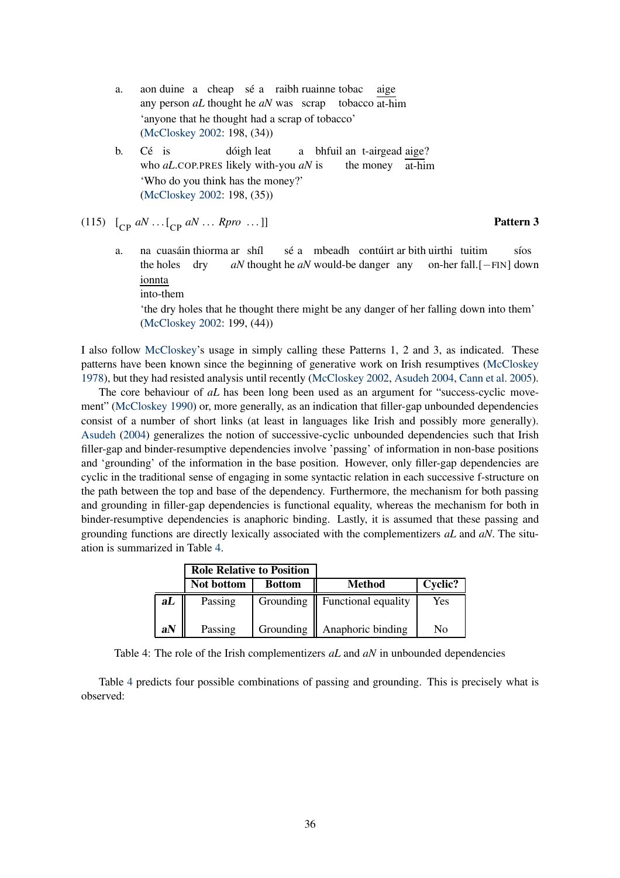a. aon duine a cheap sé a raibh ruainne tobac <u>aige</u>
any person *aL* thought he *aN* was scrap tobacco <u>at-him</u>
'anyone that he thought had a scrap of tobacco'
(McCloskey 2002: 198, (34))

b. Cé is dóigh leat a bhfuil an t-airgead <u>aige</u>?
who *aL*.COP.PRES likely with-you *aN* is the money <u>at-him</u>
'Who do you think has the money?'
(McCloskey 2002: 198, (35))

(115) $[_{CP}$ *aN* ... $[_{CP}$ *aN* ... *Rpro* ... ]] **Pattern 3**

a. na cuasáin thiorma ar shíl sé a mbeadh contúirt ar bith uirthi tuitim síos <u>ionnta</u>
the holes dry *aN* thought he *aN* would-be danger any on-her fall.[−FIN] down <u>into-them</u>
'the dry holes that he thought there might be any danger of her falling down into them'
(McCloskey 2002: 199, (44))

I also follow McCloskey's usage in simply calling these Patterns 1, 2 and 3, as indicated. These patterns have been known since the beginning of generative work on Irish resumptives (McCloskey 1978), but they had resisted analysis until recently (McCloskey 2002, Asudeh 2004, Cann et al. 2005).

The core behaviour of *aL* has been long been used as an argument for "success-cyclic movement" (McCloskey 1990) or, more generally, as an indication that filler-gap unbounded dependencies consist of a number of short links (at least in languages like Irish and possibly more generally). Asudeh (2004) generalizes the notion of successive-cyclic unbounded dependencies such that Irish filler-gap and binder-resumptive dependencies involve 'passing' of information in non-base positions and 'grounding' of the information in the base position. However, only filler-gap dependencies are cyclic in the traditional sense of engaging in some syntactic relation in each successive f-structure on the path between the top and base of the dependency. Furthermore, the mechanism for both passing and grounding in filler-gap dependencies is functional equality, whereas the mechanism for both in binder-resumptive dependencies is anaphoric binding. Lastly, it is assumed that these passing and grounding functions are directly lexically associated with the complementizers *aL* and *aN*. The situation is summarized in Table 4.

| | **Role Relative to Position** | | | |
|---|---|---|---|---|
| | **Not bottom** | **Bottom** | **Method** | **Cyclic?** |
| ***aL*** | Passing | Grounding | Functional equality | Yes |
| ***aN*** | Passing | Grounding | Anaphoric binding | No |

Table 4: The role of the Irish complementizers *aL* and *aN* in unbounded dependencies

Table 4 predicts four possible combinations of passing and grounding. This is precisely what is observed: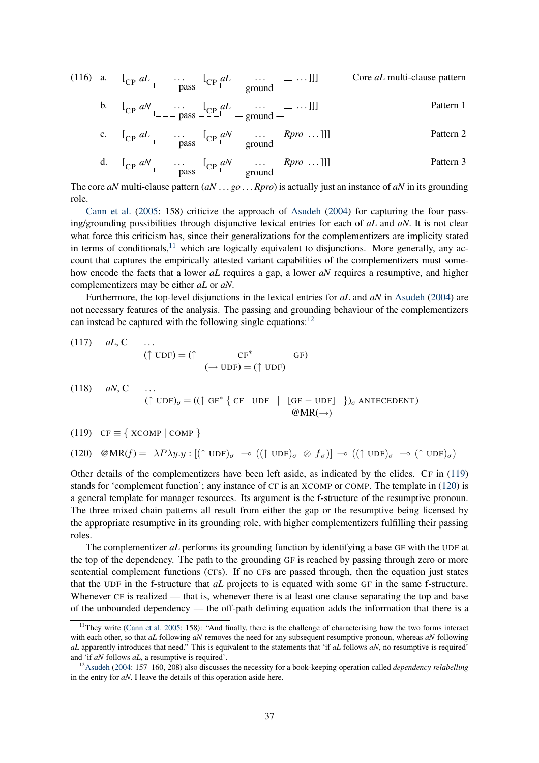(116) a. [CP *aL* … pass [CP *aL* … ground _ …]]] Core *aL* multi-clause pattern

b. [CP *aN* … pass [CP *aL* … ground _ …]]] Pattern 1

c. [CP *aL* … pass [CP *aN* … ground *Rpro* …]]] Pattern 2

d. [CP *aN* … pass [CP *aN* … ground *Rpro* …]]] Pattern 3

The core *aN* multi-clause pattern (*aN* … *go* … *Rpro*) is actually just an instance of *aN* in its grounding role.

Cann et al. (2005: 158) criticize the approach of Asudeh (2004) for capturing the four passing/grounding possibilities through disjunctive lexical entries for each of *aL* and *aN*. It is not clear what force this criticism has, since their generalizations for the complementizers are implicity stated in terms of conditionals,[11] which are logically equivalent to disjunctions. More generally, any account that captures the empirically attested variant capabilities of the complementizers must somehow encode the facts that a lower *aL* requires a gap, a lower *aN* requires a resumptive, and higher complementizers may be either *aL* or *aN*.

Furthermore, the top-level disjunctions in the lexical entries for *aL* and *aN* in Asudeh (2004) are not necessary features of the analysis. The passing and grounding behaviour of the complementizers can instead be captured with the following single equations:[12]

(117) *aL*, C …
$(\uparrow \text{UDF}) = (\uparrow \underset{(\rightarrow \text{UDF}) = (\uparrow \text{UDF})}{\text{CF}^*} \ \text{GF})$

(118) *aN*, C …
$(\uparrow \text{UDF})_\sigma = ((\uparrow \text{GF}^* \ \{ \text{CF} \ \ \text{UDF} \ \mid \ \underset{@\text{MR}(\rightarrow)}{[\text{GF} - \text{UDF}]} \ \})_\sigma \ \text{ANTECEDENT})$

(119) $\text{CF} \equiv \{ \text{XCOMP} \mid \text{COMP} \}$

(120) $@\text{MR}(f) = \ \lambda P \lambda y.y : [(\uparrow \text{UDF})_\sigma \ \multimap ((\uparrow \text{UDF})_\sigma \ \otimes f_\sigma)] \multimap ((\uparrow \text{UDF})_\sigma \ \multimap (\uparrow \text{UDF})_\sigma)$

Other details of the complementizers have been left aside, as indicated by the elides. CF in (119) stands for 'complement function'; any instance of CF is an XCOMP or COMP. The template in (120) is a general template for manager resources. Its argument is the f-structure of the resumptive pronoun. The three mixed chain patterns all result from either the gap or the resumptive being licensed by the appropriate resumptive in its grounding role, with higher complementizers fulfilling their passing roles.

The complementizer *aL* performs its grounding function by identifying a base GF with the UDF at the top of the dependency. The path to the grounding GF is reached by passing through zero or more sentential complement functions (CFs). If no CFs are passed through, then the equation just states that the UDF in the f-structure that *aL* projects to is equated with some GF in the same f-structure. Whenever CF is realized — that is, whenever there is at least one clause separating the top and base of the unbounded dependency — the off-path defining equation adds the information that there is a

[11] They write (Cann et al. 2005: 158): "And finally, there is the challenge of characterising how the two forms interact with each other, so that *aL* following *aN* removes the need for any subsequent resumptive pronoun, whereas *aN* following *aL* apparently introduces that need." This is equivalent to the statements that 'if *aL* follows *aN*, no resumptive is required' and 'if *aN* follows *aL*, a resumptive is required'.

[12] Asudeh (2004: 157–160, 208) also discusses the necessity for a book-keeping operation called *dependency relabelling* in the entry for *aN*. I leave the details of this operation aside here.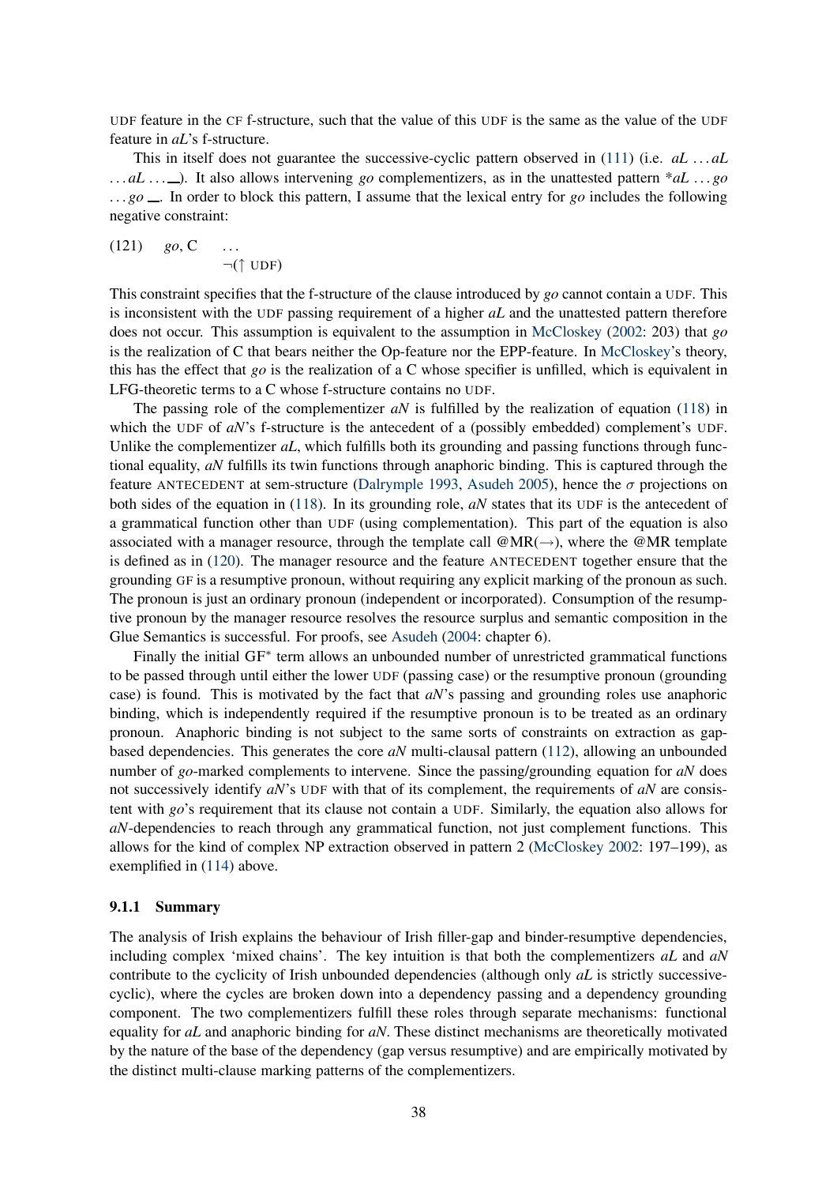UDF feature in the CF f-structure, such that the value of this UDF is the same as the value of the UDF feature in *aL*'s f-structure.

This in itself does not guarantee the successive-cyclic pattern observed in (111) (i.e. *aL* ... *aL* ... *aL* ... \_\_). It also allows intervening *go* complementizers, as in the unattested pattern \**aL* ... *go* ... *go* \_\_. In order to block this pattern, I assume that the lexical entry for *go* includes the following negative constraint:

(121) *go*, C ...
$\neg(\uparrow$ UDF$)$

This constraint specifies that the f-structure of the clause introduced by *go* cannot contain a UDF. This is inconsistent with the UDF passing requirement of a higher *aL* and the unattested pattern therefore does not occur. This assumption is equivalent to the assumption in McCloskey (2002: 203) that *go* is the realization of C that bears neither the Op-feature nor the EPP-feature. In McCloskey's theory, this has the effect that *go* is the realization of a C whose specifier is unfilled, which is equivalent in LFG-theoretic terms to a C whose f-structure contains no UDF.

The passing role of the complementizer *aN* is fulfilled by the realization of equation (118) in which the UDF of *aN*'s f-structure is the antecedent of a (possibly embedded) complement's UDF. Unlike the complementizer *aL*, which fulfills both its grounding and passing functions through functional equality, *aN* fulfills its twin functions through anaphoric binding. This is captured through the feature ANTECEDENT at sem-structure (Dalrymple 1993, Asudeh 2005), hence the $\sigma$ projections on both sides of the equation in (118). In its grounding role, *aN* states that its UDF is the antecedent of a grammatical function other than UDF (using complementation). This part of the equation is also associated with a manager resource, through the template call @MR($\rightarrow$), where the @MR template is defined as in (120). The manager resource and the feature ANTECEDENT together ensure that the grounding GF is a resumptive pronoun, without requiring any explicit marking of the pronoun as such. The pronoun is just an ordinary pronoun (independent or incorporated). Consumption of the resumptive pronoun by the manager resource resolves the resource surplus and semantic composition in the Glue Semantics is successful. For proofs, see Asudeh (2004: chapter 6).

Finally the initial GF$^*$ term allows an unbounded number of unrestricted grammatical functions to be passed through until either the lower UDF (passing case) or the resumptive pronoun (grounding case) is found. This is motivated by the fact that *aN*'s passing and grounding roles use anaphoric binding, which is independently required if the resumptive pronoun is to be treated as an ordinary pronoun. Anaphoric binding is not subject to the same sorts of constraints on extraction as gap-based dependencies. This generates the core *aN* multi-clausal pattern (112), allowing an unbounded number of *go*-marked complements to intervene. Since the passing/grounding equation for *aN* does not successively identify *aN*'s UDF with that of its complement, the requirements of *aN* are consistent with *go*'s requirement that its clause not contain a UDF. Similarly, the equation also allows for *aN*-dependencies to reach through any grammatical function, not just complement functions. This allows for the kind of complex NP extraction observed in pattern 2 (McCloskey 2002: 197–199), as exemplified in (114) above.

### 9.1.1 Summary

The analysis of Irish explains the behaviour of Irish filler-gap and binder-resumptive dependencies, including complex 'mixed chains'. The key intuition is that both the complementizers *aL* and *aN* contribute to the cyclicity of Irish unbounded dependencies (although only *aL* is strictly successive-cyclic), where the cycles are broken down into a dependency passing and a dependency grounding component. The two complementizers fulfill these roles through separate mechanisms: functional equality for *aL* and anaphoric binding for *aN*. These distinct mechanisms are theoretically motivated by the nature of the base of the dependency (gap versus resumptive) and are empirically motivated by the distinct multi-clause marking patterns of the complementizers.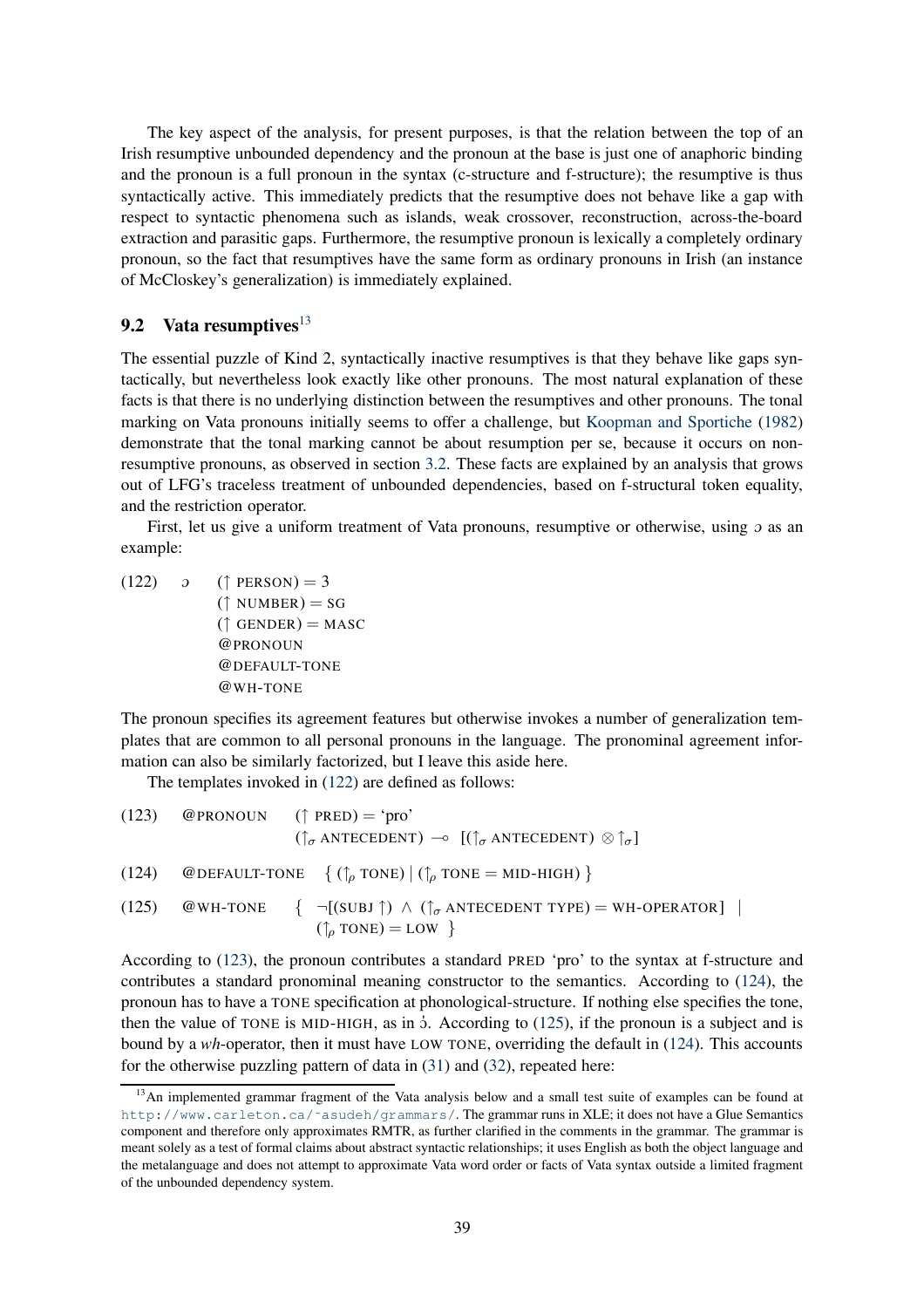The key aspect of the analysis, for present purposes, is that the relation between the top of an Irish resumptive unbounded dependency and the pronoun at the base is just one of anaphoric binding and the pronoun is a full pronoun in the syntax (c-structure and f-structure); the resumptive is thus syntactically active. This immediately predicts that the resumptive does not behave like a gap with respect to syntactic phenomena such as islands, weak crossover, reconstruction, across-the-board extraction and parasitic gaps. Furthermore, the resumptive pronoun is lexically a completely ordinary pronoun, so the fact that resumptives have the same form as ordinary pronouns in Irish (an instance of McCloskey's generalization) is immediately explained.

## 9.2 Vata resumptives[13]

The essential puzzle of Kind 2, syntactically inactive resumptives is that they behave like gaps syntactically, but nevertheless look exactly like other pronouns. The most natural explanation of these facts is that there is no underlying distinction between the resumptives and other pronouns. The tonal marking on Vata pronouns initially seems to offer a challenge, but Koopman and Sportiche (1982) demonstrate that the tonal marking cannot be about resumption per se, because it occurs on non-resumptive pronouns, as observed in section 3.2. These facts are explained by an analysis that grows out of LFG's traceless treatment of unbounded dependencies, based on f-structural token equality, and the restriction operator.

First, let us give a uniform treatment of Vata pronouns, resumptive or otherwise, using ɔ as an example:

(122) ɔ $(\uparrow \text{ PERSON}) = 3$
$(\uparrow \text{ NUMBER}) = \text{SG}$
$(\uparrow \text{ GENDER}) = \text{MASC}$
@PRONOUN
@DEFAULT-TONE
@WH-TONE

The pronoun specifies its agreement features but otherwise invokes a number of generalization templates that are common to all personal pronouns in the language. The pronominal agreement information can also be similarly factorized, but I leave this aside here.

The templates invoked in (122) are defined as follows:

(123) @PRONOUN $(\uparrow \text{ PRED}) = \text{'pro'}$
$(\uparrow_\sigma \text{ ANTECEDENT}) \multimap [(\uparrow_\sigma \text{ ANTECEDENT}) \otimes \uparrow_\sigma]$

(124) @DEFAULT-TONE $\{ (\uparrow_\rho \text{ TONE}) \mid (\uparrow_\rho \text{ TONE} = \text{MID-HIGH}) \}$

(125) @WH-TONE $\{ \neg[(\text{SUBJ } \uparrow) \wedge (\uparrow_\sigma \text{ ANTECEDENT TYPE}) = \text{WH-OPERATOR}] \mid (\uparrow_\rho \text{ TONE}) = \text{LOW} \}$

According to (123), the pronoun contributes a standard PRED 'pro' to the syntax at f-structure and contributes a standard pronominal meaning constructor to the semantics. According to (124), the pronoun has to have a TONE specification at phonological-structure. If nothing else specifies the tone, then the value of TONE is MID-HIGH, as in ɔ̍. According to (125), if the pronoun is a subject and is bound by a *wh*-operator, then it must have LOW TONE, overriding the default in (124). This accounts for the otherwise puzzling pattern of data in (31) and (32), repeated here:

[13] An implemented grammar fragment of the Vata analysis below and a small test suite of examples can be found at http://www.carleton.ca/~asudeh/grammars/. The grammar runs in XLE; it does not have a Glue Semantics component and therefore only approximates RMTR, as further clarified in the comments in the grammar. The grammar is meant solely as a test of formal claims about abstract syntactic relationships; it uses English as both the object language and the metalanguage and does not attempt to approximate Vata word order or facts of Vata syntax outside a limited fragment of the unbounded dependency system.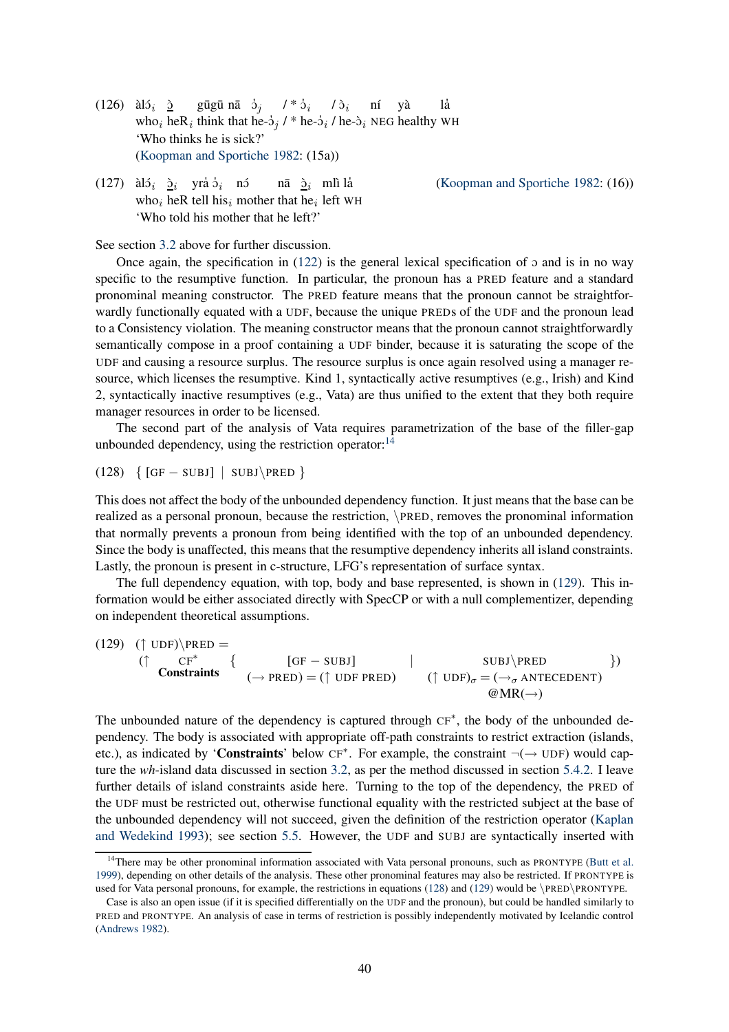(126) àlɔ́$_i$ ɔ̰̀ gūgū nā ɔ̄$_j$ / * ɔ̄$_i$ / ɔ̀$_i$ ní yà lɑ̰̀
who$_i$ heR$_i$ think that he-ɔ̄$_j$ / * he-ɔ̄$_i$ / he-ɔ̀$_i$ NEG healthy WH
'Who thinks he is sick?'
(Koopman and Sportiche 1982: (15a))

(127) àlɔ́$_i$ ɔ̰̀$_i$ yrɑ̰̀ ɔ̄$_i$ nɔ́ nā ɔ̰̀$_i$ mlì lɑ̰̀ (Koopman and Sportiche 1982: (16))
who$_i$ heR tell his$_i$ mother that he$_i$ left WH
'Who told his mother that he left?'

See section 3.2 above for further discussion.

Once again, the specification in (122) is the general lexical specification of ɔ and is in no way specific to the resumptive function. In particular, the pronoun has a PRED feature and a standard pronominal meaning constructor. The PRED feature means that the pronoun cannot be straightforwardly functionally equated with a UDF, because the unique PREDs of the UDF and the pronoun lead to a Consistency violation. The meaning constructor means that the pronoun cannot straightforwardly semantically compose in a proof containing a UDF binder, because it is saturating the scope of the UDF and causing a resource surplus. The resource surplus is once again resolved using a manager resource, which licenses the resumptive. Kind 1, syntactically active resumptives (e.g., Irish) and Kind 2, syntactically inactive resumptives (e.g., Vata) are thus unified to the extent that they both require manager resources in order to be licensed.

The second part of the analysis of Vata requires parametrization of the base of the filler-gap unbounded dependency, using the restriction operator:[14]

(128) $\{\ [\text{GF} - \text{SUBJ}] \ \mid \ \text{SUBJ}\backslash\text{PRED}\ \}$

This does not affect the body of the unbounded dependency function. It just means that the base can be realized as a personal pronoun, because the restriction, \PRED, removes the pronominal information that normally prevents a pronoun from being identified with the top of an unbounded dependency. Since the body is unaffected, this means that the resumptive dependency inherits all island constraints. Lastly, the pronoun is present in c-structure, LFG's representation of surface syntax.

The full dependency equation, with top, body and base represented, is shown in (129). This information would be either associated directly with SpecCP or with a null complementizer, depending on independent theoretical assumptions.

(129)
$$(\uparrow \text{UDF})\backslash\text{PRED} = (\uparrow \underset{\textbf{Constraints}}{\text{CF}^*} \ \left\{ \begin{array}{c} [\text{GF} - \text{SUBJ}] \\ (\rightarrow \text{PRED}) = (\uparrow \text{UDF PRED}) \end{array} \ \middle| \ \begin{array}{c} \text{SUBJ}\backslash\text{PRED} \\ (\uparrow \text{UDF})_\sigma = (\rightarrow_\sigma \text{ANTECEDENT}) \\ @\text{MR}(\rightarrow) \end{array} \right\})$$

The unbounded nature of the dependency is captured through CF$^*$, the body of the unbounded dependency. The body is associated with appropriate off-path constraints to restrict extraction (islands, etc.), as indicated by '**Constraints**' below CF$^*$. For example, the constraint $\neg(\rightarrow \text{UDF})$ would capture the *wh*-island data discussed in section 3.2, as per the method discussed in section 5.4.2. I leave further details of island constraints aside here. Turning to the top of the dependency, the PRED of the UDF must be restricted out, otherwise functional equality with the restricted subject at the base of the unbounded dependency will not succeed, given the definition of the restriction operator (Kaplan and Wedekind 1993); see section 5.5. However, the UDF and SUBJ are syntactically inserted with

[14] There may be other pronominal information associated with Vata personal pronouns, such as PRONTYPE (Butt et al. 1999), depending on other details of the analysis. These other pronominal features may also be restricted. If PRONTYPE is used for Vata personal pronouns, for example, the restrictions in equations (128) and (129) would be \PRED\PRONTYPE.

Case is also an open issue (if it is specified differentially on the UDF and the pronoun), but could be handled similarly to PRED and PRONTYPE. An analysis of case in terms of restriction is possibly independently motivated by Icelandic control (Andrews 1982).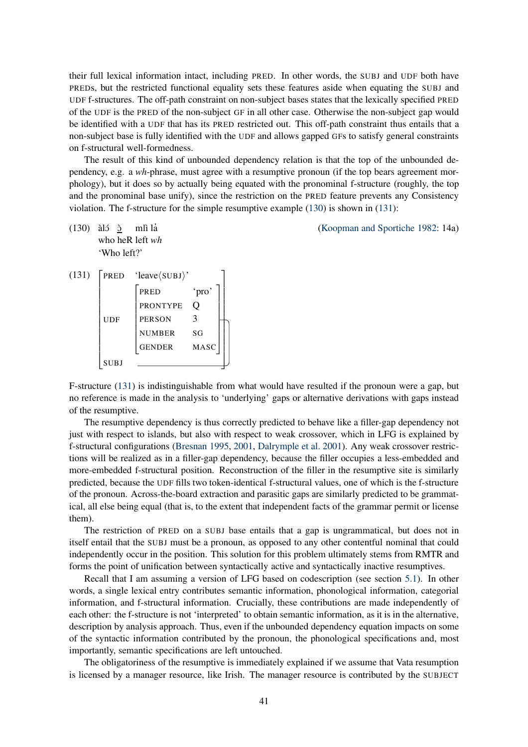their full lexical information intact, including PRED. In other words, the SUBJ and UDF both have PREDs, but the restricted functional equality sets these features aside when equating the SUBJ and UDF f-structures. The off-path constraint on non-subject bases states that the lexically specified PRED of the UDF is the PRED of the non-subject GF in all other case. Otherwise the non-subject gap would be identified with a UDF that has its PRED restricted out. This off-path constraint thus entails that a non-subject base is fully identified with the UDF and allows gapped GFs to satisfy general constraints on f-structural well-formedness.

The result of this kind of unbounded dependency relation is that the top of the unbounded dependency, e.g. a *wh*-phrase, must agree with a resumptive pronoun (if the top bears agreement morphology), but it does so by actually being equated with the pronominal f-structure (roughly, the top and the pronominal base unify), since the restriction on the PRED feature prevents any Consistency violation. The f-structure for the simple resumptive example (130) is shown in (131):

(130) àlɔ́ ɔ̰̀ mlì là̰ (Koopman and Sportiche 1982: 14a)
who heR left *wh*
'Who left?'

(131)

| | | |
|---|---|---|
| PRED | 'leave⟨SUBJ⟩' | |
| UDF | PRED | 'pro' |
| | PRONTYPE | Q |
| | PERSON | 3 |
| | NUMBER | SG |
| | GENDER | MASC |
| SUBJ | ___ (linked to UDF) | |

F-structure (131) is indistinguishable from what would have resulted if the pronoun were a gap, but no reference is made in the analysis to 'underlying' gaps or alternative derivations with gaps instead of the resumptive.

The resumptive dependency is thus correctly predicted to behave like a filler-gap dependency not just with respect to islands, but also with respect to weak crossover, which in LFG is explained by f-structural configurations (Bresnan 1995, 2001, Dalrymple et al. 2001). Any weak crossover restrictions will be realized as in a filler-gap dependency, because the filler occupies a less-embedded and more-embedded f-structural position. Reconstruction of the filler in the resumptive site is similarly predicted, because the UDF fills two token-identical f-structural values, one of which is the f-structure of the pronoun. Across-the-board extraction and parasitic gaps are similarly predicted to be grammatical, all else being equal (that is, to the extent that independent facts of the grammar permit or license them).

The restriction of PRED on a SUBJ base entails that a gap is ungrammatical, but does not in itself entail that the SUBJ must be a pronoun, as opposed to any other contentful nominal that could independently occur in the position. This solution for this problem ultimately stems from RMTR and forms the point of unification between syntactically active and syntactically inactive resumptives.

Recall that I am assuming a version of LFG based on codescription (see section 5.1). In other words, a single lexical entry contributes semantic information, phonological information, categorial information, and f-structural information. Crucially, these contributions are made independently of each other: the f-structure is not 'interpreted' to obtain semantic information, as it is in the alternative, description by analysis approach. Thus, even if the unbounded dependency equation impacts on some of the syntactic information contributed by the pronoun, the phonological specifications and, most importantly, semantic specifications are left untouched.

The obligatoriness of the resumptive is immediately explained if we assume that Vata resumption is licensed by a manager resource, like Irish. The manager resource is contributed by the SUBJECT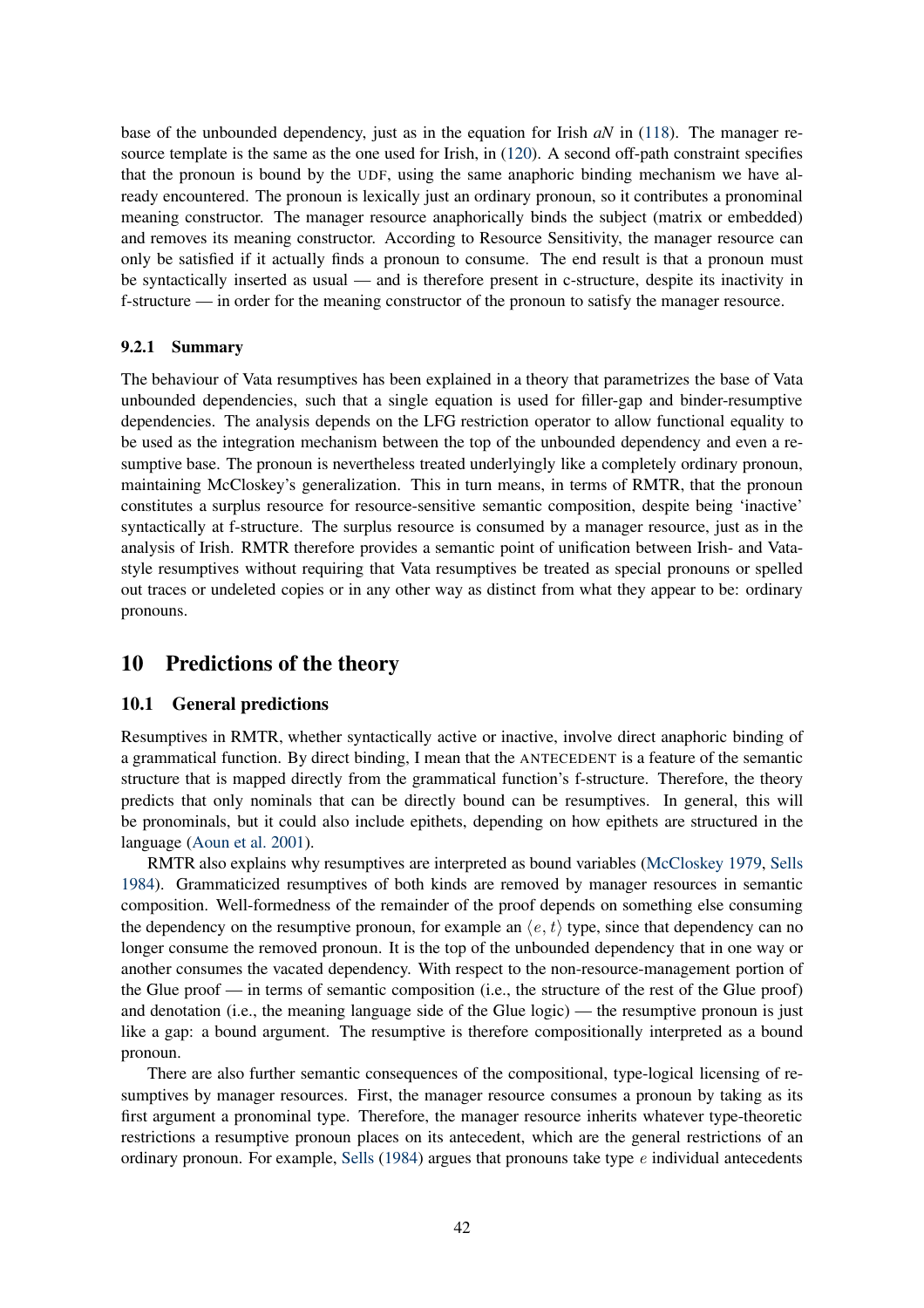base of the unbounded dependency, just as in the equation for Irish *aN* in (118). The manager resource template is the same as the one used for Irish, in (120). A second off-path constraint specifies that the pronoun is bound by the UDF, using the same anaphoric binding mechanism we have already encountered. The pronoun is lexically just an ordinary pronoun, so it contributes a pronominal meaning constructor. The manager resource anaphorically binds the subject (matrix or embedded) and removes its meaning constructor. According to Resource Sensitivity, the manager resource can only be satisfied if it actually finds a pronoun to consume. The end result is that a pronoun must be syntactically inserted as usual — and is therefore present in c-structure, despite its inactivity in f-structure — in order for the meaning constructor of the pronoun to satisfy the manager resource.

### 9.2.1 Summary

The behaviour of Vata resumptives has been explained in a theory that parametrizes the base of Vata unbounded dependencies, such that a single equation is used for filler-gap and binder-resumptive dependencies. The analysis depends on the LFG restriction operator to allow functional equality to be used as the integration mechanism between the top of the unbounded dependency and even a resumptive base. The pronoun is nevertheless treated underlyingly like a completely ordinary pronoun, maintaining McCloskey's generalization. This in turn means, in terms of RMTR, that the pronoun constitutes a surplus resource for resource-sensitive semantic composition, despite being 'inactive' syntactically at f-structure. The surplus resource is consumed by a manager resource, just as in the analysis of Irish. RMTR therefore provides a semantic point of unification between Irish- and Vata-style resumptives without requiring that Vata resumptives be treated as special pronouns or spelled out traces or undeleted copies or in any other way as distinct from what they appear to be: ordinary pronouns.

## 10 Predictions of the theory

### 10.1 General predictions

Resumptives in RMTR, whether syntactically active or inactive, involve direct anaphoric binding of a grammatical function. By direct binding, I mean that the ANTECEDENT is a feature of the semantic structure that is mapped directly from the grammatical function's f-structure. Therefore, the theory predicts that only nominals that can be directly bound can be resumptives. In general, this will be pronominals, but it could also include epithets, depending on how epithets are structured in the language (Aoun et al. 2001).

RMTR also explains why resumptives are interpreted as bound variables (McCloskey 1979, Sells 1984). Grammaticized resumptives of both kinds are removed by manager resources in semantic composition. Well-formedness of the remainder of the proof depends on something else consuming the dependency on the resumptive pronoun, for example an $\langle e, t \rangle$ type, since that dependency can no longer consume the removed pronoun. It is the top of the unbounded dependency that in one way or another consumes the vacated dependency. With respect to the non-resource-management portion of the Glue proof — in terms of semantic composition (i.e., the structure of the rest of the Glue proof) and denotation (i.e., the meaning language side of the Glue logic) — the resumptive pronoun is just like a gap: a bound argument. The resumptive is therefore compositionally interpreted as a bound pronoun.

There are also further semantic consequences of the compositional, type-logical licensing of resumptives by manager resources. First, the manager resource consumes a pronoun by taking as its first argument a pronominal type. Therefore, the manager resource inherits whatever type-theoretic restrictions a resumptive pronoun places on its antecedent, which are the general restrictions of an ordinary pronoun. For example, Sells (1984) argues that pronouns take type $e$ individual antecedents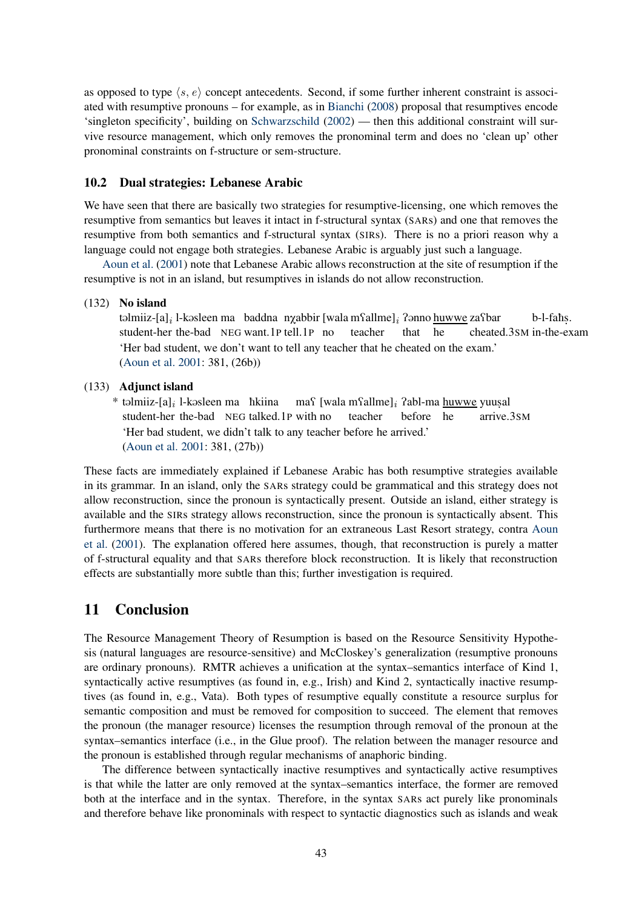as opposed to type $\langle s, e \rangle$ concept antecedents. Second, if some further inherent constraint is associated with resumptive pronouns – for example, as in Bianchi (2008) proposal that resumptives encode 'singleton specificity', building on Schwarzschild (2002) — then this additional constraint will survive resource management, which only removes the pronominal term and does no 'clean up' other pronominal constraints on f-structure or sem-structure.

### 10.2 Dual strategies: Lebanese Arabic

We have seen that there are basically two strategies for resumptive-licensing, one which removes the resumptive from semantics but leaves it intact in f-structural syntax (SARs) and one that removes the resumptive from both semantics and f-structural syntax (SIRs). There is no a priori reason why a language could not engage both strategies. Lebanese Arabic is arguably just such a language.

Aoun et al. (2001) note that Lebanese Arabic allows reconstruction at the site of resumption if the resumptive is not in an island, but resumptives in islands do not allow reconstruction.

(132) **No island**
təlmiiz-[a]$_i$ l-kəsleen ma baddna nχabbir [wala mʕallme]$_i$ ʔənno <u>huwwe</u> zaʕbar b-l-faħṣ.
student-her the-bad NEG want.1P tell.1P no teacher that he cheated.3SM in-the-exam
'Her bad student, we don't want to tell any teacher that he cheated on the exam.'
(Aoun et al. 2001: 381, (26b))

(133) **Adjunct island**
\* təlmiiz-[a]$_i$ l-kəsleen ma ħkiina maʕ [wala mʕallme]$_i$ ʔabl-ma <u>huwwe</u> yuuṣal
student-her the-bad NEG talked.1P with no teacher before he arrive.3SM
'Her bad student, we didn't talk to any teacher before he arrived.'
(Aoun et al. 2001: 381, (27b))

These facts are immediately explained if Lebanese Arabic has both resumptive strategies available in its grammar. In an island, only the SARs strategy could be grammatical and this strategy does not allow reconstruction, since the pronoun is syntactically present. Outside an island, either strategy is available and the SIRs strategy allows reconstruction, since the pronoun is syntactically absent. This furthermore means that there is no motivation for an extraneous Last Resort strategy, contra Aoun et al. (2001). The explanation offered here assumes, though, that reconstruction is purely a matter of f-structural equality and that SARs therefore block reconstruction. It is likely that reconstruction effects are substantially more subtle than this; further investigation is required.

## 11 Conclusion

The Resource Management Theory of Resumption is based on the Resource Sensitivity Hypothesis (natural languages are resource-sensitive) and McCloskey's generalization (resumptive pronouns are ordinary pronouns). RMTR achieves a unification at the syntax–semantics interface of Kind 1, syntactically active resumptives (as found in, e.g., Irish) and Kind 2, syntactically inactive resumptives (as found in, e.g., Vata). Both types of resumptive equally constitute a resource surplus for semantic composition and must be removed for composition to succeed. The element that removes the pronoun (the manager resource) licenses the resumption through removal of the pronoun at the syntax–semantics interface (i.e., in the Glue proof). The relation between the manager resource and the pronoun is established through regular mechanisms of anaphoric binding.

The difference between syntactically inactive resumptives and syntactically active resumptives is that while the latter are only removed at the syntax–semantics interface, the former are removed both at the interface and in the syntax. Therefore, in the syntax SARs act purely like pronominals and therefore behave like pronominals with respect to syntactic diagnostics such as islands and weak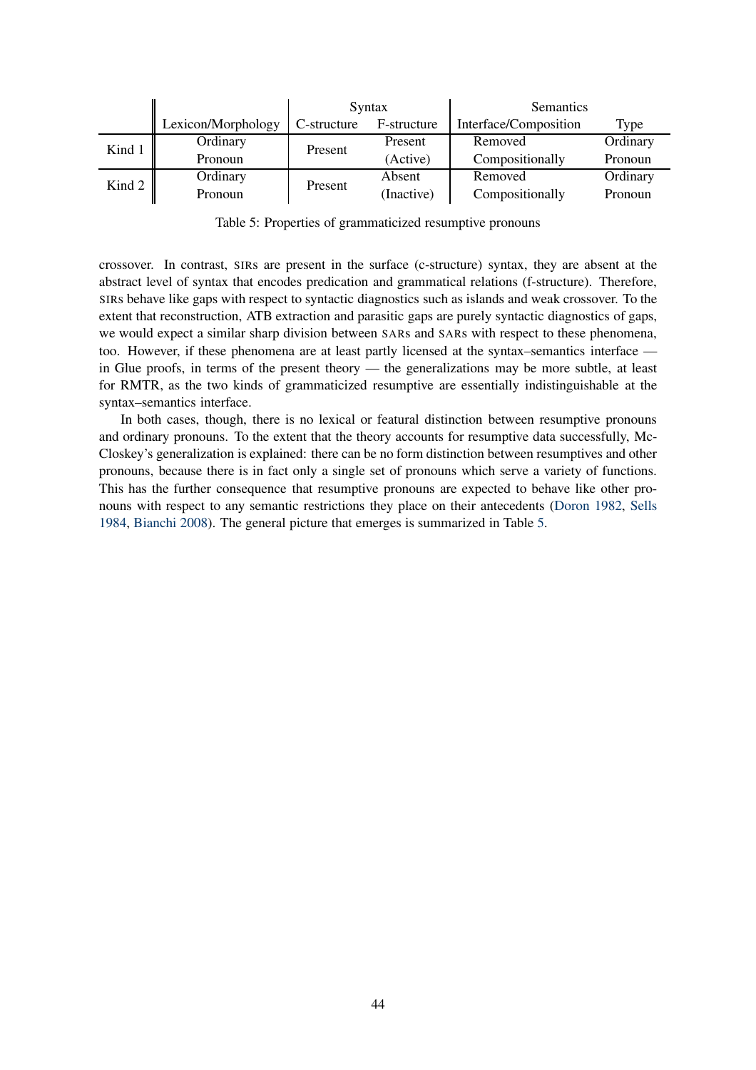| | | Syntax | | Semantics | |
|---|---|---|---|---|---|
| | Lexicon/Morphology | C-structure | F-structure | Interface/Composition | Type |
| Kind 1 | Ordinary Pronoun | Present | Present (Active) | Removed Compositionally | Ordinary Pronoun |
| Kind 2 | Ordinary Pronoun | Present | Absent (Inactive) | Removed Compositionally | Ordinary Pronoun |

Table 5: Properties of grammaticized resumptive pronouns

crossover. In contrast, SIRs are present in the surface (c-structure) syntax, they are absent at the abstract level of syntax that encodes predication and grammatical relations (f-structure). Therefore, SIRs behave like gaps with respect to syntactic diagnostics such as islands and weak crossover. To the extent that reconstruction, ATB extraction and parasitic gaps are purely syntactic diagnostics of gaps, we would expect a similar sharp division between SARs and SARs with respect to these phenomena, too. However, if these phenomena are at least partly licensed at the syntax–semantics interface — in Glue proofs, in terms of the present theory — the generalizations may be more subtle, at least for RMTR, as the two kinds of grammaticized resumptive are essentially indistinguishable at the syntax–semantics interface.

In both cases, though, there is no lexical or featural distinction between resumptive pronouns and ordinary pronouns. To the extent that the theory accounts for resumptive data successfully, McCloskey's generalization is explained: there can be no form distinction between resumptives and other pronouns, because there is in fact only a single set of pronouns which serve a variety of functions. This has the further consequence that resumptive pronouns are expected to behave like other pronouns with respect to any semantic restrictions they place on their antecedents (Doron 1982, Sells 1984, Bianchi 2008). The general picture that emerges is summarized in Table 5.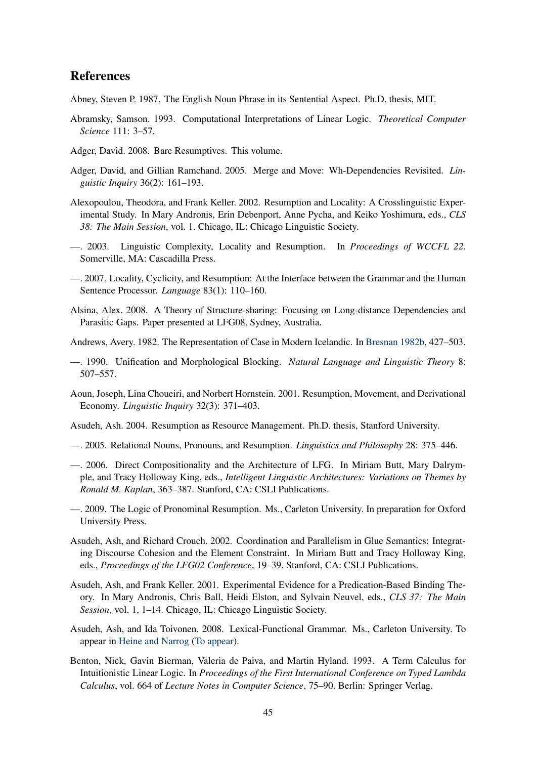## References

Abney, Steven P. 1987. The English Noun Phrase in its Sentential Aspect. Ph.D. thesis, MIT.

Abramsky, Samson. 1993. Computational Interpretations of Linear Logic. *Theoretical Computer Science* 111: 3–57.

Adger, David. 2008. Bare Resumptives. This volume.

Adger, David, and Gillian Ramchand. 2005. Merge and Move: Wh-Dependencies Revisited. *Linguistic Inquiry* 36(2): 161–193.

Alexopoulou, Theodora, and Frank Keller. 2002. Resumption and Locality: A Crosslinguistic Experimental Study. In Mary Andronis, Erin Debenport, Anne Pycha, and Keiko Yoshimura, eds., *CLS 38: The Main Session*, vol. 1. Chicago, IL: Chicago Linguistic Society.

—. 2003. Linguistic Complexity, Locality and Resumption. In *Proceedings of WCCFL 22*. Somerville, MA: Cascadilla Press.

—. 2007. Locality, Cyclicity, and Resumption: At the Interface between the Grammar and the Human Sentence Processor. *Language* 83(1): 110–160.

Alsina, Alex. 2008. A Theory of Structure-sharing: Focusing on Long-distance Dependencies and Parasitic Gaps. Paper presented at LFG08, Sydney, Australia.

Andrews, Avery. 1982. The Representation of Case in Modern Icelandic. In Bresnan 1982b, 427–503.

—. 1990. Unification and Morphological Blocking. *Natural Language and Linguistic Theory* 8: 507–557.

Aoun, Joseph, Lina Choueiri, and Norbert Hornstein. 2001. Resumption, Movement, and Derivational Economy. *Linguistic Inquiry* 32(3): 371–403.

Asudeh, Ash. 2004. Resumption as Resource Management. Ph.D. thesis, Stanford University.

—. 2005. Relational Nouns, Pronouns, and Resumption. *Linguistics and Philosophy* 28: 375–446.

—. 2006. Direct Compositionality and the Architecture of LFG. In Miriam Butt, Mary Dalrymple, and Tracy Holloway King, eds., *Intelligent Linguistic Architectures: Variations on Themes by Ronald M. Kaplan*, 363–387. Stanford, CA: CSLI Publications.

—. 2009. The Logic of Pronominal Resumption. Ms., Carleton University. In preparation for Oxford University Press.

Asudeh, Ash, and Richard Crouch. 2002. Coordination and Parallelism in Glue Semantics: Integrating Discourse Cohesion and the Element Constraint. In Miriam Butt and Tracy Holloway King, eds., *Proceedings of the LFG02 Conference*, 19–39. Stanford, CA: CSLI Publications.

Asudeh, Ash, and Frank Keller. 2001. Experimental Evidence for a Predication-Based Binding Theory. In Mary Andronis, Chris Ball, Heidi Elston, and Sylvain Neuvel, eds., *CLS 37: The Main Session*, vol. 1, 1–14. Chicago, IL: Chicago Linguistic Society.

Asudeh, Ash, and Ida Toivonen. 2008. Lexical-Functional Grammar. Ms., Carleton University. To appear in Heine and Narrog (To appear).

Benton, Nick, Gavin Bierman, Valeria de Paiva, and Martin Hyland. 1993. A Term Calculus for Intuitionistic Linear Logic. In *Proceedings of the First International Conference on Typed Lambda Calculus*, vol. 664 of *Lecture Notes in Computer Science*, 75–90. Berlin: Springer Verlag.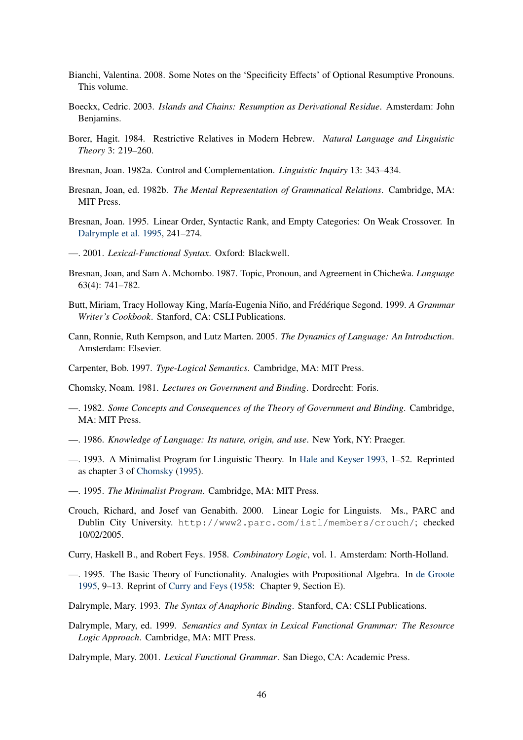Bianchi, Valentina. 2008. Some Notes on the 'Specificity Effects' of Optional Resumptive Pronouns. This volume.

Boeckx, Cedric. 2003. *Islands and Chains: Resumption as Derivational Residue*. Amsterdam: John Benjamins.

Borer, Hagit. 1984. Restrictive Relatives in Modern Hebrew. *Natural Language and Linguistic Theory* 3: 219–260.

Bresnan, Joan. 1982a. Control and Complementation. *Linguistic Inquiry* 13: 343–434.

Bresnan, Joan, ed. 1982b. *The Mental Representation of Grammatical Relations*. Cambridge, MA: MIT Press.

Bresnan, Joan. 1995. Linear Order, Syntactic Rank, and Empty Categories: On Weak Crossover. In Dalrymple et al. 1995, 241–274.

—. 2001. *Lexical-Functional Syntax*. Oxford: Blackwell.

Bresnan, Joan, and Sam A. Mchombo. 1987. Topic, Pronoun, and Agreement in Chicheŵa. *Language* 63(4): 741–782.

Butt, Miriam, Tracy Holloway King, María-Eugenia Niño, and Frédérique Segond. 1999. *A Grammar Writer's Cookbook*. Stanford, CA: CSLI Publications.

Cann, Ronnie, Ruth Kempson, and Lutz Marten. 2005. *The Dynamics of Language: An Introduction*. Amsterdam: Elsevier.

Carpenter, Bob. 1997. *Type-Logical Semantics*. Cambridge, MA: MIT Press.

Chomsky, Noam. 1981. *Lectures on Government and Binding*. Dordrecht: Foris.

—. 1982. *Some Concepts and Consequences of the Theory of Government and Binding*. Cambridge, MA: MIT Press.

—. 1986. *Knowledge of Language: Its nature, origin, and use*. New York, NY: Praeger.

—. 1993. A Minimalist Program for Linguistic Theory. In Hale and Keyser 1993, 1–52. Reprinted as chapter 3 of Chomsky (1995).

—. 1995. *The Minimalist Program*. Cambridge, MA: MIT Press.

Crouch, Richard, and Josef van Genabith. 2000. Linear Logic for Linguists. Ms., PARC and Dublin City University. `http://www2.parc.com/istl/members/crouch/`; checked 10/02/2005.

Curry, Haskell B., and Robert Feys. 1958. *Combinatory Logic*, vol. 1. Amsterdam: North-Holland.

—. 1995. The Basic Theory of Functionality. Analogies with Propositional Algebra. In de Groote 1995, 9–13. Reprint of Curry and Feys (1958: Chapter 9, Section E).

Dalrymple, Mary. 1993. *The Syntax of Anaphoric Binding*. Stanford, CA: CSLI Publications.

Dalrymple, Mary, ed. 1999. *Semantics and Syntax in Lexical Functional Grammar: The Resource Logic Approach*. Cambridge, MA: MIT Press.

Dalrymple, Mary. 2001. *Lexical Functional Grammar*. San Diego, CA: Academic Press.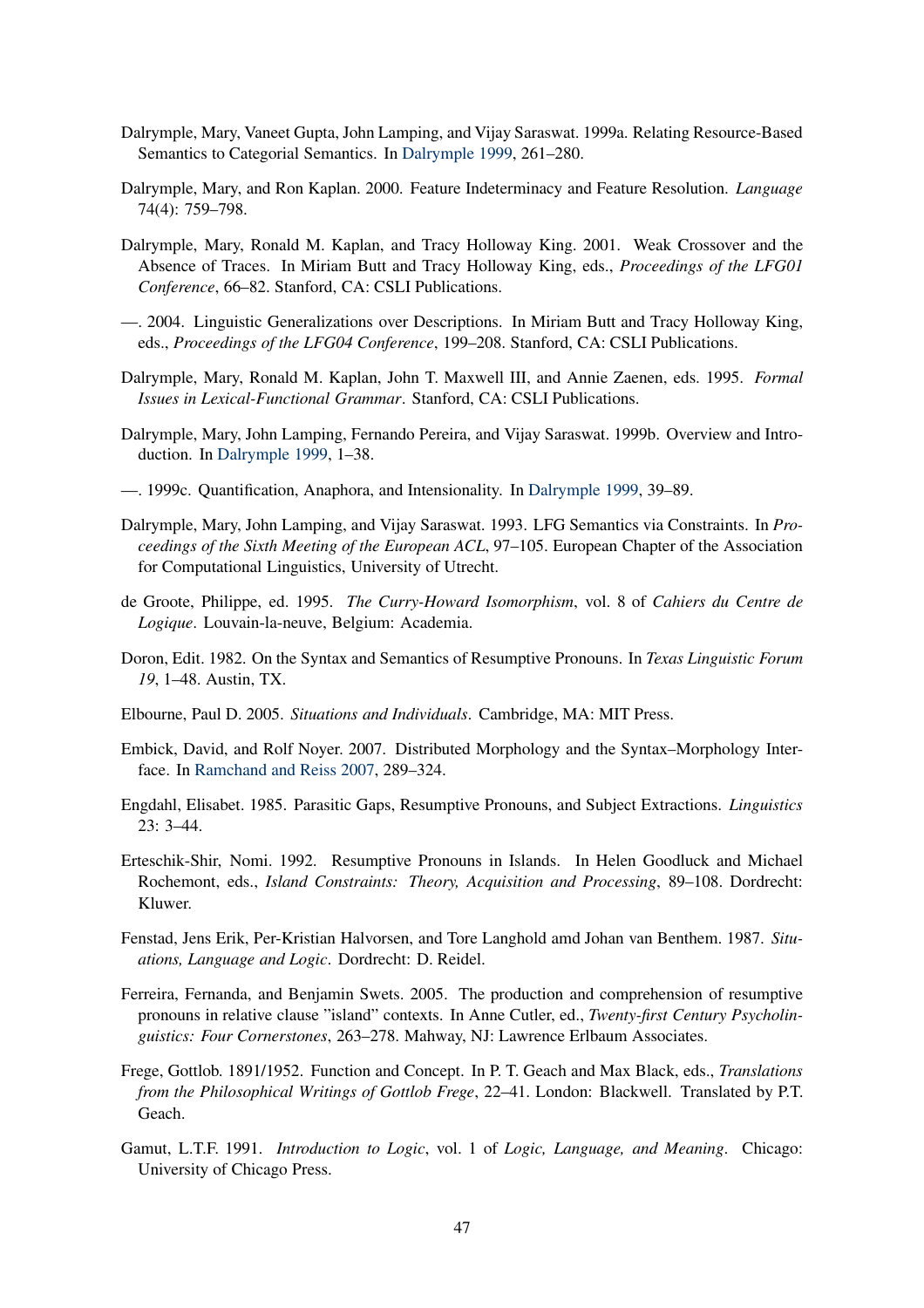Dalrymple, Mary, Vaneet Gupta, John Lamping, and Vijay Saraswat. 1999a. Relating Resource-Based Semantics to Categorial Semantics. In Dalrymple 1999, 261–280.

Dalrymple, Mary, and Ron Kaplan. 2000. Feature Indeterminacy and Feature Resolution. *Language* 74(4): 759–798.

Dalrymple, Mary, Ronald M. Kaplan, and Tracy Holloway King. 2001. Weak Crossover and the Absence of Traces. In Miriam Butt and Tracy Holloway King, eds., *Proceedings of the LFG01 Conference*, 66–82. Stanford, CA: CSLI Publications.

—. 2004. Linguistic Generalizations over Descriptions. In Miriam Butt and Tracy Holloway King, eds., *Proceedings of the LFG04 Conference*, 199–208. Stanford, CA: CSLI Publications.

Dalrymple, Mary, Ronald M. Kaplan, John T. Maxwell III, and Annie Zaenen, eds. 1995. *Formal Issues in Lexical-Functional Grammar*. Stanford, CA: CSLI Publications.

Dalrymple, Mary, John Lamping, Fernando Pereira, and Vijay Saraswat. 1999b. Overview and Introduction. In Dalrymple 1999, 1–38.

—. 1999c. Quantification, Anaphora, and Intensionality. In Dalrymple 1999, 39–89.

Dalrymple, Mary, John Lamping, and Vijay Saraswat. 1993. LFG Semantics via Constraints. In *Proceedings of the Sixth Meeting of the European ACL*, 97–105. European Chapter of the Association for Computational Linguistics, University of Utrecht.

de Groote, Philippe, ed. 1995. *The Curry-Howard Isomorphism*, vol. 8 of *Cahiers du Centre de Logique*. Louvain-la-neuve, Belgium: Academia.

Doron, Edit. 1982. On the Syntax and Semantics of Resumptive Pronouns. In *Texas Linguistic Forum 19*, 1–48. Austin, TX.

Elbourne, Paul D. 2005. *Situations and Individuals*. Cambridge, MA: MIT Press.

Embick, David, and Rolf Noyer. 2007. Distributed Morphology and the Syntax–Morphology Interface. In Ramchand and Reiss 2007, 289–324.

Engdahl, Elisabet. 1985. Parasitic Gaps, Resumptive Pronouns, and Subject Extractions. *Linguistics* 23: 3–44.

Erteschik-Shir, Nomi. 1992. Resumptive Pronouns in Islands. In Helen Goodluck and Michael Rochemont, eds., *Island Constraints: Theory, Acquisition and Processing*, 89–108. Dordrecht: Kluwer.

Fenstad, Jens Erik, Per-Kristian Halvorsen, and Tore Langhold amd Johan van Benthem. 1987. *Situations, Language and Logic*. Dordrecht: D. Reidel.

Ferreira, Fernanda, and Benjamin Swets. 2005. The production and comprehension of resumptive pronouns in relative clause "island" contexts. In Anne Cutler, ed., *Twenty-first Century Psycholinguistics: Four Cornerstones*, 263–278. Mahway, NJ: Lawrence Erlbaum Associates.

Frege, Gottlob. 1891/1952. Function and Concept. In P. T. Geach and Max Black, eds., *Translations from the Philosophical Writings of Gottlob Frege*, 22–41. London: Blackwell. Translated by P.T. Geach.

Gamut, L.T.F. 1991. *Introduction to Logic*, vol. 1 of *Logic, Language, and Meaning*. Chicago: University of Chicago Press.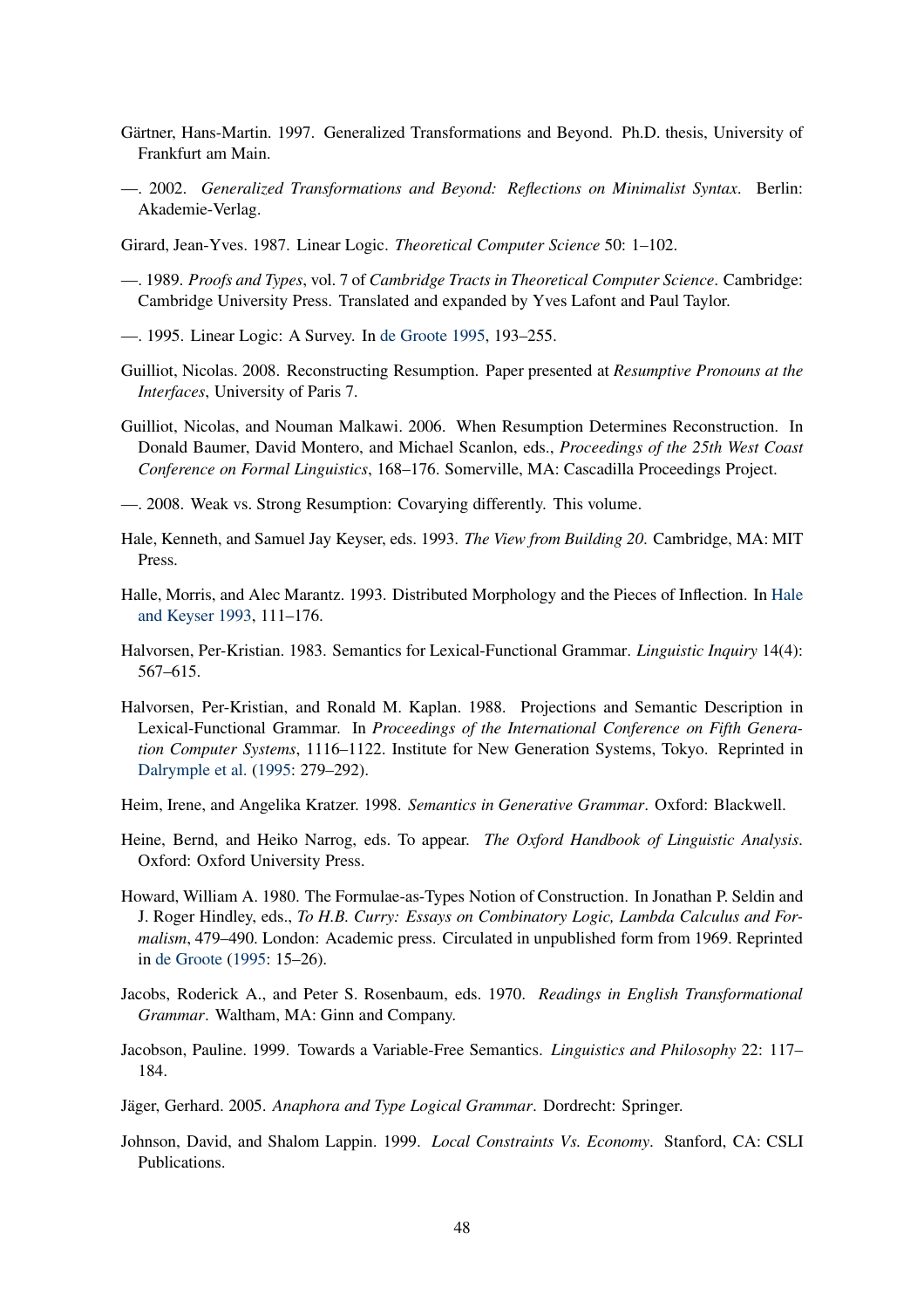Gärtner, Hans-Martin. 1997. Generalized Transformations and Beyond. Ph.D. thesis, University of Frankfurt am Main.

—. 2002. *Generalized Transformations and Beyond: Reflections on Minimalist Syntax*. Berlin: Akademie-Verlag.

Girard, Jean-Yves. 1987. Linear Logic. *Theoretical Computer Science* 50: 1–102.

—. 1989. *Proofs and Types*, vol. 7 of *Cambridge Tracts in Theoretical Computer Science*. Cambridge: Cambridge University Press. Translated and expanded by Yves Lafont and Paul Taylor.

—. 1995. Linear Logic: A Survey. In de Groote 1995, 193–255.

Guilliot, Nicolas. 2008. Reconstructing Resumption. Paper presented at *Resumptive Pronouns at the Interfaces*, University of Paris 7.

Guilliot, Nicolas, and Nouman Malkawi. 2006. When Resumption Determines Reconstruction. In Donald Baumer, David Montero, and Michael Scanlon, eds., *Proceedings of the 25th West Coast Conference on Formal Linguistics*, 168–176. Somerville, MA: Cascadilla Proceedings Project.

—. 2008. Weak vs. Strong Resumption: Covarying differently. This volume.

Hale, Kenneth, and Samuel Jay Keyser, eds. 1993. *The View from Building 20*. Cambridge, MA: MIT Press.

Halle, Morris, and Alec Marantz. 1993. Distributed Morphology and the Pieces of Inflection. In Hale and Keyser 1993, 111–176.

Halvorsen, Per-Kristian. 1983. Semantics for Lexical-Functional Grammar. *Linguistic Inquiry* 14(4): 567–615.

Halvorsen, Per-Kristian, and Ronald M. Kaplan. 1988. Projections and Semantic Description in Lexical-Functional Grammar. In *Proceedings of the International Conference on Fifth Generation Computer Systems*, 1116–1122. Institute for New Generation Systems, Tokyo. Reprinted in Dalrymple et al. (1995: 279–292).

Heim, Irene, and Angelika Kratzer. 1998. *Semantics in Generative Grammar*. Oxford: Blackwell.

Heine, Bernd, and Heiko Narrog, eds. To appear. *The Oxford Handbook of Linguistic Analysis*. Oxford: Oxford University Press.

Howard, William A. 1980. The Formulae-as-Types Notion of Construction. In Jonathan P. Seldin and J. Roger Hindley, eds., *To H.B. Curry: Essays on Combinatory Logic, Lambda Calculus and Formalism*, 479–490. London: Academic press. Circulated in unpublished form from 1969. Reprinted in de Groote (1995: 15–26).

Jacobs, Roderick A., and Peter S. Rosenbaum, eds. 1970. *Readings in English Transformational Grammar*. Waltham, MA: Ginn and Company.

Jacobson, Pauline. 1999. Towards a Variable-Free Semantics. *Linguistics and Philosophy* 22: 117–184.

Jäger, Gerhard. 2005. *Anaphora and Type Logical Grammar*. Dordrecht: Springer.

Johnson, David, and Shalom Lappin. 1999. *Local Constraints Vs. Economy*. Stanford, CA: CSLI Publications.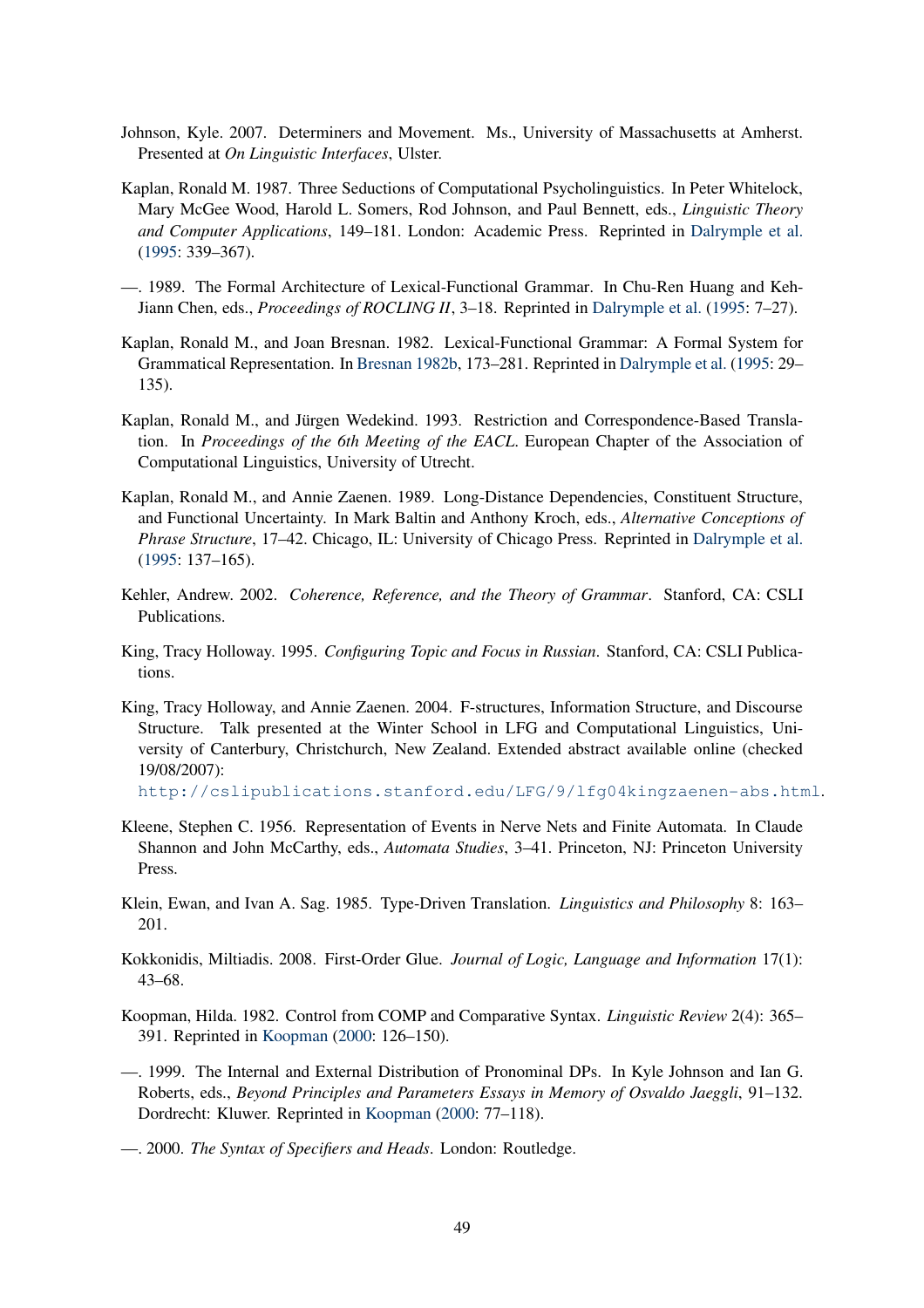Johnson, Kyle. 2007. Determiners and Movement. Ms., University of Massachusetts at Amherst. Presented at *On Linguistic Interfaces*, Ulster.

Kaplan, Ronald M. 1987. Three Seductions of Computational Psycholinguistics. In Peter Whitelock, Mary McGee Wood, Harold L. Somers, Rod Johnson, and Paul Bennett, eds., *Linguistic Theory and Computer Applications*, 149–181. London: Academic Press. Reprinted in Dalrymple et al. (1995: 339–367).

—. 1989. The Formal Architecture of Lexical-Functional Grammar. In Chu-Ren Huang and Keh-Jiann Chen, eds., *Proceedings of ROCLING II*, 3–18. Reprinted in Dalrymple et al. (1995: 7–27).

Kaplan, Ronald M., and Joan Bresnan. 1982. Lexical-Functional Grammar: A Formal System for Grammatical Representation. In Bresnan 1982b, 173–281. Reprinted in Dalrymple et al. (1995: 29–135).

Kaplan, Ronald M., and Jürgen Wedekind. 1993. Restriction and Correspondence-Based Translation. In *Proceedings of the 6th Meeting of the EACL*. European Chapter of the Association of Computational Linguistics, University of Utrecht.

Kaplan, Ronald M., and Annie Zaenen. 1989. Long-Distance Dependencies, Constituent Structure, and Functional Uncertainty. In Mark Baltin and Anthony Kroch, eds., *Alternative Conceptions of Phrase Structure*, 17–42. Chicago, IL: University of Chicago Press. Reprinted in Dalrymple et al. (1995: 137–165).

Kehler, Andrew. 2002. *Coherence, Reference, and the Theory of Grammar*. Stanford, CA: CSLI Publications.

King, Tracy Holloway. 1995. *Configuring Topic and Focus in Russian*. Stanford, CA: CSLI Publications.

King, Tracy Holloway, and Annie Zaenen. 2004. F-structures, Information Structure, and Discourse Structure. Talk presented at the Winter School in LFG and Computational Linguistics, University of Canterbury, Christchurch, New Zealand. Extended abstract available online (checked 19/08/2007):
`http://cslipublications.stanford.edu/LFG/9/lfg04kingzaenen-abs.html`.

Kleene, Stephen C. 1956. Representation of Events in Nerve Nets and Finite Automata. In Claude Shannon and John McCarthy, eds., *Automata Studies*, 3–41. Princeton, NJ: Princeton University Press.

Klein, Ewan, and Ivan A. Sag. 1985. Type-Driven Translation. *Linguistics and Philosophy* 8: 163–201.

Kokkonidis, Miltiadis. 2008. First-Order Glue. *Journal of Logic, Language and Information* 17(1): 43–68.

Koopman, Hilda. 1982. Control from COMP and Comparative Syntax. *Linguistic Review* 2(4): 365–391. Reprinted in Koopman (2000: 126–150).

—. 1999. The Internal and External Distribution of Pronominal DPs. In Kyle Johnson and Ian G. Roberts, eds., *Beyond Principles and Parameters Essays in Memory of Osvaldo Jaeggli*, 91–132. Dordrecht: Kluwer. Reprinted in Koopman (2000: 77–118).

—. 2000. *The Syntax of Specifiers and Heads*. London: Routledge.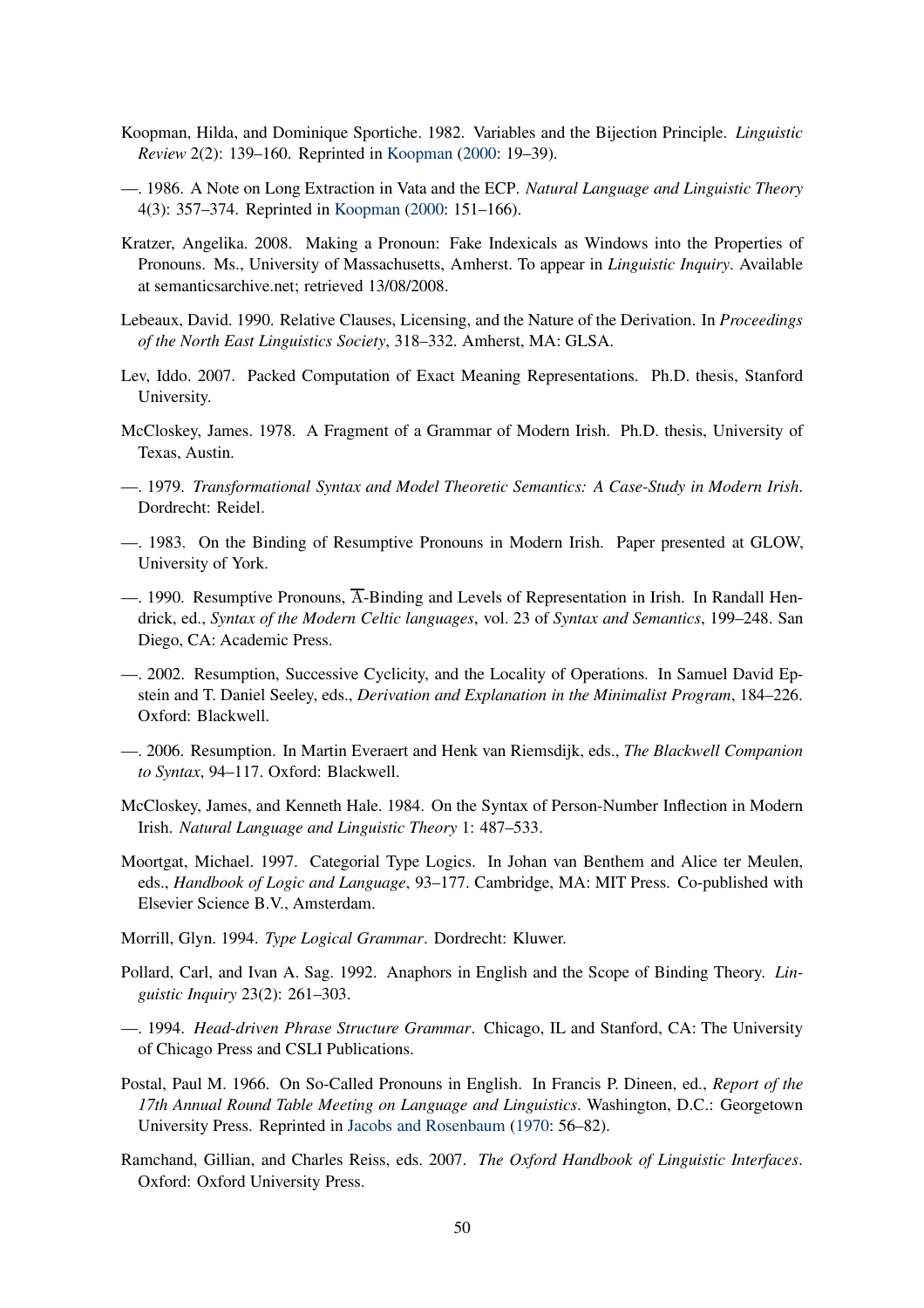Koopman, Hilda, and Dominique Sportiche. 1982. Variables and the Bijection Principle. *Linguistic Review* 2(2): 139–160. Reprinted in Koopman (2000: 19–39).

—. 1986. A Note on Long Extraction in Vata and the ECP. *Natural Language and Linguistic Theory* 4(3): 357–374. Reprinted in Koopman (2000: 151–166).

Kratzer, Angelika. 2008. Making a Pronoun: Fake Indexicals as Windows into the Properties of Pronouns. Ms., University of Massachusetts, Amherst. To appear in *Linguistic Inquiry*. Available at semanticsarchive.net; retrieved 13/08/2008.

Lebeaux, David. 1990. Relative Clauses, Licensing, and the Nature of the Derivation. In *Proceedings of the North East Linguistics Society*, 318–332. Amherst, MA: GLSA.

Lev, Iddo. 2007. Packed Computation of Exact Meaning Representations. Ph.D. thesis, Stanford University.

McCloskey, James. 1978. A Fragment of a Grammar of Modern Irish. Ph.D. thesis, University of Texas, Austin.

—. 1979. *Transformational Syntax and Model Theoretic Semantics: A Case-Study in Modern Irish*. Dordrecht: Reidel.

—. 1983. On the Binding of Resumptive Pronouns in Modern Irish. Paper presented at GLOW, University of York.

—. 1990. Resumptive Pronouns, $\overline{\text{A}}$-Binding and Levels of Representation in Irish. In Randall Hendrick, ed., *Syntax of the Modern Celtic languages*, vol. 23 of *Syntax and Semantics*, 199–248. San Diego, CA: Academic Press.

—. 2002. Resumption, Successive Cyclicity, and the Locality of Operations. In Samuel David Epstein and T. Daniel Seeley, eds., *Derivation and Explanation in the Minimalist Program*, 184–226. Oxford: Blackwell.

—. 2006. Resumption. In Martin Everaert and Henk van Riemsdijk, eds., *The Blackwell Companion to Syntax*, 94–117. Oxford: Blackwell.

McCloskey, James, and Kenneth Hale. 1984. On the Syntax of Person-Number Inflection in Modern Irish. *Natural Language and Linguistic Theory* 1: 487–533.

Moortgat, Michael. 1997. Categorial Type Logics. In Johan van Benthem and Alice ter Meulen, eds., *Handbook of Logic and Language*, 93–177. Cambridge, MA: MIT Press. Co-published with Elsevier Science B.V., Amsterdam.

Morrill, Glyn. 1994. *Type Logical Grammar*. Dordrecht: Kluwer.

Pollard, Carl, and Ivan A. Sag. 1992. Anaphors in English and the Scope of Binding Theory. *Linguistic Inquiry* 23(2): 261–303.

—. 1994. *Head-driven Phrase Structure Grammar*. Chicago, IL and Stanford, CA: The University of Chicago Press and CSLI Publications.

Postal, Paul M. 1966. On So-Called Pronouns in English. In Francis P. Dineen, ed., *Report of the 17th Annual Round Table Meeting on Language and Linguistics*. Washington, D.C.: Georgetown University Press. Reprinted in Jacobs and Rosenbaum (1970: 56–82).

Ramchand, Gillian, and Charles Reiss, eds. 2007. *The Oxford Handbook of Linguistic Interfaces*. Oxford: Oxford University Press.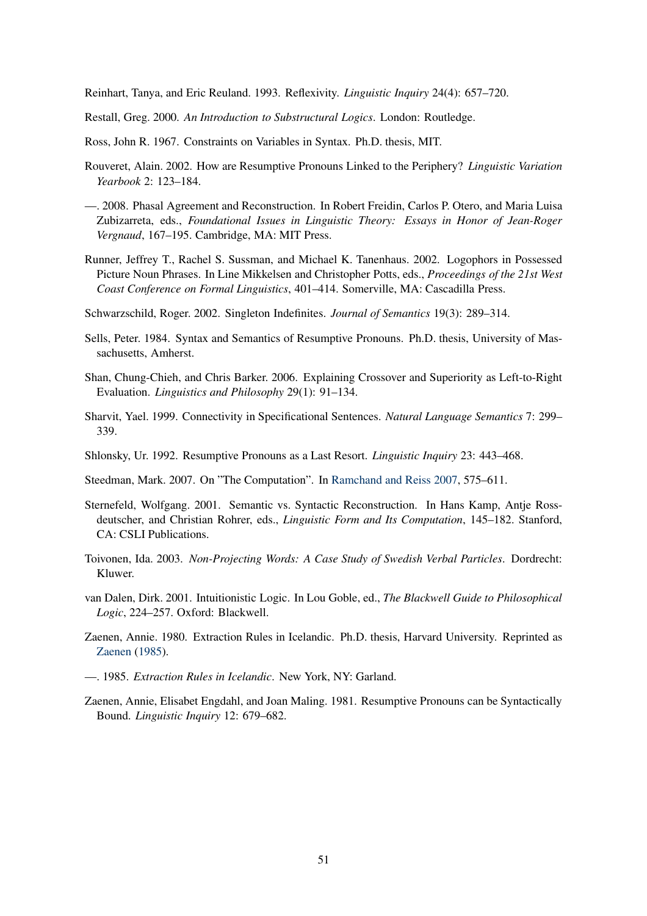Reinhart, Tanya, and Eric Reuland. 1993. Reflexivity. *Linguistic Inquiry* 24(4): 657–720.

Restall, Greg. 2000. *An Introduction to Substructural Logics*. London: Routledge.

Ross, John R. 1967. Constraints on Variables in Syntax. Ph.D. thesis, MIT.

Rouveret, Alain. 2002. How are Resumptive Pronouns Linked to the Periphery? *Linguistic Variation Yearbook* 2: 123–184.

—. 2008. Phasal Agreement and Reconstruction. In Robert Freidin, Carlos P. Otero, and Maria Luisa Zubizarreta, eds., *Foundational Issues in Linguistic Theory: Essays in Honor of Jean-Roger Vergnaud*, 167–195. Cambridge, MA: MIT Press.

Runner, Jeffrey T., Rachel S. Sussman, and Michael K. Tanenhaus. 2002. Logophors in Possessed Picture Noun Phrases. In Line Mikkelsen and Christopher Potts, eds., *Proceedings of the 21st West Coast Conference on Formal Linguistics*, 401–414. Somerville, MA: Cascadilla Press.

Schwarzschild, Roger. 2002. Singleton Indefinites. *Journal of Semantics* 19(3): 289–314.

Sells, Peter. 1984. Syntax and Semantics of Resumptive Pronouns. Ph.D. thesis, University of Massachusetts, Amherst.

Shan, Chung-Chieh, and Chris Barker. 2006. Explaining Crossover and Superiority as Left-to-Right Evaluation. *Linguistics and Philosophy* 29(1): 91–134.

Sharvit, Yael. 1999. Connectivity in Specificational Sentences. *Natural Language Semantics* 7: 299–339.

Shlonsky, Ur. 1992. Resumptive Pronouns as a Last Resort. *Linguistic Inquiry* 23: 443–468.

Steedman, Mark. 2007. On "The Computation". In Ramchand and Reiss 2007, 575–611.

Sternefeld, Wolfgang. 2001. Semantic vs. Syntactic Reconstruction. In Hans Kamp, Antje Rossdeutscher, and Christian Rohrer, eds., *Linguistic Form and Its Computation*, 145–182. Stanford, CA: CSLI Publications.

Toivonen, Ida. 2003. *Non-Projecting Words: A Case Study of Swedish Verbal Particles*. Dordrecht: Kluwer.

van Dalen, Dirk. 2001. Intuitionistic Logic. In Lou Goble, ed., *The Blackwell Guide to Philosophical Logic*, 224–257. Oxford: Blackwell.

Zaenen, Annie. 1980. Extraction Rules in Icelandic. Ph.D. thesis, Harvard University. Reprinted as Zaenen (1985).

—. 1985. *Extraction Rules in Icelandic*. New York, NY: Garland.

Zaenen, Annie, Elisabet Engdahl, and Joan Maling. 1981. Resumptive Pronouns can be Syntactically Bound. *Linguistic Inquiry* 12: 679–682.